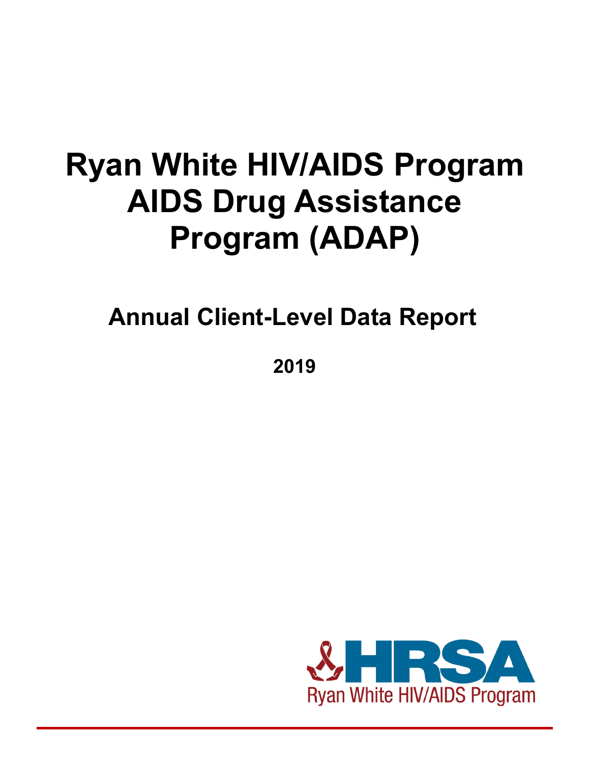# Ryan White HIV/AIDS Program AIDS Drug Assistance Program (ADAP)

## Annual Client-Level Data Report

**2019**

HRSA

Ryan White HIV/AIDS Program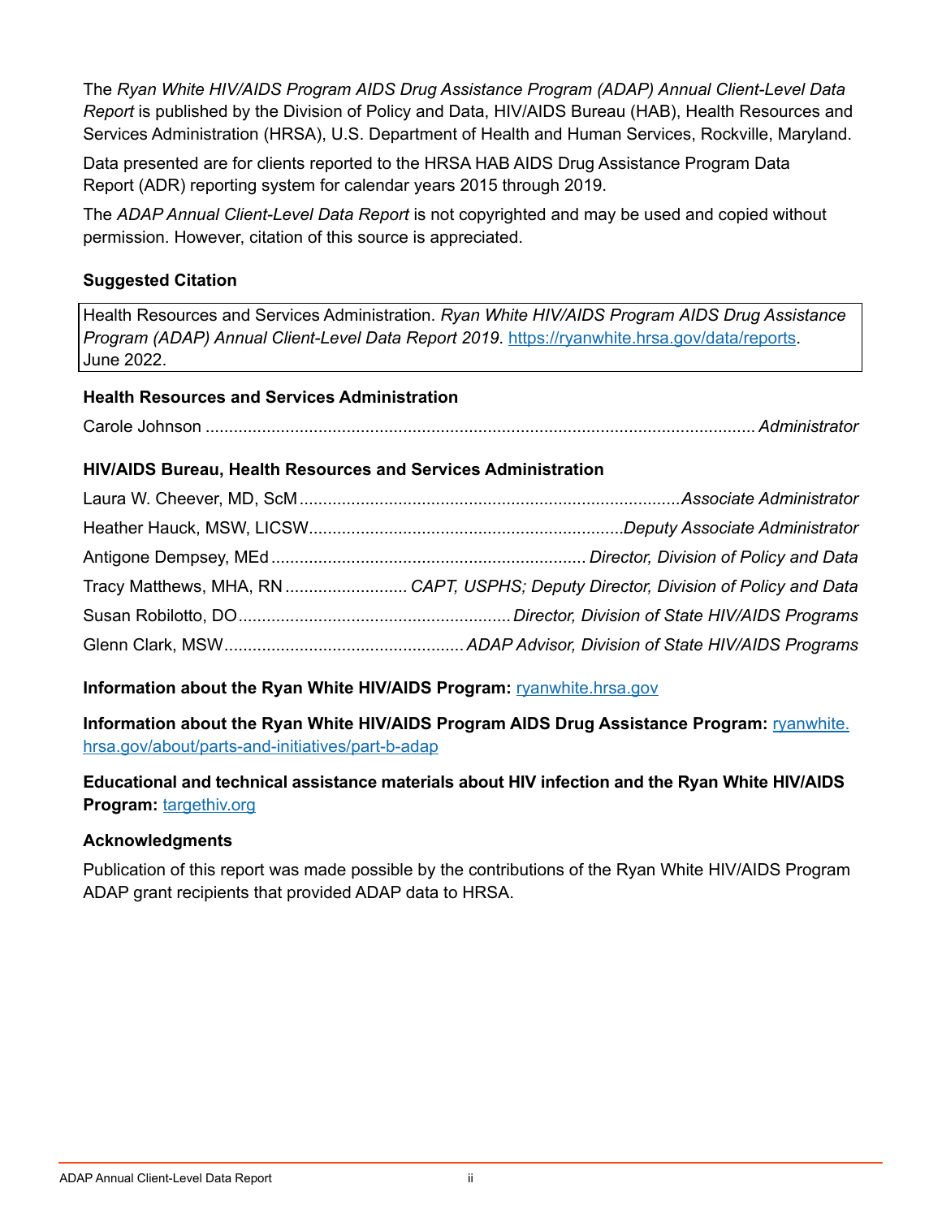The *Ryan White HIV/AIDS Program AIDS Drug Assistance Program (ADAP) Annual Client-Level Data Report* is published by the Division of Policy and Data, HIV/AIDS Bureau (HAB), Health Resources and Services Administration (HRSA), U.S. Department of Health and Human Services, Rockville, Maryland.

Data presented are for clients reported to the HRSA HAB AIDS Drug Assistance Program Data Report (ADR) reporting system for calendar years 2015 through 2019.

The *ADAP Annual Client-Level Data Report* is not copyrighted and may be used and copied without permission. However, citation of this source is appreciated.

### Suggested Citation

Health Resources and Services Administration. *Ryan White HIV/AIDS Program AIDS Drug Assistance Program (ADAP) Annual Client-Level Data Report 2019*. https://ryanwhite.hrsa.gov/data/reports. June 2022.

### Health Resources and Services Administration

Carole Johnson .................................................................................................................... *Administrator*

### HIV/AIDS Bureau, Health Resources and Services Administration

Laura W. Cheever, MD, ScM ................................................................................. *Associate Administrator*

Heather Hauck, MSW, LICSW................................................................... *Deputy Associate Administrator*

Antigone Dempsey, MEd .................................................................. *Director, Division of Policy and Data*

Tracy Matthews, MHA, RN .......................... *CAPT, USPHS; Deputy Director, Division of Policy and Data*

Susan Robilotto, DO.......................................................... *Director, Division of State HIV/AIDS Programs*

Glenn Clark, MSW.................................................. *ADAP Advisor, Division of State HIV/AIDS Programs*

**Information about the Ryan White HIV/AIDS Program:** ryanwhite.hrsa.gov

**Information about the Ryan White HIV/AIDS Program AIDS Drug Assistance Program:** ryanwhite.hrsa.gov/about/parts-and-initiatives/part-b-adap

**Educational and technical assistance materials about HIV infection and the Ryan White HIV/AIDS Program:** targethiv.org

### Acknowledgments

Publication of this report was made possible by the contributions of the Ryan White HIV/AIDS Program ADAP grant recipients that provided ADAP data to HRSA.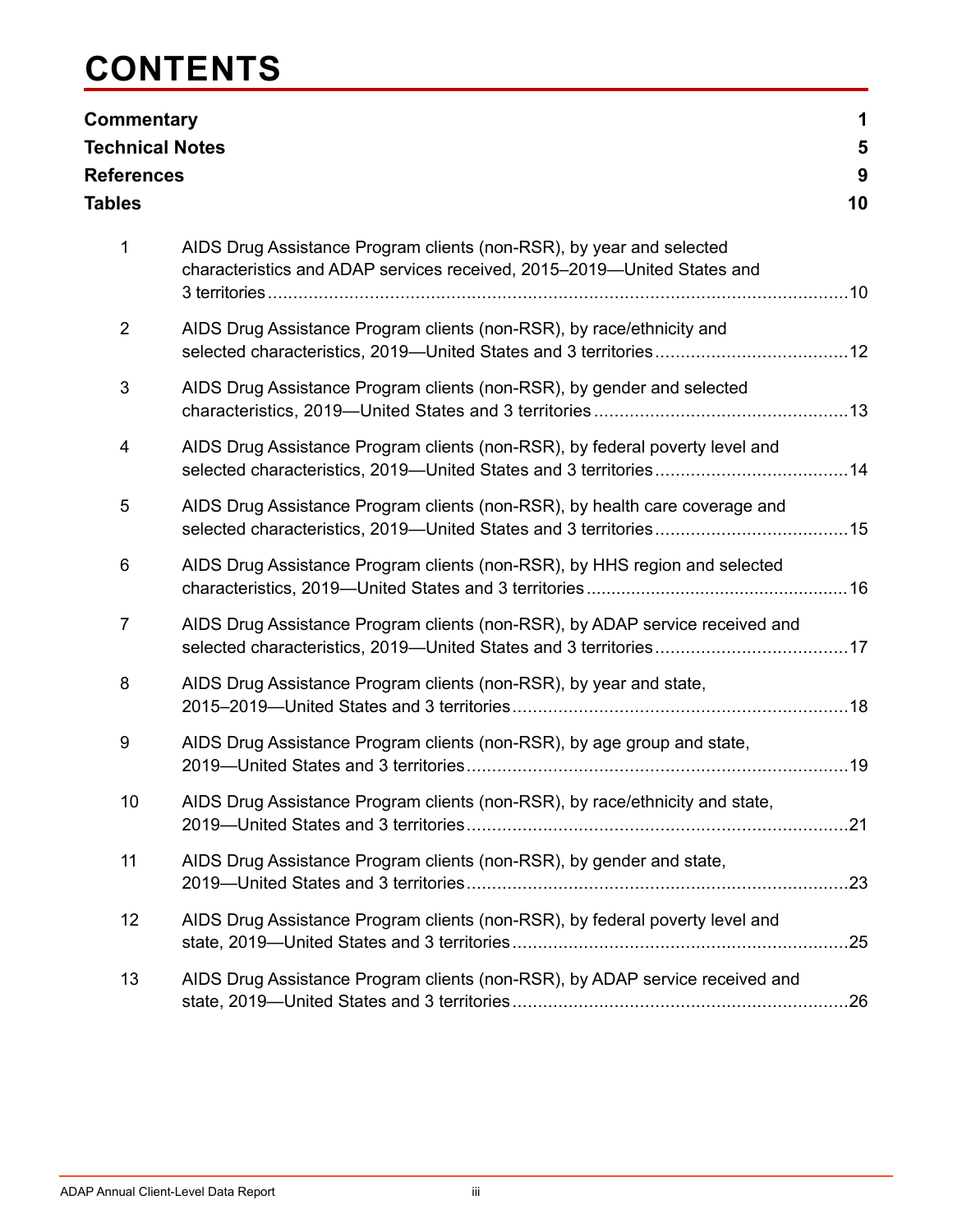# CONTENTS

| | |
|---|---|
| **Commentary** | **1** |
| **Technical Notes** | **5** |
| **References** | **9** |
| **Tables** | **10** |

| | | |
|---|---|---|
| 1 | AIDS Drug Assistance Program clients (non-RSR), by year and selected characteristics and ADAP services received, 2015–2019—United States and 3 territories | 10 |
| 2 | AIDS Drug Assistance Program clients (non-RSR), by race/ethnicity and selected characteristics, 2019—United States and 3 territories | 12 |
| 3 | AIDS Drug Assistance Program clients (non-RSR), by gender and selected characteristics, 2019—United States and 3 territories | 13 |
| 4 | AIDS Drug Assistance Program clients (non-RSR), by federal poverty level and selected characteristics, 2019—United States and 3 territories | 14 |
| 5 | AIDS Drug Assistance Program clients (non-RSR), by health care coverage and selected characteristics, 2019—United States and 3 territories | 15 |
| 6 | AIDS Drug Assistance Program clients (non-RSR), by HHS region and selected characteristics, 2019—United States and 3 territories | 16 |
| 7 | AIDS Drug Assistance Program clients (non-RSR), by ADAP service received and selected characteristics, 2019—United States and 3 territories | 17 |
| 8 | AIDS Drug Assistance Program clients (non-RSR), by year and state, 2015–2019—United States and 3 territories | 18 |
| 9 | AIDS Drug Assistance Program clients (non-RSR), by age group and state, 2019—United States and 3 territories | 19 |
| 10 | AIDS Drug Assistance Program clients (non-RSR), by race/ethnicity and state, 2019—United States and 3 territories | 21 |
| 11 | AIDS Drug Assistance Program clients (non-RSR), by gender and state, 2019—United States and 3 territories | 23 |
| 12 | AIDS Drug Assistance Program clients (non-RSR), by federal poverty level and state, 2019—United States and 3 territories | 25 |
| 13 | AIDS Drug Assistance Program clients (non-RSR), by ADAP service received and state, 2019—United States and 3 territories | 26 |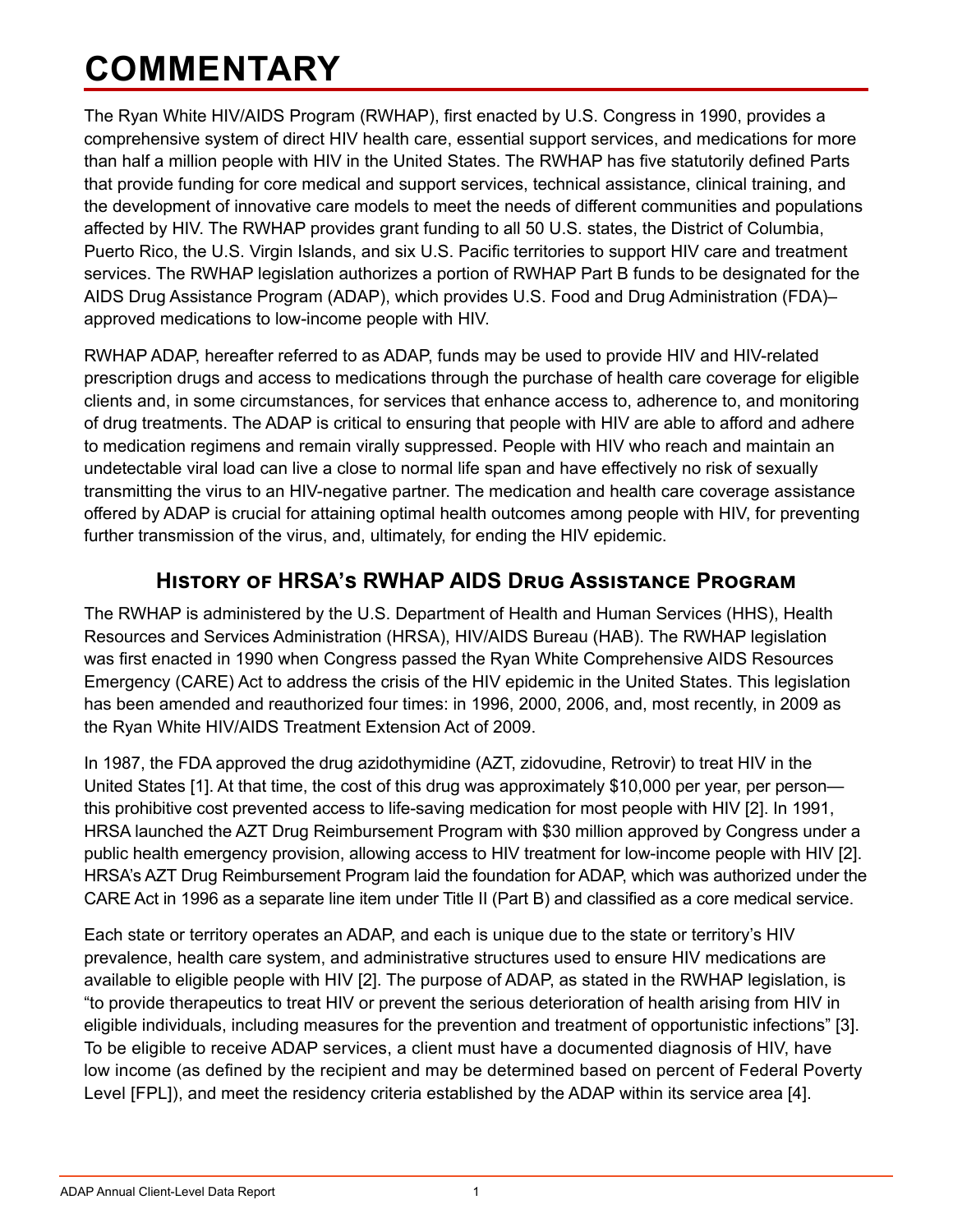# COMMENTARY

The Ryan White HIV/AIDS Program (RWHAP), first enacted by U.S. Congress in 1990, provides a comprehensive system of direct HIV health care, essential support services, and medications for more than half a million people with HIV in the United States. The RWHAP has five statutorily defined Parts that provide funding for core medical and support services, technical assistance, clinical training, and the development of innovative care models to meet the needs of different communities and populations affected by HIV. The RWHAP provides grant funding to all 50 U.S. states, the District of Columbia, Puerto Rico, the U.S. Virgin Islands, and six U.S. Pacific territories to support HIV care and treatment services. The RWHAP legislation authorizes a portion of RWHAP Part B funds to be designated for the AIDS Drug Assistance Program (ADAP), which provides U.S. Food and Drug Administration (FDA)–approved medications to low-income people with HIV.

RWHAP ADAP, hereafter referred to as ADAP, funds may be used to provide HIV and HIV-related prescription drugs and access to medications through the purchase of health care coverage for eligible clients and, in some circumstances, for services that enhance access to, adherence to, and monitoring of drug treatments. The ADAP is critical to ensuring that people with HIV are able to afford and adhere to medication regimens and remain virally suppressed. People with HIV who reach and maintain an undetectable viral load can live a close to normal life span and have effectively no risk of sexually transmitting the virus to an HIV-negative partner. The medication and health care coverage assistance offered by ADAP is crucial for attaining optimal health outcomes among people with HIV, for preventing further transmission of the virus, and, ultimately, for ending the HIV epidemic.

## History of HRSA's RWHAP AIDS Drug Assistance Program

The RWHAP is administered by the U.S. Department of Health and Human Services (HHS), Health Resources and Services Administration (HRSA), HIV/AIDS Bureau (HAB). The RWHAP legislation was first enacted in 1990 when Congress passed the Ryan White Comprehensive AIDS Resources Emergency (CARE) Act to address the crisis of the HIV epidemic in the United States. This legislation has been amended and reauthorized four times: in 1996, 2000, 2006, and, most recently, in 2009 as the Ryan White HIV/AIDS Treatment Extension Act of 2009.

In 1987, the FDA approved the drug azidothymidine (AZT, zidovudine, Retrovir) to treat HIV in the United States [1]. At that time, the cost of this drug was approximately $10,000 per year, per person—this prohibitive cost prevented access to life-saving medication for most people with HIV [2]. In 1991, HRSA launched the AZT Drug Reimbursement Program with $30 million approved by Congress under a public health emergency provision, allowing access to HIV treatment for low-income people with HIV [2]. HRSA's AZT Drug Reimbursement Program laid the foundation for ADAP, which was authorized under the CARE Act in 1996 as a separate line item under Title II (Part B) and classified as a core medical service.

Each state or territory operates an ADAP, and each is unique due to the state or territory's HIV prevalence, health care system, and administrative structures used to ensure HIV medications are available to eligible people with HIV [2]. The purpose of ADAP, as stated in the RWHAP legislation, is "to provide therapeutics to treat HIV or prevent the serious deterioration of health arising from HIV in eligible individuals, including measures for the prevention and treatment of opportunistic infections" [3]. To be eligible to receive ADAP services, a client must have a documented diagnosis of HIV, have low income (as defined by the recipient and may be determined based on percent of Federal Poverty Level [FPL]), and meet the residency criteria established by the ADAP within its service area [4].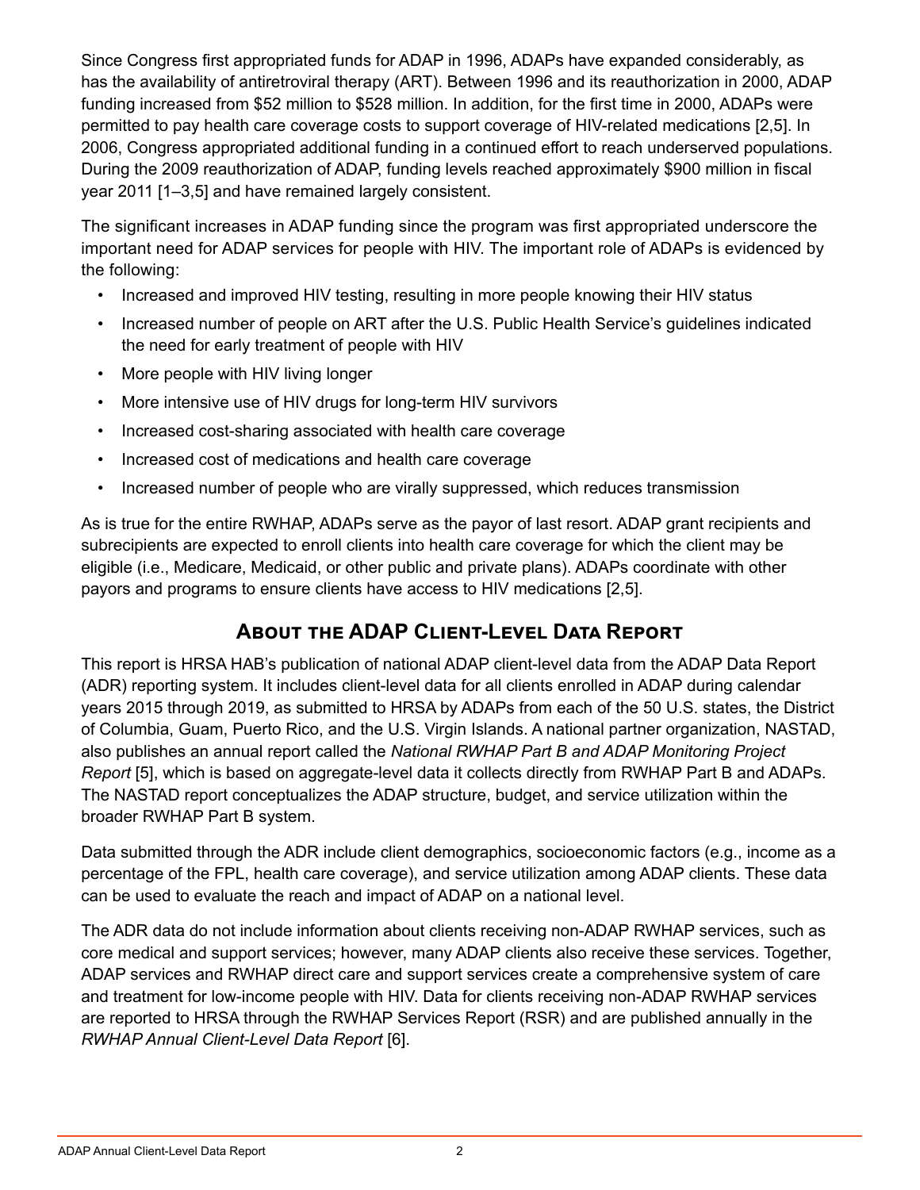Since Congress first appropriated funds for ADAP in 1996, ADAPs have expanded considerably, as has the availability of antiretroviral therapy (ART). Between 1996 and its reauthorization in 2000, ADAP funding increased from $52 million to $528 million. In addition, for the first time in 2000, ADAPs were permitted to pay health care coverage costs to support coverage of HIV-related medications [2,5]. In 2006, Congress appropriated additional funding in a continued effort to reach underserved populations. During the 2009 reauthorization of ADAP, funding levels reached approximately $900 million in fiscal year 2011 [1–3,5] and have remained largely consistent.

The significant increases in ADAP funding since the program was first appropriated underscore the important need for ADAP services for people with HIV. The important role of ADAPs is evidenced by the following:

- Increased and improved HIV testing, resulting in more people knowing their HIV status
- Increased number of people on ART after the U.S. Public Health Service's guidelines indicated the need for early treatment of people with HIV
- More people with HIV living longer
- More intensive use of HIV drugs for long-term HIV survivors
- Increased cost-sharing associated with health care coverage
- Increased cost of medications and health care coverage
- Increased number of people who are virally suppressed, which reduces transmission

As is true for the entire RWHAP, ADAPs serve as the payor of last resort. ADAP grant recipients and subrecipients are expected to enroll clients into health care coverage for which the client may be eligible (i.e., Medicare, Medicaid, or other public and private plans). ADAPs coordinate with other payors and programs to ensure clients have access to HIV medications [2,5].

## About the ADAP Client-Level Data Report

This report is HRSA HAB's publication of national ADAP client-level data from the ADAP Data Report (ADR) reporting system. It includes client-level data for all clients enrolled in ADAP during calendar years 2015 through 2019, as submitted to HRSA by ADAPs from each of the 50 U.S. states, the District of Columbia, Guam, Puerto Rico, and the U.S. Virgin Islands. A national partner organization, NASTAD, also publishes an annual report called the *National RWHAP Part B and ADAP Monitoring Project Report* [5], which is based on aggregate-level data it collects directly from RWHAP Part B and ADAPs. The NASTAD report conceptualizes the ADAP structure, budget, and service utilization within the broader RWHAP Part B system.

Data submitted through the ADR include client demographics, socioeconomic factors (e.g., income as a percentage of the FPL, health care coverage), and service utilization among ADAP clients. These data can be used to evaluate the reach and impact of ADAP on a national level.

The ADR data do not include information about clients receiving non-ADAP RWHAP services, such as core medical and support services; however, many ADAP clients also receive these services. Together, ADAP services and RWHAP direct care and support services create a comprehensive system of care and treatment for low-income people with HIV. Data for clients receiving non-ADAP RWHAP services are reported to HRSA through the RWHAP Services Report (RSR) and are published annually in the *RWHAP Annual Client-Level Data Report* [6].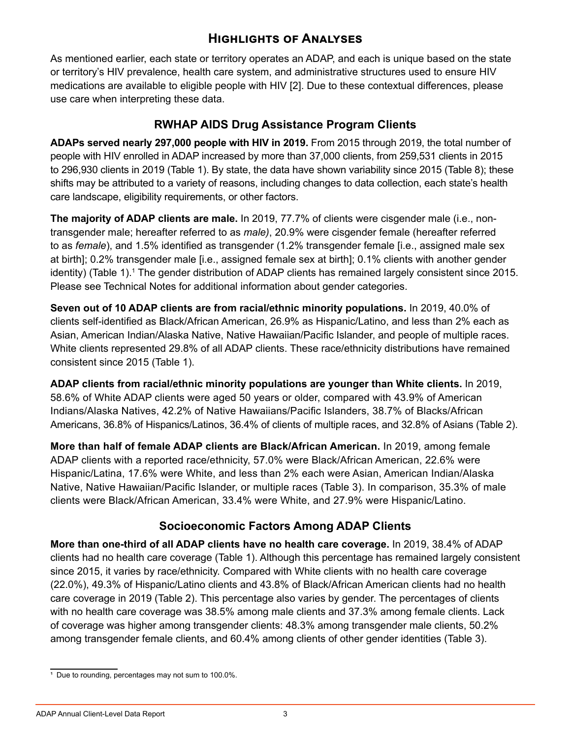# Highlights of Analyses

As mentioned earlier, each state or territory operates an ADAP, and each is unique based on the state or territory's HIV prevalence, health care system, and administrative structures used to ensure HIV medications are available to eligible people with HIV [2]. Due to these contextual differences, please use care when interpreting these data.

## RWHAP AIDS Drug Assistance Program Clients

**ADAPs served nearly 297,000 people with HIV in 2019.** From 2015 through 2019, the total number of people with HIV enrolled in ADAP increased by more than 37,000 clients, from 259,531 clients in 2015 to 296,930 clients in 2019 (Table 1). By state, the data have shown variability since 2015 (Table 8); these shifts may be attributed to a variety of reasons, including changes to data collection, each state's health care landscape, eligibility requirements, or other factors.

**The majority of ADAP clients are male.** In 2019, 77.7% of clients were cisgender male (i.e., non-transgender male; hereafter referred to as *male)*, 20.9% were cisgender female (hereafter referred to as *female*), and 1.5% identified as transgender (1.2% transgender female [i.e., assigned male sex at birth]; 0.2% transgender male [i.e., assigned female sex at birth]; 0.1% clients with another gender identity) (Table 1).[1] The gender distribution of ADAP clients has remained largely consistent since 2015. Please see Technical Notes for additional information about gender categories.

**Seven out of 10 ADAP clients are from racial/ethnic minority populations.** In 2019, 40.0% of clients self-identified as Black/African American, 26.9% as Hispanic/Latino, and less than 2% each as Asian, American Indian/Alaska Native, Native Hawaiian/Pacific Islander, and people of multiple races. White clients represented 29.8% of all ADAP clients. These race/ethnicity distributions have remained consistent since 2015 (Table 1).

**ADAP clients from racial/ethnic minority populations are younger than White clients.** In 2019, 58.6% of White ADAP clients were aged 50 years or older, compared with 43.9% of American Indians/Alaska Natives, 42.2% of Native Hawaiians/Pacific Islanders, 38.7% of Blacks/African Americans, 36.8% of Hispanics/Latinos, 36.4% of clients of multiple races, and 32.8% of Asians (Table 2).

**More than half of female ADAP clients are Black/African American.** In 2019, among female ADAP clients with a reported race/ethnicity, 57.0% were Black/African American, 22.6% were Hispanic/Latina, 17.6% were White, and less than 2% each were Asian, American Indian/Alaska Native, Native Hawaiian/Pacific Islander, or multiple races (Table 3). In comparison, 35.3% of male clients were Black/African American, 33.4% were White, and 27.9% were Hispanic/Latino.

## Socioeconomic Factors Among ADAP Clients

**More than one-third of all ADAP clients have no health care coverage.** In 2019, 38.4% of ADAP clients had no health care coverage (Table 1). Although this percentage has remained largely consistent since 2015, it varies by race/ethnicity. Compared with White clients with no health care coverage (22.0%), 49.3% of Hispanic/Latino clients and 43.8% of Black/African American clients had no health care coverage in 2019 (Table 2). This percentage also varies by gender. The percentages of clients with no health care coverage was 38.5% among male clients and 37.3% among female clients. Lack of coverage was higher among transgender clients: 48.3% among transgender male clients, 50.2% among transgender female clients, and 60.4% among clients of other gender identities (Table 3).

[1] Due to rounding, percentages may not sum to 100.0%.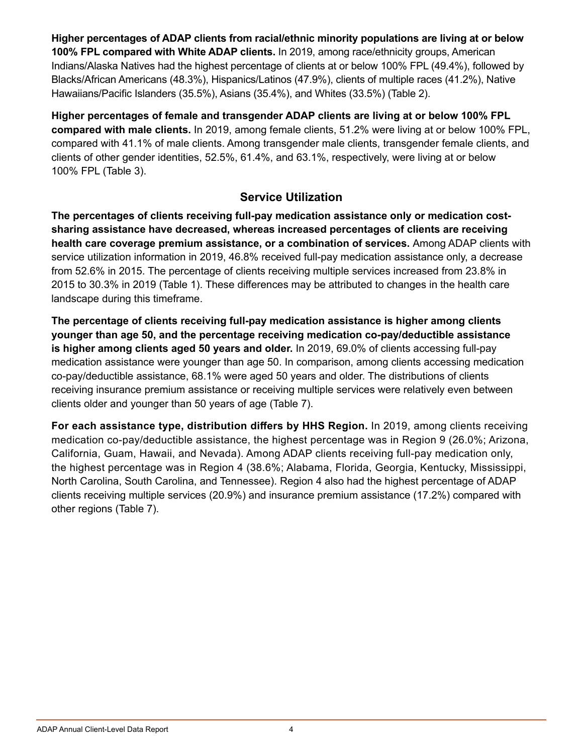**Higher percentages of ADAP clients from racial/ethnic minority populations are living at or below 100% FPL compared with White ADAP clients.** In 2019, among race/ethnicity groups, American Indians/Alaska Natives had the highest percentage of clients at or below 100% FPL (49.4%), followed by Blacks/African Americans (48.3%), Hispanics/Latinos (47.9%), clients of multiple races (41.2%), Native Hawaiians/Pacific Islanders (35.5%), Asians (35.4%), and Whites (33.5%) (Table 2).

**Higher percentages of female and transgender ADAP clients are living at or below 100% FPL compared with male clients.** In 2019, among female clients, 51.2% were living at or below 100% FPL, compared with 41.1% of male clients. Among transgender male clients, transgender female clients, and clients of other gender identities, 52.5%, 61.4%, and 63.1%, respectively, were living at or below 100% FPL (Table 3).

## Service Utilization

**The percentages of clients receiving full-pay medication assistance only or medication cost-sharing assistance have decreased, whereas increased percentages of clients are receiving health care coverage premium assistance, or a combination of services.** Among ADAP clients with service utilization information in 2019, 46.8% received full-pay medication assistance only, a decrease from 52.6% in 2015. The percentage of clients receiving multiple services increased from 23.8% in 2015 to 30.3% in 2019 (Table 1). These differences may be attributed to changes in the health care landscape during this timeframe.

**The percentage of clients receiving full-pay medication assistance is higher among clients younger than age 50, and the percentage receiving medication co-pay/deductible assistance is higher among clients aged 50 years and older.** In 2019, 69.0% of clients accessing full-pay medication assistance were younger than age 50. In comparison, among clients accessing medication co-pay/deductible assistance, 68.1% were aged 50 years and older. The distributions of clients receiving insurance premium assistance or receiving multiple services were relatively even between clients older and younger than 50 years of age (Table 7).

**For each assistance type, distribution differs by HHS Region.** In 2019, among clients receiving medication co-pay/deductible assistance, the highest percentage was in Region 9 (26.0%; Arizona, California, Guam, Hawaii, and Nevada). Among ADAP clients receiving full-pay medication only, the highest percentage was in Region 4 (38.6%; Alabama, Florida, Georgia, Kentucky, Mississippi, North Carolina, South Carolina, and Tennessee). Region 4 also had the highest percentage of ADAP clients receiving multiple services (20.9%) and insurance premium assistance (17.2%) compared with other regions (Table 7).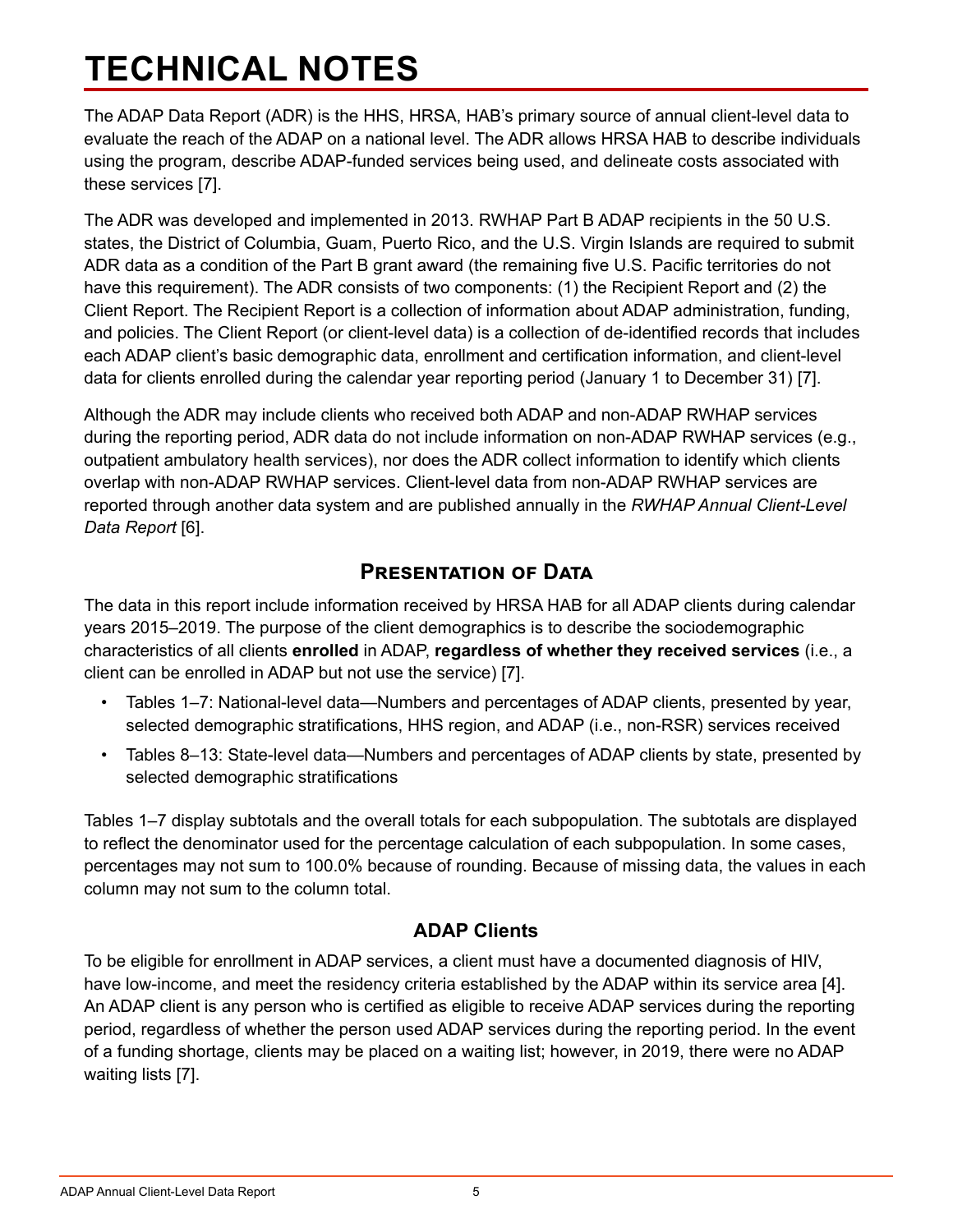# TECHNICAL NOTES

The ADAP Data Report (ADR) is the HHS, HRSA, HAB's primary source of annual client-level data to evaluate the reach of the ADAP on a national level. The ADR allows HRSA HAB to describe individuals using the program, describe ADAP-funded services being used, and delineate costs associated with these services [7].

The ADR was developed and implemented in 2013. RWHAP Part B ADAP recipients in the 50 U.S. states, the District of Columbia, Guam, Puerto Rico, and the U.S. Virgin Islands are required to submit ADR data as a condition of the Part B grant award (the remaining five U.S. Pacific territories do not have this requirement). The ADR consists of two components: (1) the Recipient Report and (2) the Client Report. The Recipient Report is a collection of information about ADAP administration, funding, and policies. The Client Report (or client-level data) is a collection of de-identified records that includes each ADAP client's basic demographic data, enrollment and certification information, and client-level data for clients enrolled during the calendar year reporting period (January 1 to December 31) [7].

Although the ADR may include clients who received both ADAP and non-ADAP RWHAP services during the reporting period, ADR data do not include information on non-ADAP RWHAP services (e.g., outpatient ambulatory health services), nor does the ADR collect information to identify which clients overlap with non-ADAP RWHAP services. Client-level data from non-ADAP RWHAP services are reported through another data system and are published annually in the *RWHAP Annual Client-Level Data Report* [6].

## Presentation of Data

The data in this report include information received by HRSA HAB for all ADAP clients during calendar years 2015–2019. The purpose of the client demographics is to describe the sociodemographic characteristics of all clients **enrolled** in ADAP, **regardless of whether they received services** (i.e., a client can be enrolled in ADAP but not use the service) [7].

- Tables 1–7: National-level data—Numbers and percentages of ADAP clients, presented by year, selected demographic stratifications, HHS region, and ADAP (i.e., non-RSR) services received
- Tables 8–13: State-level data—Numbers and percentages of ADAP clients by state, presented by selected demographic stratifications

Tables 1–7 display subtotals and the overall totals for each subpopulation. The subtotals are displayed to reflect the denominator used for the percentage calculation of each subpopulation. In some cases, percentages may not sum to 100.0% because of rounding. Because of missing data, the values in each column may not sum to the column total.

## ADAP Clients

To be eligible for enrollment in ADAP services, a client must have a documented diagnosis of HIV, have low-income, and meet the residency criteria established by the ADAP within its service area [4]. An ADAP client is any person who is certified as eligible to receive ADAP services during the reporting period, regardless of whether the person used ADAP services during the reporting period. In the event of a funding shortage, clients may be placed on a waiting list; however, in 2019, there were no ADAP waiting lists [7].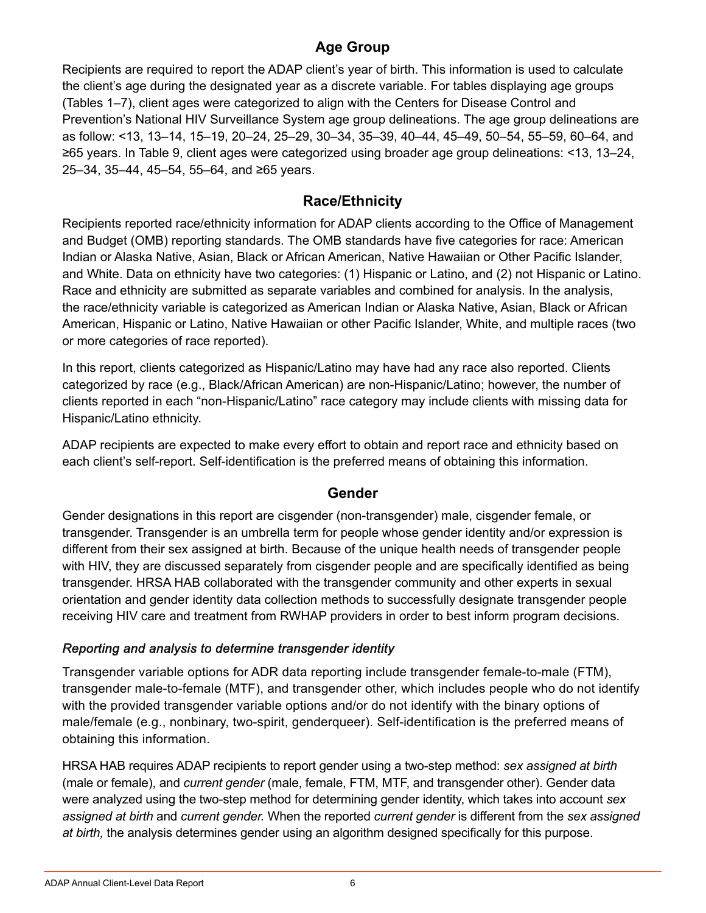## Age Group

Recipients are required to report the ADAP client's year of birth. This information is used to calculate the client's age during the designated year as a discrete variable. For tables displaying age groups (Tables 1–7), client ages were categorized to align with the Centers for Disease Control and Prevention's National HIV Surveillance System age group delineations. The age group delineations are as follow: <13, 13–14, 15–19, 20–24, 25–29, 30–34, 35–39, 40–44, 45–49, 50–54, 55–59, 60–64, and ≥65 years. In Table 9, client ages were categorized using broader age group delineations: <13, 13–24, 25–34, 35–44, 45–54, 55–64, and ≥65 years.

## Race/Ethnicity

Recipients reported race/ethnicity information for ADAP clients according to the Office of Management and Budget (OMB) reporting standards. The OMB standards have five categories for race: American Indian or Alaska Native, Asian, Black or African American, Native Hawaiian or Other Pacific Islander, and White. Data on ethnicity have two categories: (1) Hispanic or Latino, and (2) not Hispanic or Latino. Race and ethnicity are submitted as separate variables and combined for analysis. In the analysis, the race/ethnicity variable is categorized as American Indian or Alaska Native, Asian, Black or African American, Hispanic or Latino, Native Hawaiian or other Pacific Islander, White, and multiple races (two or more categories of race reported).

In this report, clients categorized as Hispanic/Latino may have had any race also reported. Clients categorized by race (e.g., Black/African American) are non-Hispanic/Latino; however, the number of clients reported in each "non-Hispanic/Latino" race category may include clients with missing data for Hispanic/Latino ethnicity.

ADAP recipients are expected to make every effort to obtain and report race and ethnicity based on each client's self-report. Self-identification is the preferred means of obtaining this information.

## Gender

Gender designations in this report are cisgender (non-transgender) male, cisgender female, or transgender. Transgender is an umbrella term for people whose gender identity and/or expression is different from their sex assigned at birth. Because of the unique health needs of transgender people with HIV, they are discussed separately from cisgender people and are specifically identified as being transgender. HRSA HAB collaborated with the transgender community and other experts in sexual orientation and gender identity data collection methods to successfully designate transgender people receiving HIV care and treatment from RWHAP providers in order to best inform program decisions.

### *Reporting and analysis to determine transgender identity*

Transgender variable options for ADR data reporting include transgender female-to-male (FTM), transgender male-to-female (MTF), and transgender other, which includes people who do not identify with the provided transgender variable options and/or do not identify with the binary options of male/female (e.g., nonbinary, two-spirit, genderqueer). Self-identification is the preferred means of obtaining this information.

HRSA HAB requires ADAP recipients to report gender using a two-step method: *sex assigned at birth* (male or female), and *current gender* (male, female, FTM, MTF, and transgender other). Gender data were analyzed using the two-step method for determining gender identity, which takes into account *sex assigned at birth* and *current gender.* When the reported *current gender* is different from the *sex assigned at birth,* the analysis determines gender using an algorithm designed specifically for this purpose.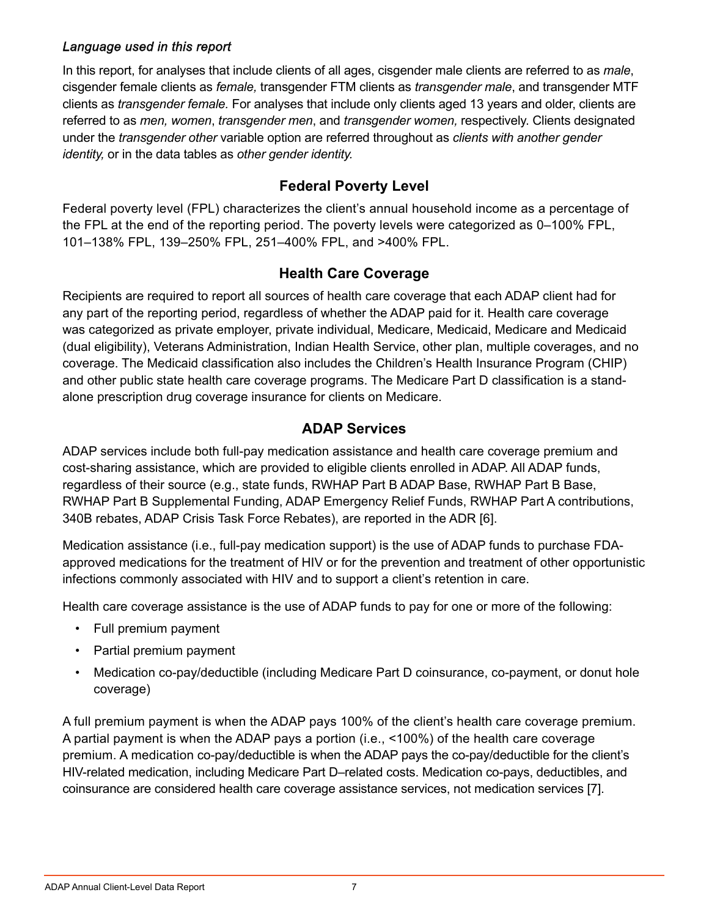*Language used in this report*

In this report, for analyses that include clients of all ages, cisgender male clients are referred to as *male*, cisgender female clients as *female,* transgender FTM clients as *transgender male*, and transgender MTF clients as *transgender female.* For analyses that include only clients aged 13 years and older, clients are referred to as *men, women*, *transgender men*, and *transgender women,* respectively. Clients designated under the *transgender other* variable option are referred throughout as *clients with another gender identity,* or in the data tables as *other gender identity.*

## Federal Poverty Level

Federal poverty level (FPL) characterizes the client's annual household income as a percentage of the FPL at the end of the reporting period. The poverty levels were categorized as 0–100% FPL, 101–138% FPL, 139–250% FPL, 251–400% FPL, and >400% FPL.

## Health Care Coverage

Recipients are required to report all sources of health care coverage that each ADAP client had for any part of the reporting period, regardless of whether the ADAP paid for it. Health care coverage was categorized as private employer, private individual, Medicare, Medicaid, Medicare and Medicaid (dual eligibility), Veterans Administration, Indian Health Service, other plan, multiple coverages, and no coverage. The Medicaid classification also includes the Children's Health Insurance Program (CHIP) and other public state health care coverage programs. The Medicare Part D classification is a stand-alone prescription drug coverage insurance for clients on Medicare.

## ADAP Services

ADAP services include both full-pay medication assistance and health care coverage premium and cost-sharing assistance, which are provided to eligible clients enrolled in ADAP. All ADAP funds, regardless of their source (e.g., state funds, RWHAP Part B ADAP Base, RWHAP Part B Base, RWHAP Part B Supplemental Funding, ADAP Emergency Relief Funds, RWHAP Part A contributions, 340B rebates, ADAP Crisis Task Force Rebates), are reported in the ADR [6].

Medication assistance (i.e., full-pay medication support) is the use of ADAP funds to purchase FDA-approved medications for the treatment of HIV or for the prevention and treatment of other opportunistic infections commonly associated with HIV and to support a client's retention in care.

Health care coverage assistance is the use of ADAP funds to pay for one or more of the following:

- Full premium payment
- Partial premium payment
- Medication co-pay/deductible (including Medicare Part D coinsurance, co-payment, or donut hole coverage)

A full premium payment is when the ADAP pays 100% of the client's health care coverage premium. A partial payment is when the ADAP pays a portion (i.e., <100%) of the health care coverage premium. A medication co-pay/deductible is when the ADAP pays the co-pay/deductible for the client's HIV-related medication, including Medicare Part D–related costs. Medication co-pays, deductibles, and coinsurance are considered health care coverage assistance services, not medication services [7].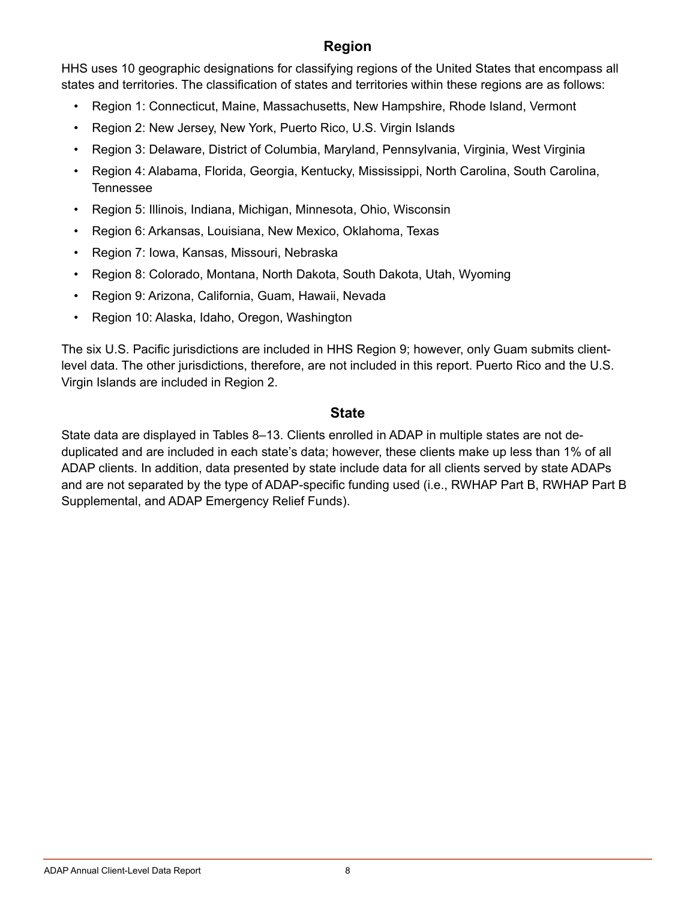## Region

HHS uses 10 geographic designations for classifying regions of the United States that encompass all states and territories. The classification of states and territories within these regions are as follows:

- Region 1: Connecticut, Maine, Massachusetts, New Hampshire, Rhode Island, Vermont
- Region 2: New Jersey, New York, Puerto Rico, U.S. Virgin Islands
- Region 3: Delaware, District of Columbia, Maryland, Pennsylvania, Virginia, West Virginia
- Region 4: Alabama, Florida, Georgia, Kentucky, Mississippi, North Carolina, South Carolina, Tennessee
- Region 5: Illinois, Indiana, Michigan, Minnesota, Ohio, Wisconsin
- Region 6: Arkansas, Louisiana, New Mexico, Oklahoma, Texas
- Region 7: Iowa, Kansas, Missouri, Nebraska
- Region 8: Colorado, Montana, North Dakota, South Dakota, Utah, Wyoming
- Region 9: Arizona, California, Guam, Hawaii, Nevada
- Region 10: Alaska, Idaho, Oregon, Washington

The six U.S. Pacific jurisdictions are included in HHS Region 9; however, only Guam submits client-level data. The other jurisdictions, therefore, are not included in this report. Puerto Rico and the U.S. Virgin Islands are included in Region 2.

## State

State data are displayed in Tables 8–13. Clients enrolled in ADAP in multiple states are not de-duplicated and are included in each state's data; however, these clients make up less than 1% of all ADAP clients. In addition, data presented by state include data for all clients served by state ADAPs and are not separated by the type of ADAP-specific funding used (i.e., RWHAP Part B, RWHAP Part B Supplemental, and ADAP Emergency Relief Funds).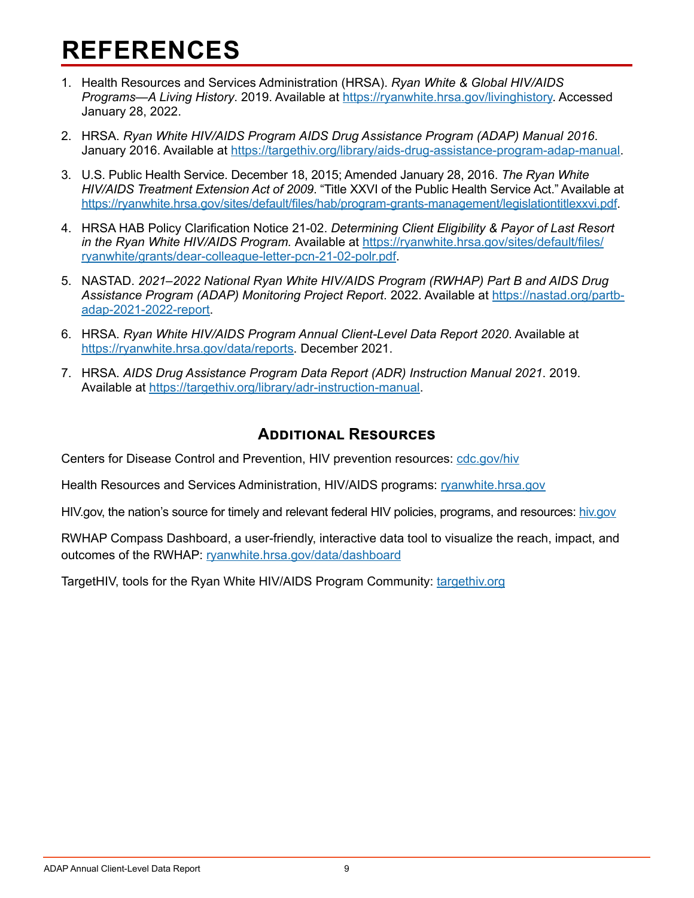# REFERENCES

1. Health Resources and Services Administration (HRSA). *Ryan White & Global HIV/AIDS Programs—A Living History*. 2019. Available at https://ryanwhite.hrsa.gov/livinghistory. Accessed January 28, 2022.

2. HRSA. *Ryan White HIV/AIDS Program AIDS Drug Assistance Program (ADAP) Manual 2016*. January 2016. Available at https://targethiv.org/library/aids-drug-assistance-program-adap-manual.

3. U.S. Public Health Service. December 18, 2015; Amended January 28, 2016. *The Ryan White HIV/AIDS Treatment Extension Act of 2009*. "Title XXVI of the Public Health Service Act." Available at https://ryanwhite.hrsa.gov/sites/default/files/hab/program-grants-management/legislationtitlexxvi.pdf.

4. HRSA HAB Policy Clarification Notice 21-02. *Determining Client Eligibility & Payor of Last Resort in the Ryan White HIV/AIDS Program.* Available at https://ryanwhite.hrsa.gov/sites/default/files/ryanwhite/grants/dear-colleague-letter-pcn-21-02-polr.pdf.

5. NASTAD. *2021–2022 National Ryan White HIV/AIDS Program (RWHAP) Part B and AIDS Drug Assistance Program (ADAP) Monitoring Project Report*. 2022. Available at https://nastad.org/partb-adap-2021-2022-report.

6. HRSA. *Ryan White HIV/AIDS Program Annual Client-Level Data Report 2020*. Available at https://ryanwhite.hrsa.gov/data/reports. December 2021.

7. HRSA. *AIDS Drug Assistance Program Data Report (ADR) Instruction Manual 2021*. 2019. Available at https://targethiv.org/library/adr-instruction-manual.

## Additional Resources

Centers for Disease Control and Prevention, HIV prevention resources: cdc.gov/hiv

Health Resources and Services Administration, HIV/AIDS programs: ryanwhite.hrsa.gov

HIV.gov, the nation's source for timely and relevant federal HIV policies, programs, and resources: hiv.gov

RWHAP Compass Dashboard, a user-friendly, interactive data tool to visualize the reach, impact, and outcomes of the RWHAP: ryanwhite.hrsa.gov/data/dashboard

TargetHIV, tools for the Ryan White HIV/AIDS Program Community: targethiv.org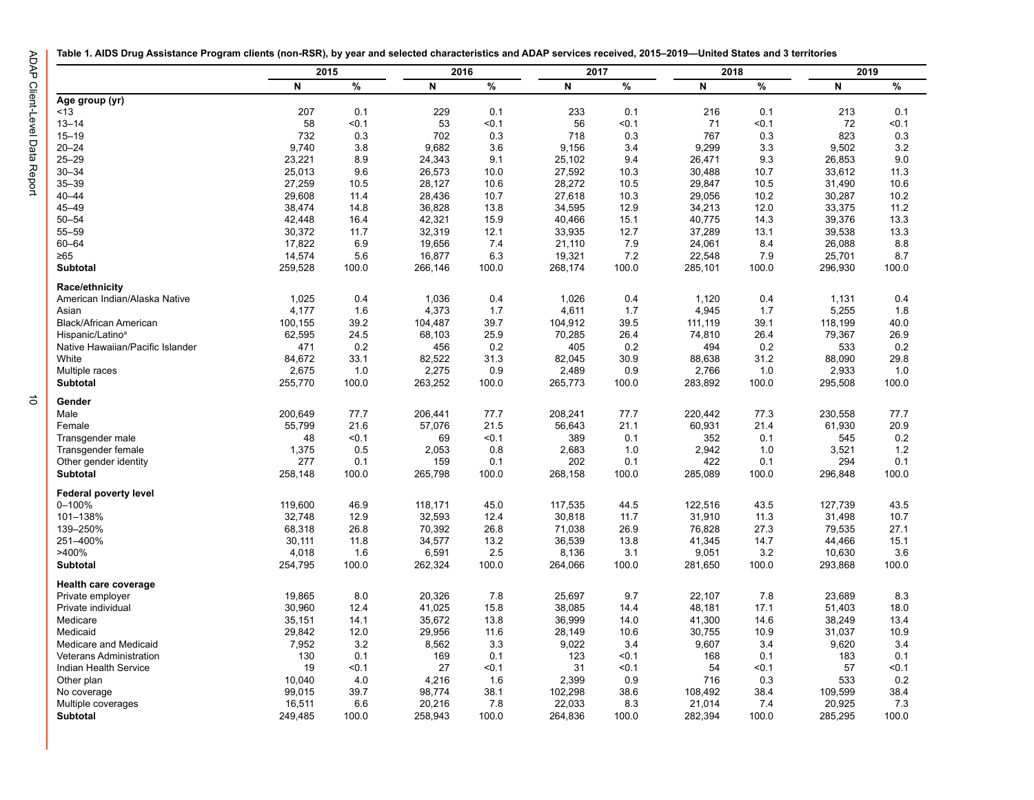**Table 1. AIDS Drug Assistance Program clients (non-RSR), by year and selected characteristics and ADAP services received, 2015–2019—United States and 3 territories**

| | 2015 | | 2016 | | 2017 | | 2018 | | 2019 | |
|---|---|---|---|---|---|---|---|---|---|---|
| | N | % | N | % | N | % | N | % | N | % |
| **Age group (yr)** | | | | | | | | | | |
| <13 | 207 | 0.1 | 229 | 0.1 | 233 | 0.1 | 216 | 0.1 | 213 | 0.1 |
| 13–14 | 58 | <0.1 | 53 | <0.1 | 56 | <0.1 | 71 | <0.1 | 72 | <0.1 |
| 15–19 | 732 | 0.3 | 702 | 0.3 | 718 | 0.3 | 767 | 0.3 | 823 | 0.3 |
| 20–24 | 9,740 | 3.8 | 9,682 | 3.6 | 9,156 | 3.4 | 9,299 | 3.3 | 9,502 | 3.2 |
| 25–29 | 23,221 | 8.9 | 24,343 | 9.1 | 25,102 | 9.4 | 26,471 | 9.3 | 26,853 | 9.0 |
| 30–34 | 25,013 | 9.6 | 26,573 | 10.0 | 27,592 | 10.3 | 30,488 | 10.7 | 33,612 | 11.3 |
| 35–39 | 27,259 | 10.5 | 28,127 | 10.6 | 28,272 | 10.5 | 29,847 | 10.5 | 31,490 | 10.6 |
| 40–44 | 29,608 | 11.4 | 28,436 | 10.7 | 27,618 | 10.3 | 29,056 | 10.2 | 30,287 | 10.2 |
| 45–49 | 38,474 | 14.8 | 36,828 | 13.8 | 34,595 | 12.9 | 34,213 | 12.0 | 33,375 | 11.2 |
| 50–54 | 42,448 | 16.4 | 42,321 | 15.9 | 40,466 | 15.1 | 40,775 | 14.3 | 39,376 | 13.3 |
| 55–59 | 30,372 | 11.7 | 32,319 | 12.1 | 33,935 | 12.7 | 37,289 | 13.1 | 39,538 | 13.3 |
| 60–64 | 17,822 | 6.9 | 19,656 | 7.4 | 21,110 | 7.9 | 24,061 | 8.4 | 26,088 | 8.8 |
| ≥65 | 14,574 | 5.6 | 16,877 | 6.3 | 19,321 | 7.2 | 22,548 | 7.9 | 25,701 | 8.7 |
| **Subtotal** | 259,528 | 100.0 | 266,146 | 100.0 | 268,174 | 100.0 | 285,101 | 100.0 | 296,930 | 100.0 |
| **Race/ethnicity** | | | | | | | | | | |
| American Indian/Alaska Native | 1,025 | 0.4 | 1,036 | 0.4 | 1,026 | 0.4 | 1,120 | 0.4 | 1,131 | 0.4 |
| Asian | 4,177 | 1.6 | 4,373 | 1.7 | 4,611 | 1.7 | 4,945 | 1.7 | 5,255 | 1.8 |
| Black/African American | 100,155 | 39.2 | 104,487 | 39.7 | 104,912 | 39.5 | 111,119 | 39.1 | 118,199 | 40.0 |
| Hispanic/Latino[a] | 62,595 | 24.5 | 68,103 | 25.9 | 70,285 | 26.4 | 74,810 | 26.4 | 79,367 | 26.9 |
| Native Hawaiian/Pacific Islander | 471 | 0.2 | 456 | 0.2 | 405 | 0.2 | 494 | 0.2 | 533 | 0.2 |
| White | 84,672 | 33.1 | 82,522 | 31.3 | 82,045 | 30.9 | 88,638 | 31.2 | 88,090 | 29.8 |
| Multiple races | 2,675 | 1.0 | 2,275 | 0.9 | 2,489 | 0.9 | 2,766 | 1.0 | 2,933 | 1.0 |
| **Subtotal** | 255,770 | 100.0 | 263,252 | 100.0 | 265,773 | 100.0 | 283,892 | 100.0 | 295,508 | 100.0 |
| **Gender** | | | | | | | | | | |
| Male | 200,649 | 77.7 | 206,441 | 77.7 | 208,241 | 77.7 | 220,442 | 77.3 | 230,558 | 77.7 |
| Female | 55,799 | 21.6 | 57,076 | 21.5 | 56,643 | 21.1 | 60,931 | 21.4 | 61,930 | 20.9 |
| Transgender male | 48 | <0.1 | 69 | <0.1 | 389 | 0.1 | 352 | 0.1 | 545 | 0.2 |
| Transgender female | 1,375 | 0.5 | 2,053 | 0.8 | 2,683 | 1.0 | 2,942 | 1.0 | 3,521 | 1.2 |
| Other gender identity | 277 | 0.1 | 159 | 0.1 | 202 | 0.1 | 422 | 0.1 | 294 | 0.1 |
| **Subtotal** | 258,148 | 100.0 | 265,798 | 100.0 | 268,158 | 100.0 | 285,089 | 100.0 | 296,848 | 100.0 |
| **Federal poverty level** | | | | | | | | | | |
| 0–100% | 119,600 | 46.9 | 118,171 | 45.0 | 117,535 | 44.5 | 122,516 | 43.5 | 127,739 | 43.5 |
| 101–138% | 32,748 | 12.9 | 32,593 | 12.4 | 30,818 | 11.7 | 31,910 | 11.3 | 31,498 | 10.7 |
| 139–250% | 68,318 | 26.8 | 70,392 | 26.8 | 71,038 | 26.9 | 76,828 | 27.3 | 79,535 | 27.1 |
| 251–400% | 30,111 | 11.8 | 34,577 | 13.2 | 36,539 | 13.8 | 41,345 | 14.7 | 44,466 | 15.1 |
| >400% | 4,018 | 1.6 | 6,591 | 2.5 | 8,136 | 3.1 | 9,051 | 3.2 | 10,630 | 3.6 |
| **Subtotal** | 254,795 | 100.0 | 262,324 | 100.0 | 264,066 | 100.0 | 281,650 | 100.0 | 293,868 | 100.0 |
| **Health care coverage** | | | | | | | | | | |
| Private employer | 19,865 | 8.0 | 20,326 | 7.8 | 25,697 | 9.7 | 22,107 | 7.8 | 23,689 | 8.3 |
| Private individual | 30,960 | 12.4 | 41,025 | 15.8 | 38,085 | 14.4 | 48,181 | 17.1 | 51,403 | 18.0 |
| Medicare | 35,151 | 14.1 | 35,672 | 13.8 | 36,999 | 14.0 | 41,300 | 14.6 | 38,249 | 13.4 |
| Medicaid | 29,842 | 12.0 | 29,956 | 11.6 | 28,149 | 10.6 | 30,755 | 10.9 | 31,037 | 10.9 |
| Medicare and Medicaid | 7,952 | 3.2 | 8,562 | 3.3 | 9,022 | 3.4 | 9,607 | 3.4 | 9,620 | 3.4 |
| Veterans Administration | 130 | 0.1 | 169 | 0.1 | 123 | <0.1 | 168 | 0.1 | 183 | 0.1 |
| Indian Health Service | 19 | <0.1 | 27 | <0.1 | 31 | <0.1 | 54 | <0.1 | 57 | <0.1 |
| Other plan | 10,040 | 4.0 | 4,216 | 1.6 | 2,399 | 0.9 | 716 | 0.3 | 533 | 0.2 |
| No coverage | 99,015 | 39.7 | 98,774 | 38.1 | 102,298 | 38.6 | 108,492 | 38.4 | 109,599 | 38.4 |
| Multiple coverages | 16,511 | 6.6 | 20,216 | 7.8 | 22,033 | 8.3 | 21,014 | 7.4 | 20,925 | 7.3 |
| **Subtotal** | 249,485 | 100.0 | 258,943 | 100.0 | 264,836 | 100.0 | 282,394 | 100.0 | 285,295 | 100.0 |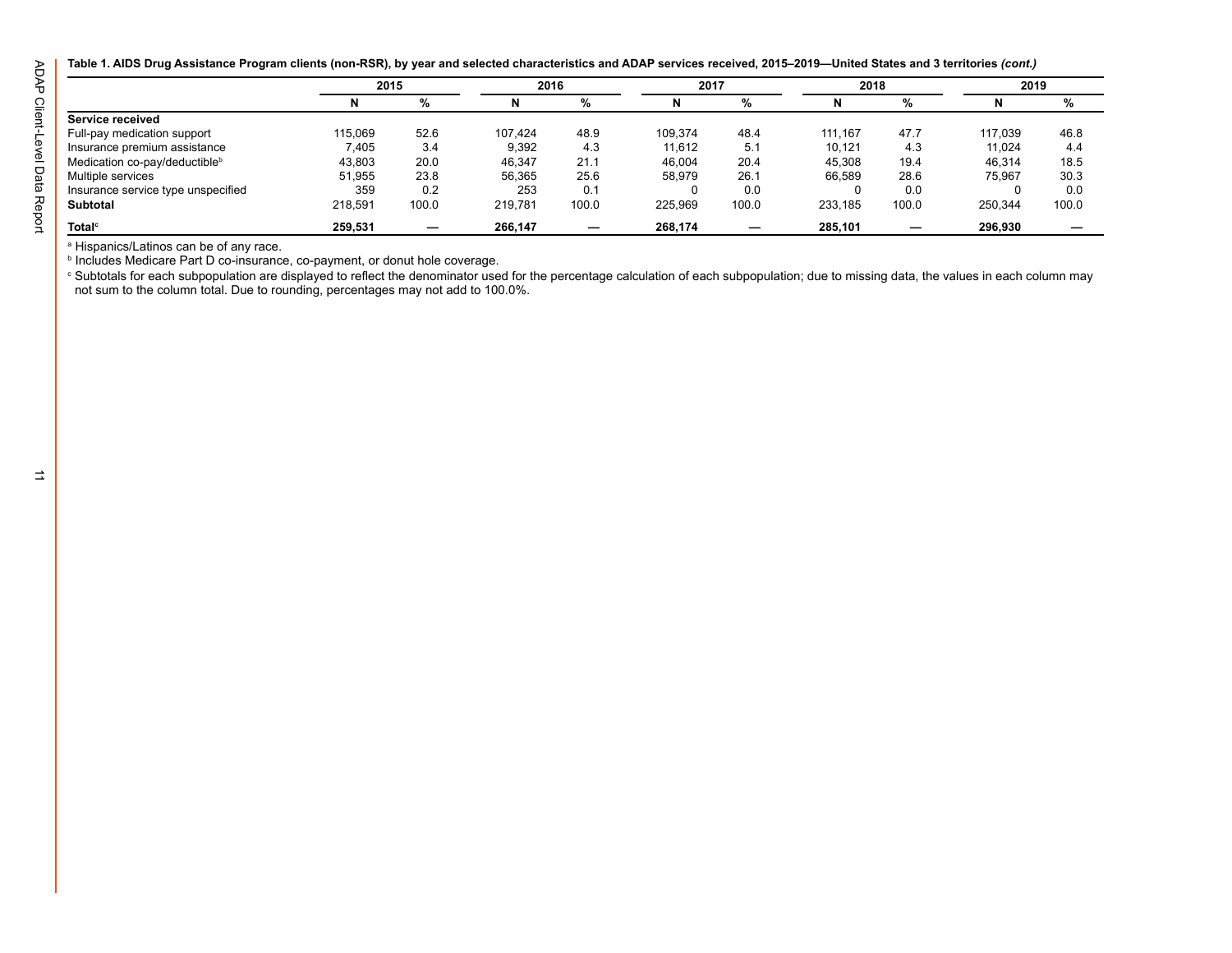**Table 1. AIDS Drug Assistance Program clients (non-RSR), by year and selected characteristics and ADAP services received, 2015–2019—United States and 3 territories *(cont.)***

| | 2015 | | 2016 | | 2017 | | 2018 | | 2019 | |
|---|---|---|---|---|---|---|---|---|---|---|
| | N | % | N | % | N | % | N | % | N | % |
| **Service received** | | | | | | | | | | |
| Full-pay medication support | 115,069 | 52.6 | 107,424 | 48.9 | 109,374 | 48.4 | 111,167 | 47.7 | 117,039 | 46.8 |
| Insurance premium assistance | 7,405 | 3.4 | 9,392 | 4.3 | 11,612 | 5.1 | 10,121 | 4.3 | 11,024 | 4.4 |
| Medication co-pay/deductible[b] | 43,803 | 20.0 | 46,347 | 21.1 | 46,004 | 20.4 | 45,308 | 19.4 | 46,314 | 18.5 |
| Multiple services | 51,955 | 23.8 | 56,365 | 25.6 | 58,979 | 26.1 | 66,589 | 28.6 | 75,967 | 30.3 |
| Insurance service type unspecified | 359 | 0.2 | 253 | 0.1 | 0 | 0.0 | 0 | 0.0 | 0 | 0.0 |
| **Subtotal** | 218,591 | 100.0 | 219,781 | 100.0 | 225,969 | 100.0 | 233,185 | 100.0 | 250,344 | 100.0 |
| **Total[c]** | **259,531** | **—** | **266,147** | **—** | **268,174** | **—** | **285,101** | **—** | **296,930** | **—** |

[a] Hispanics/Latinos can be of any race.

[b] Includes Medicare Part D co-insurance, co-payment, or donut hole coverage.

[c] Subtotals for each subpopulation are displayed to reflect the denominator used for the percentage calculation of each subpopulation; due to missing data, the values in each column may not sum to the column total. Due to rounding, percentages may not add to 100.0%.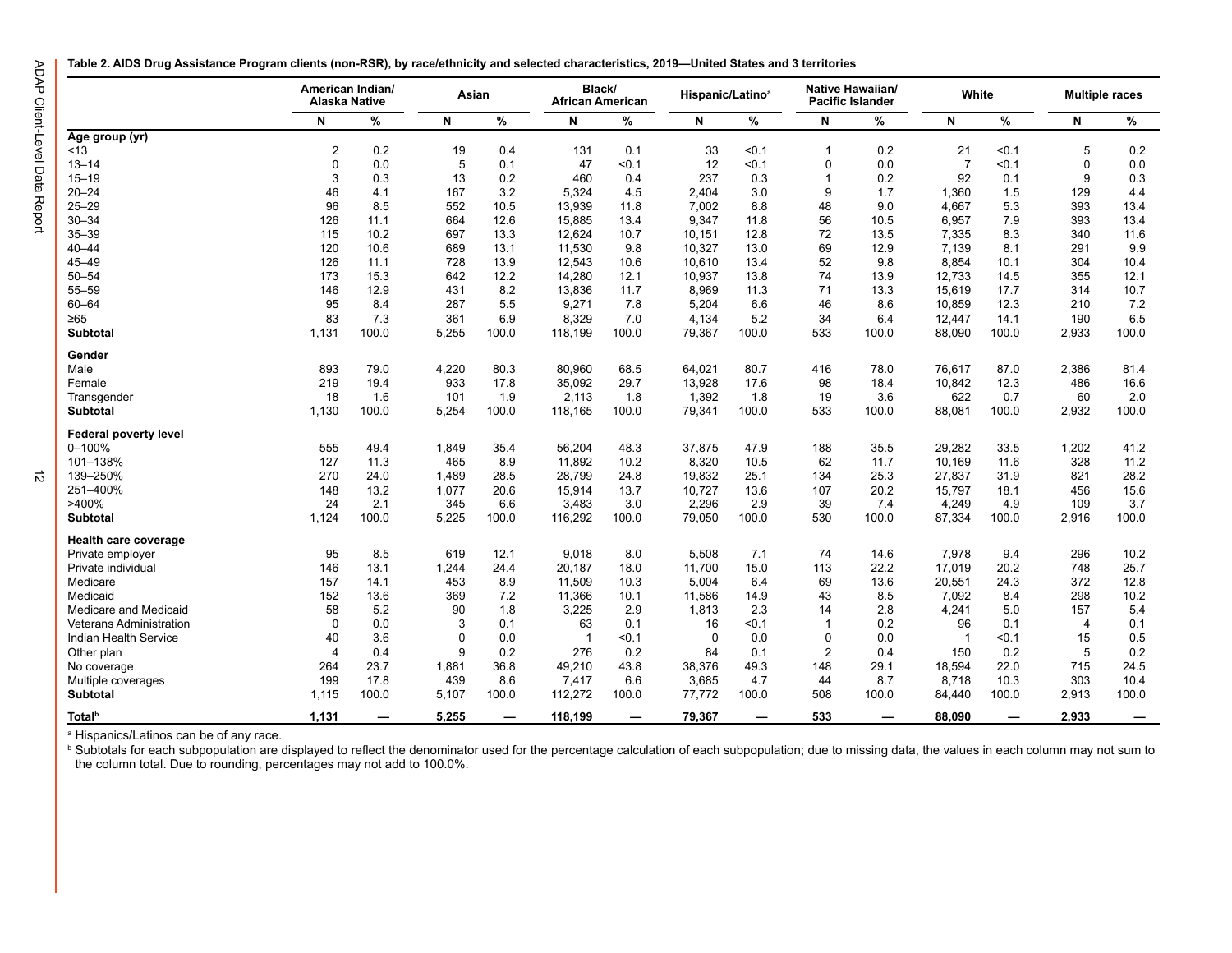**Table 2. AIDS Drug Assistance Program clients (non-RSR), by race/ethnicity and selected characteristics, 2019—United States and 3 territories**

| | American Indian/ Alaska Native | | Asian | | Black/ African American | | Hispanic/Latino[a] | | Native Hawaiian/ Pacific Islander | | White | | Multiple races | |
|---|---|---|---|---|---|---|---|---|---|---|---|---|---|---|
| | N | % | N | % | N | % | N | % | N | % | N | % | N | % |
| **Age group (yr)** | | | | | | | | | | | | | | |
| <13 | 2 | 0.2 | 19 | 0.4 | 131 | 0.1 | 33 | <0.1 | 1 | 0.2 | 21 | <0.1 | 5 | 0.2 |
| 13–14 | 0 | 0.0 | 5 | 0.1 | 47 | <0.1 | 12 | <0.1 | 0 | 0.0 | 7 | <0.1 | 0 | 0.0 |
| 15–19 | 3 | 0.3 | 13 | 0.2 | 460 | 0.4 | 237 | 0.3 | 1 | 0.2 | 92 | 0.1 | 9 | 0.3 |
| 20–24 | 46 | 4.1 | 167 | 3.2 | 5,324 | 4.5 | 2,404 | 3.0 | 9 | 1.7 | 1,360 | 1.5 | 129 | 4.4 |
| 25–29 | 96 | 8.5 | 552 | 10.5 | 13,939 | 11.8 | 7,002 | 8.8 | 48 | 9.0 | 4,667 | 5.3 | 393 | 13.4 |
| 30–34 | 126 | 11.1 | 664 | 12.6 | 15,885 | 13.4 | 9,347 | 11.8 | 56 | 10.5 | 6,957 | 7.9 | 393 | 13.4 |
| 35–39 | 115 | 10.2 | 697 | 13.3 | 12,624 | 10.7 | 10,151 | 12.8 | 72 | 13.5 | 7,335 | 8.3 | 340 | 11.6 |
| 40–44 | 120 | 10.6 | 689 | 13.1 | 11,530 | 9.8 | 10,327 | 13.0 | 69 | 12.9 | 7,139 | 8.1 | 291 | 9.9 |
| 45–49 | 126 | 11.1 | 728 | 13.9 | 12,543 | 10.6 | 10,610 | 13.4 | 52 | 9.8 | 8,854 | 10.1 | 304 | 10.4 |
| 50–54 | 173 | 15.3 | 642 | 12.2 | 14,280 | 12.1 | 10,937 | 13.8 | 74 | 13.9 | 12,733 | 14.5 | 355 | 12.1 |
| 55–59 | 146 | 12.9 | 431 | 8.2 | 13,836 | 11.7 | 8,969 | 11.3 | 71 | 13.3 | 15,619 | 17.7 | 314 | 10.7 |
| 60–64 | 95 | 8.4 | 287 | 5.5 | 9,271 | 7.8 | 5,204 | 6.6 | 46 | 8.6 | 10,859 | 12.3 | 210 | 7.2 |
| ≥65 | 83 | 7.3 | 361 | 6.9 | 8,329 | 7.0 | 4,134 | 5.2 | 34 | 6.4 | 12,447 | 14.1 | 190 | 6.5 |
| **Subtotal** | 1,131 | 100.0 | 5,255 | 100.0 | 118,199 | 100.0 | 79,367 | 100.0 | 533 | 100.0 | 88,090 | 100.0 | 2,933 | 100.0 |
| **Gender** | | | | | | | | | | | | | | |
| Male | 893 | 79.0 | 4,220 | 80.3 | 80,960 | 68.5 | 64,021 | 80.7 | 416 | 78.0 | 76,617 | 87.0 | 2,386 | 81.4 |
| Female | 219 | 19.4 | 933 | 17.8 | 35,092 | 29.7 | 13,928 | 17.6 | 98 | 18.4 | 10,842 | 12.3 | 486 | 16.6 |
| Transgender | 18 | 1.6 | 101 | 1.9 | 2,113 | 1.8 | 1,392 | 1.8 | 19 | 3.6 | 622 | 0.7 | 60 | 2.0 |
| **Subtotal** | 1,130 | 100.0 | 5,254 | 100.0 | 118,165 | 100.0 | 79,341 | 100.0 | 533 | 100.0 | 88,081 | 100.0 | 2,932 | 100.0 |
| **Federal poverty level** | | | | | | | | | | | | | | |
| 0–100% | 555 | 49.4 | 1,849 | 35.4 | 56,204 | 48.3 | 37,875 | 47.9 | 188 | 35.5 | 29,282 | 33.5 | 1,202 | 41.2 |
| 101–138% | 127 | 11.3 | 465 | 8.9 | 11,892 | 10.2 | 8,320 | 10.5 | 62 | 11.7 | 10,169 | 11.6 | 328 | 11.2 |
| 139–250% | 270 | 24.0 | 1,489 | 28.5 | 28,799 | 24.8 | 19,832 | 25.1 | 134 | 25.3 | 27,837 | 31.9 | 821 | 28.2 |
| 251–400% | 148 | 13.2 | 1,077 | 20.6 | 15,914 | 13.7 | 10,727 | 13.6 | 107 | 20.2 | 15,797 | 18.1 | 456 | 15.6 |
| >400% | 24 | 2.1 | 345 | 6.6 | 3,483 | 3.0 | 2,296 | 2.9 | 39 | 7.4 | 4,249 | 4.9 | 109 | 3.7 |
| **Subtotal** | 1,124 | 100.0 | 5,225 | 100.0 | 116,292 | 100.0 | 79,050 | 100.0 | 530 | 100.0 | 87,334 | 100.0 | 2,916 | 100.0 |
| **Health care coverage** | | | | | | | | | | | | | | |
| Private employer | 95 | 8.5 | 619 | 12.1 | 9,018 | 8.0 | 5,508 | 7.1 | 74 | 14.6 | 7,978 | 9.4 | 296 | 10.2 |
| Private individual | 146 | 13.1 | 1,244 | 24.4 | 20,187 | 18.0 | 11,700 | 15.0 | 113 | 22.2 | 17,019 | 20.2 | 748 | 25.7 |
| Medicare | 157 | 14.1 | 453 | 8.9 | 11,509 | 10.3 | 5,004 | 6.4 | 69 | 13.6 | 20,551 | 24.3 | 372 | 12.8 |
| Medicaid | 152 | 13.6 | 369 | 7.2 | 11,366 | 10.1 | 11,586 | 14.9 | 43 | 8.5 | 7,092 | 8.4 | 298 | 10.2 |
| Medicare and Medicaid | 58 | 5.2 | 90 | 1.8 | 3,225 | 2.9 | 1,813 | 2.3 | 14 | 2.8 | 4,241 | 5.0 | 157 | 5.4 |
| Veterans Administration | 0 | 0.0 | 3 | 0.1 | 63 | 0.1 | 16 | <0.1 | 1 | 0.2 | 96 | 0.1 | 4 | 0.1 |
| Indian Health Service | 40 | 3.6 | 0 | 0.0 | 1 | <0.1 | 0 | 0.0 | 0 | 0.0 | 1 | <0.1 | 15 | 0.5 |
| Other plan | 4 | 0.4 | 9 | 0.2 | 276 | 0.2 | 84 | 0.1 | 2 | 0.4 | 150 | 0.2 | 5 | 0.2 |
| No coverage | 264 | 23.7 | 1,881 | 36.8 | 49,210 | 43.8 | 38,376 | 49.3 | 148 | 29.1 | 18,594 | 22.0 | 715 | 24.5 |
| Multiple coverages | 199 | 17.8 | 439 | 8.6 | 7,417 | 6.6 | 3,685 | 4.7 | 44 | 8.7 | 8,718 | 10.3 | 303 | 10.4 |
| **Subtotal** | 1,115 | 100.0 | 5,107 | 100.0 | 112,272 | 100.0 | 77,772 | 100.0 | 508 | 100.0 | 84,440 | 100.0 | 2,913 | 100.0 |
| **Total[b]** | **1,131** | — | **5,255** | — | **118,199** | — | **79,367** | — | **533** | — | **88,090** | — | **2,933** | — |

[a] Hispanics/Latinos can be of any race.

[b] Subtotals for each subpopulation are displayed to reflect the denominator used for the percentage calculation of each subpopulation; due to missing data, the values in each column may not sum to the column total. Due to rounding, percentages may not add to 100.0%.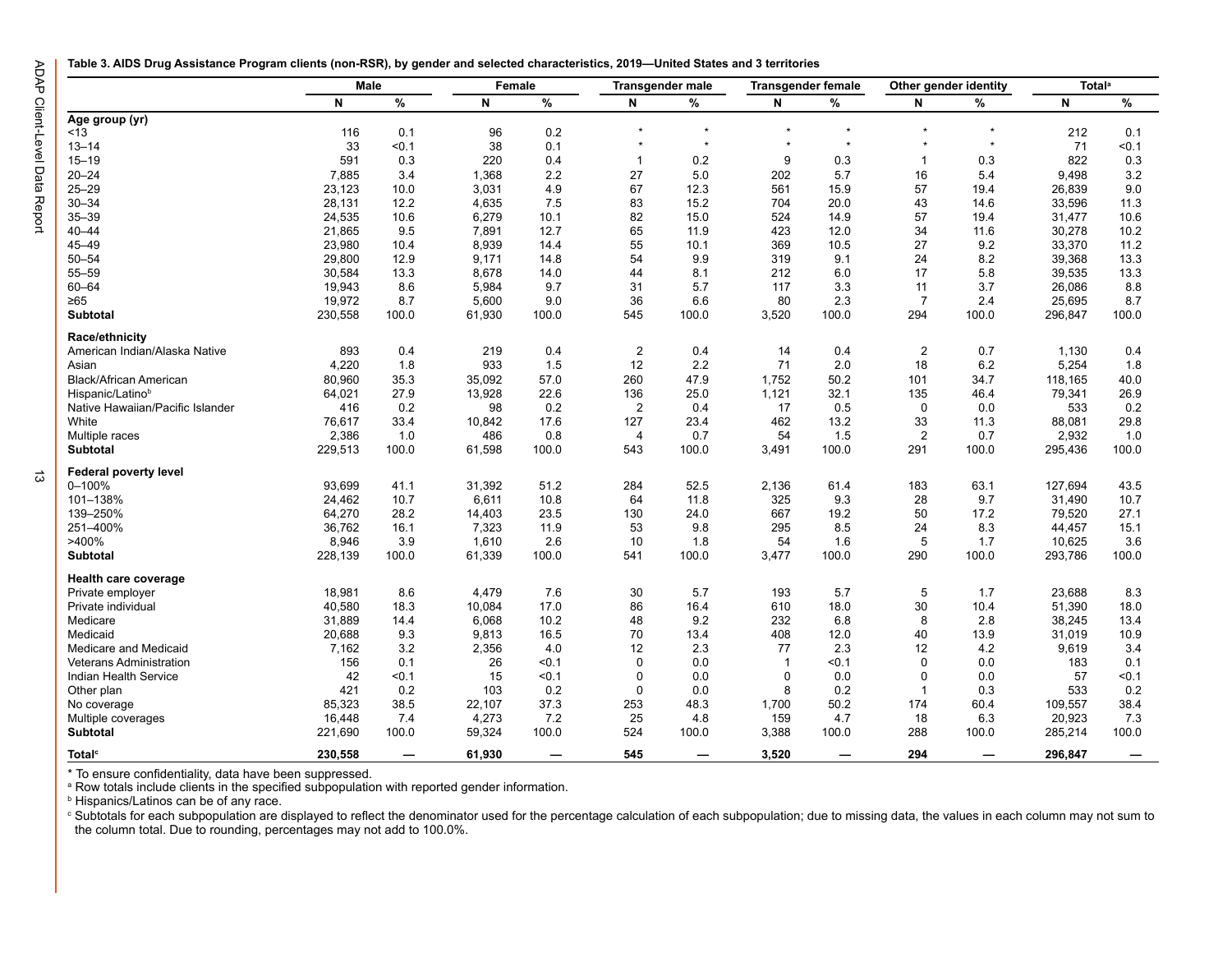**Table 3. AIDS Drug Assistance Program clients (non-RSR), by gender and selected characteristics, 2019—United States and 3 territories**

| | Male | | Female | | Transgender male | | Transgender female | | Other gender identity | | Total[a] | |
|---|---|---|---|---|---|---|---|---|---|---|---|---|
| | N | % | N | % | N | % | N | % | N | % | N | % |
| **Age group (yr)** | | | | | | | | | | | | |
| <13 | 116 | 0.1 | 96 | 0.2 | * | * | * | * | * | * | 212 | 0.1 |
| 13–14 | 33 | <0.1 | 38 | 0.1 | * | * | * | * | * | * | 71 | <0.1 |
| 15–19 | 591 | 0.3 | 220 | 0.4 | 1 | 0.2 | 9 | 0.3 | 1 | 0.3 | 822 | 0.3 |
| 20–24 | 7,885 | 3.4 | 1,368 | 2.2 | 27 | 5.0 | 202 | 5.7 | 16 | 5.4 | 9,498 | 3.2 |
| 25–29 | 23,123 | 10.0 | 3,031 | 4.9 | 67 | 12.3 | 561 | 15.9 | 57 | 19.4 | 26,839 | 9.0 |
| 30–34 | 28,131 | 12.2 | 4,635 | 7.5 | 83 | 15.2 | 704 | 20.0 | 43 | 14.6 | 33,596 | 11.3 |
| 35–39 | 24,535 | 10.6 | 6,279 | 10.1 | 82 | 15.0 | 524 | 14.9 | 57 | 19.4 | 31,477 | 10.6 |
| 40–44 | 21,865 | 9.5 | 7,891 | 12.7 | 65 | 11.9 | 423 | 12.0 | 34 | 11.6 | 30,278 | 10.2 |
| 45–49 | 23,980 | 10.4 | 8,939 | 14.4 | 55 | 10.1 | 369 | 10.5 | 27 | 9.2 | 33,370 | 11.2 |
| 50–54 | 29,800 | 12.9 | 9,171 | 14.8 | 54 | 9.9 | 319 | 9.1 | 24 | 8.2 | 39,368 | 13.3 |
| 55–59 | 30,584 | 13.3 | 8,678 | 14.0 | 44 | 8.1 | 212 | 6.0 | 17 | 5.8 | 39,535 | 13.3 |
| 60–64 | 19,943 | 8.6 | 5,984 | 9.7 | 31 | 5.7 | 117 | 3.3 | 11 | 3.7 | 26,086 | 8.8 |
| ≥65 | 19,972 | 8.7 | 5,600 | 9.0 | 36 | 6.6 | 80 | 2.3 | 7 | 2.4 | 25,695 | 8.7 |
| **Subtotal** | 230,558 | 100.0 | 61,930 | 100.0 | 545 | 100.0 | 3,520 | 100.0 | 294 | 100.0 | 296,847 | 100.0 |
| **Race/ethnicity** | | | | | | | | | | | | |
| American Indian/Alaska Native | 893 | 0.4 | 219 | 0.4 | 2 | 0.4 | 14 | 0.4 | 2 | 0.7 | 1,130 | 0.4 |
| Asian | 4,220 | 1.8 | 933 | 1.5 | 12 | 2.2 | 71 | 2.0 | 18 | 6.2 | 5,254 | 1.8 |
| Black/African American | 80,960 | 35.3 | 35,092 | 57.0 | 260 | 47.9 | 1,752 | 50.2 | 101 | 34.7 | 118,165 | 40.0 |
| Hispanic/Latino[b] | 64,021 | 27.9 | 13,928 | 22.6 | 136 | 25.0 | 1,121 | 32.1 | 135 | 46.4 | 79,341 | 26.9 |
| Native Hawaiian/Pacific Islander | 416 | 0.2 | 98 | 0.2 | 2 | 0.4 | 17 | 0.5 | 0 | 0.0 | 533 | 0.2 |
| White | 76,617 | 33.4 | 10,842 | 17.6 | 127 | 23.4 | 462 | 13.2 | 33 | 11.3 | 88,081 | 29.8 |
| Multiple races | 2,386 | 1.0 | 486 | 0.8 | 4 | 0.7 | 54 | 1.5 | 2 | 0.7 | 2,932 | 1.0 |
| **Subtotal** | 229,513 | 100.0 | 61,598 | 100.0 | 543 | 100.0 | 3,491 | 100.0 | 291 | 100.0 | 295,436 | 100.0 |
| **Federal poverty level** | | | | | | | | | | | | |
| 0–100% | 93,699 | 41.1 | 31,392 | 51.2 | 284 | 52.5 | 2,136 | 61.4 | 183 | 63.1 | 127,694 | 43.5 |
| 101–138% | 24,462 | 10.7 | 6,611 | 10.8 | 64 | 11.8 | 325 | 9.3 | 28 | 9.7 | 31,490 | 10.7 |
| 139–250% | 64,270 | 28.2 | 14,403 | 23.5 | 130 | 24.0 | 667 | 19.2 | 50 | 17.2 | 79,520 | 27.1 |
| 251–400% | 36,762 | 16.1 | 7,323 | 11.9 | 53 | 9.8 | 295 | 8.5 | 24 | 8.3 | 44,457 | 15.1 |
| >400% | 8,946 | 3.9 | 1,610 | 2.6 | 10 | 1.8 | 54 | 1.6 | 5 | 1.7 | 10,625 | 3.6 |
| **Subtotal** | 228,139 | 100.0 | 61,339 | 100.0 | 541 | 100.0 | 3,477 | 100.0 | 290 | 100.0 | 293,786 | 100.0 |
| **Health care coverage** | | | | | | | | | | | | |
| Private employer | 18,981 | 8.6 | 4,479 | 7.6 | 30 | 5.7 | 193 | 5.7 | 5 | 1.7 | 23,688 | 8.3 |
| Private individual | 40,580 | 18.3 | 10,084 | 17.0 | 86 | 16.4 | 610 | 18.0 | 30 | 10.4 | 51,390 | 18.0 |
| Medicare | 31,889 | 14.4 | 6,068 | 10.2 | 48 | 9.2 | 232 | 6.8 | 8 | 2.8 | 38,245 | 13.4 |
| Medicaid | 20,688 | 9.3 | 9,813 | 16.5 | 70 | 13.4 | 408 | 12.0 | 40 | 13.9 | 31,019 | 10.9 |
| Medicare and Medicaid | 7,162 | 3.2 | 2,356 | 4.0 | 12 | 2.3 | 77 | 2.3 | 12 | 4.2 | 9,619 | 3.4 |
| Veterans Administration | 156 | 0.1 | 26 | <0.1 | 0 | 0.0 | 1 | <0.1 | 0 | 0.0 | 183 | 0.1 |
| Indian Health Service | 42 | <0.1 | 15 | <0.1 | 0 | 0.0 | 0 | 0.0 | 0 | 0.0 | 57 | <0.1 |
| Other plan | 421 | 0.2 | 103 | 0.2 | 0 | 0.0 | 8 | 0.2 | 1 | 0.3 | 533 | 0.2 |
| No coverage | 85,323 | 38.5 | 22,107 | 37.3 | 253 | 48.3 | 1,700 | 50.2 | 174 | 60.4 | 109,557 | 38.4 |
| Multiple coverages | 16,448 | 7.4 | 4,273 | 7.2 | 25 | 4.8 | 159 | 4.7 | 18 | 6.3 | 20,923 | 7.3 |
| **Subtotal** | 221,690 | 100.0 | 59,324 | 100.0 | 524 | 100.0 | 3,388 | 100.0 | 288 | 100.0 | 285,214 | 100.0 |
| **Total[c]** | **230,558** | — | **61,930** | — | **545** | — | **3,520** | — | **294** | — | **296,847** | — |

* To ensure confidentiality, data have been suppressed.
[a] Row totals include clients in the specified subpopulation with reported gender information.
[b] Hispanics/Latinos can be of any race.
[c] Subtotals for each subpopulation are displayed to reflect the denominator used for the percentage calculation of each subpopulation; due to missing data, the values in each column may not sum to the column total. Due to rounding, percentages may not add to 100.0%.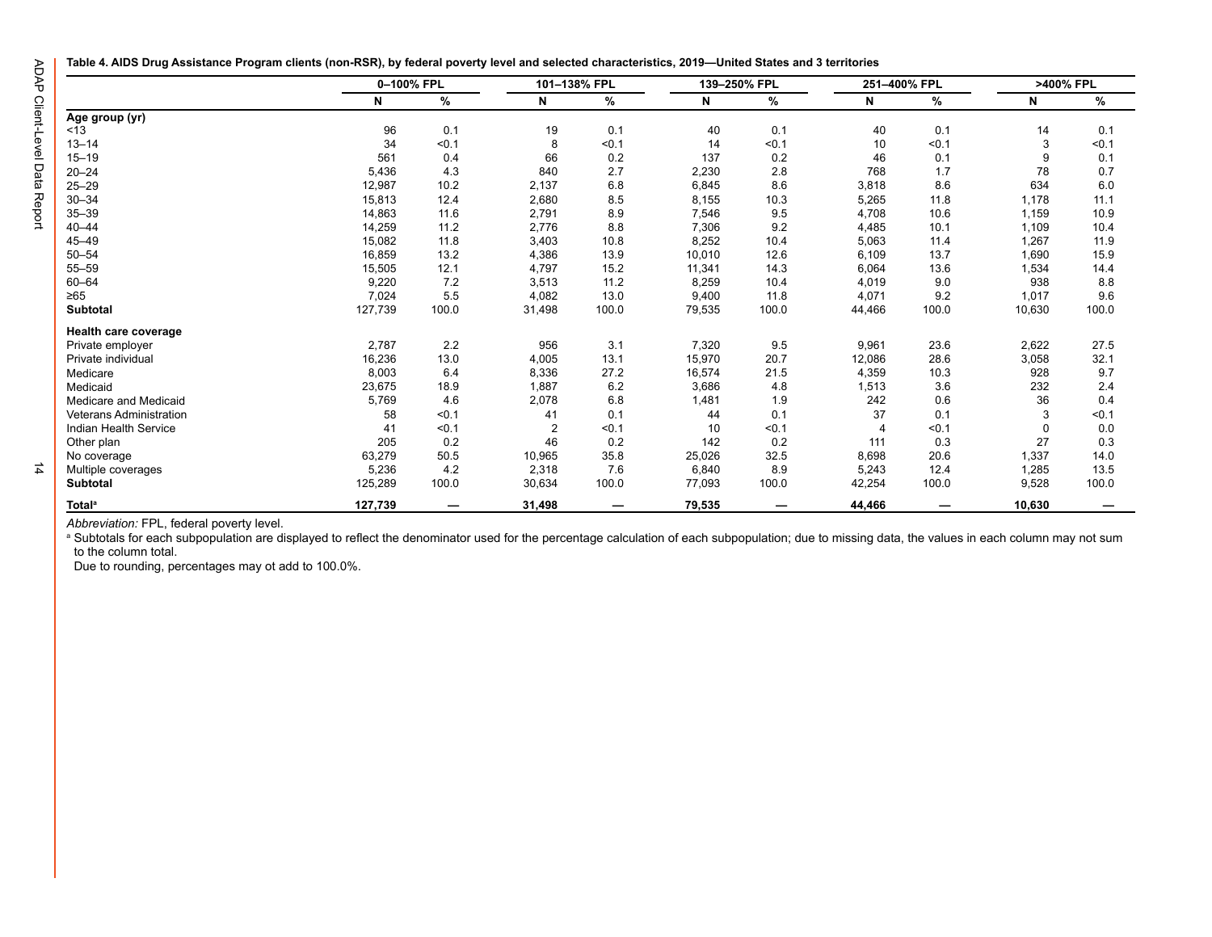**Table 4. AIDS Drug Assistance Program clients (non-RSR), by federal poverty level and selected characteristics, 2019—United States and 3 territories**

| | 0–100% FPL | | 101–138% FPL | | 139–250% FPL | | 251–400% FPL | | >400% FPL | |
|---|---|---|---|---|---|---|---|---|---|---|
| | N | % | N | % | N | % | N | % | N | % |
| **Age group (yr)** | | | | | | | | | | |
| <13 | 96 | 0.1 | 19 | 0.1 | 40 | 0.1 | 40 | 0.1 | 14 | 0.1 |
| 13–14 | 34 | <0.1 | 8 | <0.1 | 14 | <0.1 | 10 | <0.1 | 3 | <0.1 |
| 15–19 | 561 | 0.4 | 66 | 0.2 | 137 | 0.2 | 46 | 0.1 | 9 | 0.1 |
| 20–24 | 5,436 | 4.3 | 840 | 2.7 | 2,230 | 2.8 | 768 | 1.7 | 78 | 0.7 |
| 25–29 | 12,987 | 10.2 | 2,137 | 6.8 | 6,845 | 8.6 | 3,818 | 8.6 | 634 | 6.0 |
| 30–34 | 15,813 | 12.4 | 2,680 | 8.5 | 8,155 | 10.3 | 5,265 | 11.8 | 1,178 | 11.1 |
| 35–39 | 14,863 | 11.6 | 2,791 | 8.9 | 7,546 | 9.5 | 4,708 | 10.6 | 1,159 | 10.9 |
| 40–44 | 14,259 | 11.2 | 2,776 | 8.8 | 7,306 | 9.2 | 4,485 | 10.1 | 1,109 | 10.4 |
| 45–49 | 15,082 | 11.8 | 3,403 | 10.8 | 8,252 | 10.4 | 5,063 | 11.4 | 1,267 | 11.9 |
| 50–54 | 16,859 | 13.2 | 4,386 | 13.9 | 10,010 | 12.6 | 6,109 | 13.7 | 1,690 | 15.9 |
| 55–59 | 15,505 | 12.1 | 4,797 | 15.2 | 11,341 | 14.3 | 6,064 | 13.6 | 1,534 | 14.4 |
| 60–64 | 9,220 | 7.2 | 3,513 | 11.2 | 8,259 | 10.4 | 4,019 | 9.0 | 938 | 8.8 |
| ≥65 | 7,024 | 5.5 | 4,082 | 13.0 | 9,400 | 11.8 | 4,071 | 9.2 | 1,017 | 9.6 |
| **Subtotal** | 127,739 | 100.0 | 31,498 | 100.0 | 79,535 | 100.0 | 44,466 | 100.0 | 10,630 | 100.0 |
| **Health care coverage** | | | | | | | | | | |
| Private employer | 2,787 | 2.2 | 956 | 3.1 | 7,320 | 9.5 | 9,961 | 23.6 | 2,622 | 27.5 |
| Private individual | 16,236 | 13.0 | 4,005 | 13.1 | 15,970 | 20.7 | 12,086 | 28.6 | 3,058 | 32.1 |
| Medicare | 8,003 | 6.4 | 8,336 | 27.2 | 16,574 | 21.5 | 4,359 | 10.3 | 928 | 9.7 |
| Medicaid | 23,675 | 18.9 | 1,887 | 6.2 | 3,686 | 4.8 | 1,513 | 3.6 | 232 | 2.4 |
| Medicare and Medicaid | 5,769 | 4.6 | 2,078 | 6.8 | 1,481 | 1.9 | 242 | 0.6 | 36 | 0.4 |
| Veterans Administration | 58 | <0.1 | 41 | 0.1 | 44 | 0.1 | 37 | 0.1 | 3 | <0.1 |
| Indian Health Service | 41 | <0.1 | 2 | <0.1 | 10 | <0.1 | 4 | <0.1 | 0 | 0.0 |
| Other plan | 205 | 0.2 | 46 | 0.2 | 142 | 0.2 | 111 | 0.3 | 27 | 0.3 |
| No coverage | 63,279 | 50.5 | 10,965 | 35.8 | 25,026 | 32.5 | 8,698 | 20.6 | 1,337 | 14.0 |
| Multiple coverages | 5,236 | 4.2 | 2,318 | 7.6 | 6,840 | 8.9 | 5,243 | 12.4 | 1,285 | 13.5 |
| **Subtotal** | 125,289 | 100.0 | 30,634 | 100.0 | 77,093 | 100.0 | 42,254 | 100.0 | 9,528 | 100.0 |
| **Total[a]** | **127,739** | — | **31,498** | — | **79,535** | — | **44,466** | — | **10,630** | — |

*Abbreviation:* FPL, federal poverty level.

[a] Subtotals for each subpopulation are displayed to reflect the denominator used for the percentage calculation of each subpopulation; due to missing data, the values in each column may not sum to the column total.

Due to rounding, percentages may ot add to 100.0%.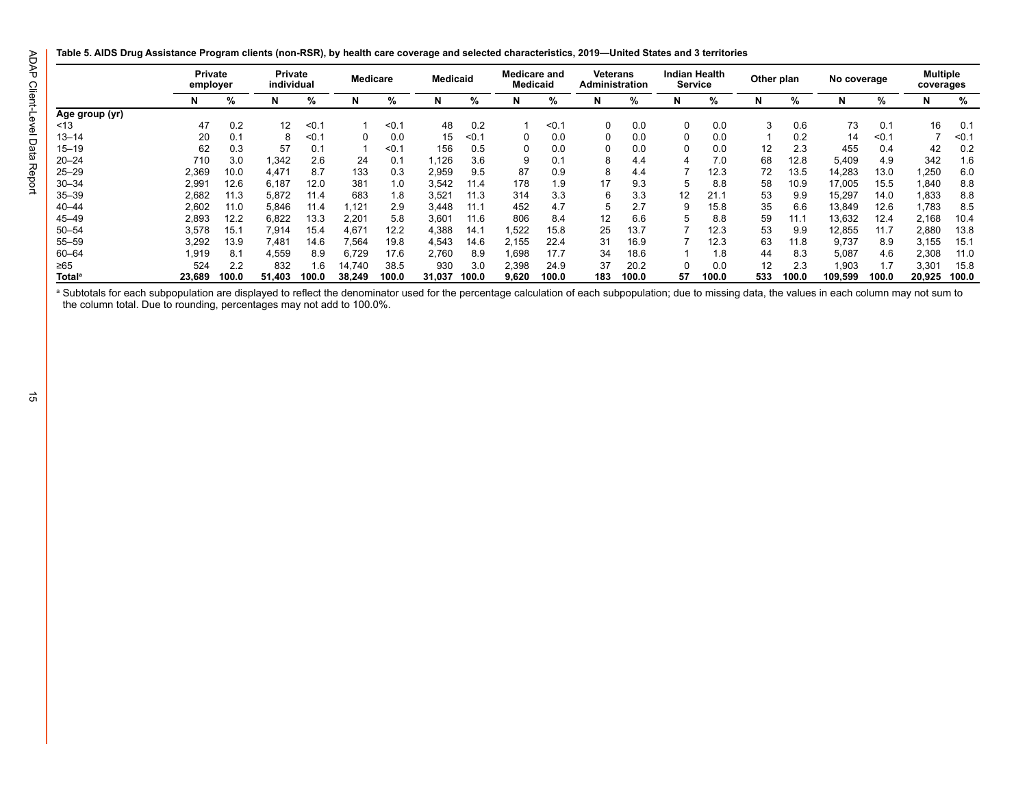**Table 5. AIDS Drug Assistance Program clients (non-RSR), by health care coverage and selected characteristics, 2019—United States and 3 territories**

| | Private employer | | Private individual | | Medicare | | Medicaid | | Medicare and Medicaid | | Veterans Administration | | Indian Health Service | | Other plan | | No coverage | | Multiple coverages | |
|---|---|---|---|---|---|---|---|---|---|---|---|---|---|---|---|---|---|---|---|---|
| | N | % | N | % | N | % | N | % | N | % | N | % | N | % | N | % | N | % | N | % |
| **Age group (yr)** | | | | | | | | | | | | | | | | | | | | |
| <13 | 47 | 0.2 | 12 | <0.1 | 1 | <0.1 | 48 | 0.2 | 1 | <0.1 | 0 | 0.0 | 0 | 0.0 | 3 | 0.6 | 73 | 0.1 | 16 | 0.1 |
| 13–14 | 20 | 0.1 | 8 | <0.1 | 0 | 0.0 | 15 | <0.1 | 0 | 0.0 | 0 | 0.0 | 0 | 0.0 | 1 | 0.2 | 14 | <0.1 | 7 | <0.1 |
| 15–19 | 62 | 0.3 | 57 | 0.1 | 1 | <0.1 | 156 | 0.5 | 0 | 0.0 | 0 | 0.0 | 0 | 0.0 | 12 | 2.3 | 455 | 0.4 | 42 | 0.2 |
| 20–24 | 710 | 3.0 | 1,342 | 2.6 | 24 | 0.1 | 1,126 | 3.6 | 9 | 0.1 | 8 | 4.4 | 4 | 7.0 | 68 | 12.8 | 5,409 | 4.9 | 342 | 1.6 |
| 25–29 | 2,369 | 10.0 | 4,471 | 8.7 | 133 | 0.3 | 2,959 | 9.5 | 87 | 0.9 | 8 | 4.4 | 7 | 12.3 | 72 | 13.5 | 14,283 | 13.0 | 1,250 | 6.0 |
| 30–34 | 2,991 | 12.6 | 6,187 | 12.0 | 381 | 1.0 | 3,542 | 11.4 | 178 | 1.9 | 17 | 9.3 | 5 | 8.8 | 58 | 10.9 | 17,005 | 15.5 | 1,840 | 8.8 |
| 35–39 | 2,682 | 11.3 | 5,872 | 11.4 | 683 | 1.8 | 3,521 | 11.3 | 314 | 3.3 | 6 | 3.3 | 12 | 21.1 | 53 | 9.9 | 15,297 | 14.0 | 1,833 | 8.8 |
| 40–44 | 2,602 | 11.0 | 5,846 | 11.4 | 1,121 | 2.9 | 3,448 | 11.1 | 452 | 4.7 | 5 | 2.7 | 9 | 15.8 | 35 | 6.6 | 13,849 | 12.6 | 1,783 | 8.5 |
| 45–49 | 2,893 | 12.2 | 6,822 | 13.3 | 2,201 | 5.8 | 3,601 | 11.6 | 806 | 8.4 | 12 | 6.6 | 5 | 8.8 | 59 | 11.1 | 13,632 | 12.4 | 2,168 | 10.4 |
| 50–54 | 3,578 | 15.1 | 7,914 | 15.4 | 4,671 | 12.2 | 4,388 | 14.1 | 1,522 | 15.8 | 25 | 13.7 | 7 | 12.3 | 53 | 9.9 | 12,855 | 11.7 | 2,880 | 13.8 |
| 55–59 | 3,292 | 13.9 | 7,481 | 14.6 | 7,564 | 19.8 | 4,543 | 14.6 | 2,155 | 22.4 | 31 | 16.9 | 7 | 12.3 | 63 | 11.8 | 9,737 | 8.9 | 3,155 | 15.1 |
| 60–64 | 1,919 | 8.1 | 4,559 | 8.9 | 6,729 | 17.6 | 2,760 | 8.9 | 1,698 | 17.7 | 34 | 18.6 | 1 | 1.8 | 44 | 8.3 | 5,087 | 4.6 | 2,308 | 11.0 |
| ≥65 | 524 | 2.2 | 832 | 1.6 | 14,740 | 38.5 | 930 | 3.0 | 2,398 | 24.9 | 37 | 20.2 | 0 | 0.0 | 12 | 2.3 | 1,903 | 1.7 | 3,301 | 15.8 |
| **Total[a]** | **23,689** | **100.0** | **51,403** | **100.0** | **38,249** | **100.0** | **31,037** | **100.0** | **9,620** | **100.0** | **183** | **100.0** | **57** | **100.0** | **533** | **100.0** | **109,599** | **100.0** | **20,925** | **100.0** |

[a] Subtotals for each subpopulation are displayed to reflect the denominator used for the percentage calculation of each subpopulation; due to missing data, the values in each column may not sum to the column total. Due to rounding, percentages may not add to 100.0%.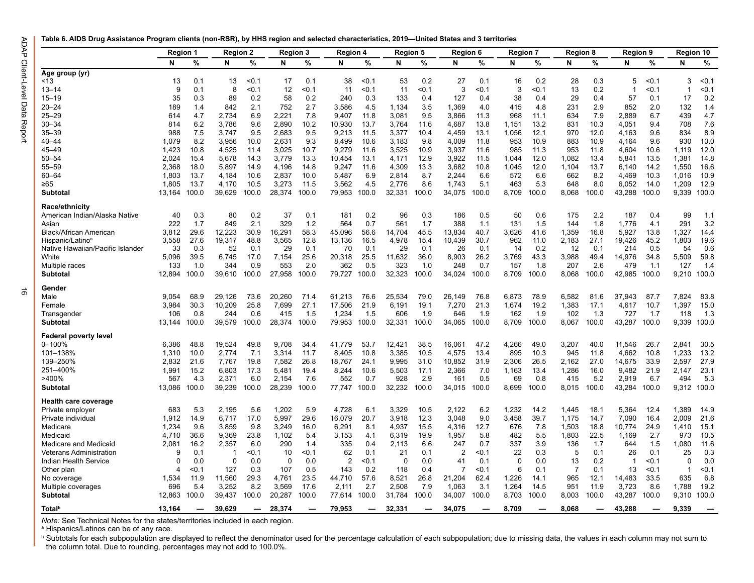**Table 6. AIDS Drug Assistance Program clients (non-RSR), by HHS region and selected characteristics, 2019—United States and 3 territories**

| | Region 1 | | Region 2 | | Region 3 | | Region 4 | | Region 5 | | Region 6 | | Region 7 | | Region 8 | | Region 9 | | Region 10 | |
|---|---|---|---|---|---|---|---|---|---|---|---|---|---|---|---|---|---|---|---|---|
| | N | % | N | % | N | % | N | % | N | % | N | % | N | % | N | % | N | % | N | % |
| **Age group (yr)** | | | | | | | | | | | | | | | | | | | | |
| <13 | 13 | 0.1 | 13 | <0.1 | 17 | 0.1 | 38 | <0.1 | 53 | 0.2 | 27 | 0.1 | 16 | 0.2 | 28 | 0.3 | 5 | <0.1 | 3 | <0.1 |
| 13–14 | 9 | 0.1 | 8 | <0.1 | 12 | <0.1 | 11 | <0.1 | 11 | <0.1 | 3 | <0.1 | 3 | <0.1 | 13 | 0.2 | 1 | <0.1 | 1 | <0.1 |
| 15–19 | 35 | 0.3 | 89 | 0.2 | 58 | 0.2 | 240 | 0.3 | 133 | 0.4 | 127 | 0.4 | 38 | 0.4 | 29 | 0.4 | 57 | 0.1 | 17 | 0.2 |
| 20–24 | 189 | 1.4 | 842 | 2.1 | 752 | 2.7 | 3,586 | 4.5 | 1,134 | 3.5 | 1,369 | 4.0 | 415 | 4.8 | 231 | 2.9 | 852 | 2.0 | 132 | 1.4 |
| 25–29 | 614 | 4.7 | 2,734 | 6.9 | 2,221 | 7.8 | 9,407 | 11.8 | 3,081 | 9.5 | 3,866 | 11.3 | 968 | 11.1 | 634 | 7.9 | 2,889 | 6.7 | 439 | 4.7 |
| 30–34 | 814 | 6.2 | 3,786 | 9.6 | 2,890 | 10.2 | 10,930 | 13.7 | 3,764 | 11.6 | 4,687 | 13.8 | 1,151 | 13.2 | 831 | 10.3 | 4,051 | 9.4 | 708 | 7.6 |
| 35–39 | 988 | 7.5 | 3,747 | 9.5 | 2,683 | 9.5 | 9,213 | 11.5 | 3,377 | 10.4 | 4,459 | 13.1 | 1,056 | 12.1 | 970 | 12.0 | 4,163 | 9.6 | 834 | 8.9 |
| 40–44 | 1,079 | 8.2 | 3,956 | 10.0 | 2,631 | 9.3 | 8,499 | 10.6 | 3,183 | 9.8 | 4,009 | 11.8 | 953 | 10.9 | 883 | 10.9 | 4,164 | 9.6 | 930 | 10.0 |
| 45–49 | 1,423 | 10.8 | 4,525 | 11.4 | 3,025 | 10.7 | 9,279 | 11.6 | 3,525 | 10.9 | 3,937 | 11.6 | 985 | 11.3 | 953 | 11.8 | 4,604 | 10.6 | 1,119 | 12.0 |
| 50–54 | 2,024 | 15.4 | 5,678 | 14.3 | 3,779 | 13.3 | 10,454 | 13.1 | 4,171 | 12.9 | 3,922 | 11.5 | 1,044 | 12.0 | 1,082 | 13.4 | 5,841 | 13.5 | 1,381 | 14.8 |
| 55–59 | 2,368 | 18.0 | 5,897 | 14.9 | 4,196 | 14.8 | 9,247 | 11.6 | 4,309 | 13.3 | 3,682 | 10.8 | 1,045 | 12.0 | 1,104 | 13.7 | 6,140 | 14.2 | 1,550 | 16.6 |
| 60–64 | 1,803 | 13.7 | 4,184 | 10.6 | 2,837 | 10.0 | 5,487 | 6.9 | 2,814 | 8.7 | 2,244 | 6.6 | 572 | 6.6 | 662 | 8.2 | 4,469 | 10.3 | 1,016 | 10.9 |
| ≥65 | 1,805 | 13.7 | 4,170 | 10.5 | 3,273 | 11.5 | 3,562 | 4.5 | 2,776 | 8.6 | 1,743 | 5.1 | 463 | 5.3 | 648 | 8.0 | 6,052 | 14.0 | 1,209 | 12.9 |
| **Subtotal** | 13,164 | 100.0 | 39,629 | 100.0 | 28,374 | 100.0 | 79,953 | 100.0 | 32,331 | 100.0 | 34,075 | 100.0 | 8,709 | 100.0 | 8,068 | 100.0 | 43,288 | 100.0 | 9,339 | 100.0 |
| **Race/ethnicity** | | | | | | | | | | | | | | | | | | | | |
| American Indian/Alaska Native | 40 | 0.3 | 80 | 0.2 | 37 | 0.1 | 181 | 0.2 | 96 | 0.3 | 186 | 0.5 | 50 | 0.6 | 175 | 2.2 | 187 | 0.4 | 99 | 1.1 |
| Asian | 222 | 1.7 | 849 | 2.1 | 329 | 1.2 | 564 | 0.7 | 561 | 1.7 | 388 | 1.1 | 131 | 1.5 | 144 | 1.8 | 1,776 | 4.1 | 291 | 3.2 |
| Black/African American | 3,812 | 29.6 | 12,223 | 30.9 | 16,291 | 58.3 | 45,096 | 56.6 | 14,704 | 45.5 | 13,834 | 40.7 | 3,626 | 41.6 | 1,359 | 16.8 | 5,927 | 13.8 | 1,327 | 14.4 |
| Hispanic/Latino[a] | 3,558 | 27.6 | 19,317 | 48.8 | 3,565 | 12.8 | 13,136 | 16.5 | 4,978 | 15.4 | 10,439 | 30.7 | 962 | 11.0 | 2,183 | 27.1 | 19,426 | 45.2 | 1,803 | 19.6 |
| Native Hawaiian/Pacific Islander | 33 | 0.3 | 52 | 0.1 | 29 | 0.1 | 70 | 0.1 | 29 | 0.1 | 26 | 0.1 | 14 | 0.2 | 12 | 0.1 | 214 | 0.5 | 54 | 0.6 |
| White | 5,096 | 39.5 | 6,745 | 17.0 | 7,154 | 25.6 | 20,318 | 25.5 | 11,632 | 36.0 | 8,903 | 26.2 | 3,769 | 43.3 | 3,988 | 49.4 | 14,976 | 34.8 | 5,509 | 59.8 |
| Multiple races | 133 | 1.0 | 344 | 0.9 | 553 | 2.0 | 362 | 0.5 | 323 | 1.0 | 248 | 0.7 | 157 | 1.8 | 207 | 2.6 | 479 | 1.1 | 127 | 1.4 |
| **Subtotal** | 12,894 | 100.0 | 39,610 | 100.0 | 27,958 | 100.0 | 79,727 | 100.0 | 32,323 | 100.0 | 34,024 | 100.0 | 8,709 | 100.0 | 8,068 | 100.0 | 42,985 | 100.0 | 9,210 | 100.0 |
| **Gender** | | | | | | | | | | | | | | | | | | | | |
| Male | 9,054 | 68.9 | 29,126 | 73.6 | 20,260 | 71.4 | 61,213 | 76.6 | 25,534 | 79.0 | 26,149 | 76.8 | 6,873 | 78.9 | 6,582 | 81.6 | 37,943 | 87.7 | 7,824 | 83.8 |
| Female | 3,984 | 30.3 | 10,209 | 25.8 | 7,699 | 27.1 | 17,506 | 21.9 | 6,191 | 19.1 | 7,270 | 21.3 | 1,674 | 19.2 | 1,383 | 17.1 | 4,617 | 10.7 | 1,397 | 15.0 |
| Transgender | 106 | 0.8 | 244 | 0.6 | 415 | 1.5 | 1,234 | 1.5 | 606 | 1.9 | 646 | 1.9 | 162 | 1.9 | 102 | 1.3 | 727 | 1.7 | 118 | 1.3 |
| **Subtotal** | 13,144 | 100.0 | 39,579 | 100.0 | 28,374 | 100.0 | 79,953 | 100.0 | 32,331 | 100.0 | 34,065 | 100.0 | 8,709 | 100.0 | 8,067 | 100.0 | 43,287 | 100.0 | 9,339 | 100.0 |
| **Federal poverty level** | | | | | | | | | | | | | | | | | | | | |
| 0–100% | 6,386 | 48.8 | 19,524 | 49.8 | 9,708 | 34.4 | 41,779 | 53.7 | 12,421 | 38.5 | 16,061 | 47.2 | 4,266 | 49.0 | 3,207 | 40.0 | 11,546 | 26.7 | 2,841 | 30.5 |
| 101–138% | 1,310 | 10.0 | 2,774 | 7.1 | 3,314 | 11.7 | 8,405 | 10.8 | 3,385 | 10.5 | 4,575 | 13.4 | 895 | 10.3 | 945 | 11.8 | 4,662 | 10.8 | 1,233 | 13.2 |
| 139–250% | 2,832 | 21.6 | 7,767 | 19.8 | 7,582 | 26.8 | 18,767 | 24.1 | 9,995 | 31.0 | 10,852 | 31.9 | 2,306 | 26.5 | 2,162 | 27.0 | 14,675 | 33.9 | 2,597 | 27.9 |
| 251–400% | 1,991 | 15.2 | 6,803 | 17.3 | 5,481 | 19.4 | 8,244 | 10.6 | 5,503 | 17.1 | 2,366 | 7.0 | 1,163 | 13.4 | 1,286 | 16.0 | 9,482 | 21.9 | 2,147 | 23.1 |
| >400% | 567 | 4.3 | 2,371 | 6.0 | 2,154 | 7.6 | 552 | 0.7 | 928 | 2.9 | 161 | 0.5 | 69 | 0.8 | 415 | 5.2 | 2,919 | 6.7 | 494 | 5.3 |
| **Subtotal** | 13,086 | 100.0 | 39,239 | 100.0 | 28,239 | 100.0 | 77,747 | 100.0 | 32,232 | 100.0 | 34,015 | 100.0 | 8,699 | 100.0 | 8,015 | 100.0 | 43,284 | 100.0 | 9,312 | 100.0 |
| **Health care coverage** | | | | | | | | | | | | | | | | | | | | |
| Private employer | 683 | 5.3 | 2,195 | 5.6 | 1,202 | 5.9 | 4,728 | 6.1 | 3,329 | 10.5 | 2,122 | 6.2 | 1,232 | 14.2 | 1,445 | 18.1 | 5,364 | 12.4 | 1,389 | 14.9 |
| Private individual | 1,912 | 14.9 | 6,717 | 17.0 | 5,997 | 29.6 | 16,079 | 20.7 | 3,918 | 12.3 | 3,048 | 9.0 | 3,458 | 39.7 | 1,175 | 14.7 | 7,090 | 16.4 | 2,009 | 21.6 |
| Medicare | 1,234 | 9.6 | 3,859 | 9.8 | 3,249 | 16.0 | 6,291 | 8.1 | 4,937 | 15.5 | 4,316 | 12.7 | 676 | 7.8 | 1,503 | 18.8 | 10,774 | 24.9 | 1,410 | 15.1 |
| Medicaid | 4,710 | 36.6 | 9,369 | 23.8 | 1,102 | 5.4 | 3,153 | 4.1 | 6,319 | 19.9 | 1,957 | 5.8 | 482 | 5.5 | 1,803 | 22.5 | 1,169 | 2.7 | 973 | 10.5 |
| Medicare and Medicaid | 2,081 | 16.2 | 2,357 | 6.0 | 290 | 1.4 | 335 | 0.4 | 2,113 | 6.6 | 247 | 0.7 | 337 | 3.9 | 136 | 1.7 | 644 | 1.5 | 1,080 | 11.6 |
| Veterans Administration | 9 | 0.1 | 1 | <0.1 | 10 | <0.1 | 62 | 0.1 | 21 | 0.1 | 2 | <0.1 | 22 | 0.3 | 5 | 0.1 | 26 | 0.1 | 25 | 0.3 |
| Indian Health Service | 0 | 0.0 | 0 | 0.0 | 0 | 0.0 | 2 | <0.1 | 0 | 0.0 | 41 | 0.1 | 0 | 0.0 | 13 | 0.2 | 1 | <0.1 | 0 | 0.0 |
| Other plan | 4 | <0.1 | 127 | 0.3 | 107 | 0.5 | 143 | 0.2 | 118 | 0.4 | 7 | <0.1 | 6 | 0.1 | 7 | 0.1 | 13 | <0.1 | 1 | <0.1 |
| No coverage | 1,534 | 11.9 | 11,560 | 29.3 | 4,761 | 23.5 | 44,710 | 57.6 | 8,521 | 26.8 | 21,204 | 62.4 | 1,226 | 14.1 | 965 | 12.1 | 14,483 | 33.5 | 635 | 6.8 |
| Multiple coverages | 696 | 5.4 | 3,252 | 8.2 | 3,569 | 17.6 | 2,111 | 2.7 | 2,508 | 7.9 | 1,063 | 3.1 | 1,264 | 14.5 | 951 | 11.9 | 3,723 | 8.6 | 1,788 | 19.2 |
| **Subtotal** | 12,863 | 100.0 | 39,437 | 100.0 | 20,287 | 100.0 | 77,614 | 100.0 | 31,784 | 100.0 | 34,007 | 100.0 | 8,703 | 100.0 | 8,003 | 100.0 | 43,287 | 100.0 | 9,310 | 100.0 |
| **Total[b]** | **13,164** | **—** | **39,629** | **—** | **28,374** | **—** | **79,953** | **—** | **32,331** | **—** | **34,075** | **—** | **8,709** | **—** | **8,068** | **—** | **43,288** | **—** | **9,339** | **—** |

*Note:* See Technical Notes for the states/territories included in each region.

[a] Hispanics/Latinos can be of any race.

[b] Subtotals for each subpopulation are displayed to reflect the denominator used for the percentage calculation of each subpopulation; due to missing data, the values in each column may not sum to the column total. Due to rounding, percentages may not add to 100.0%.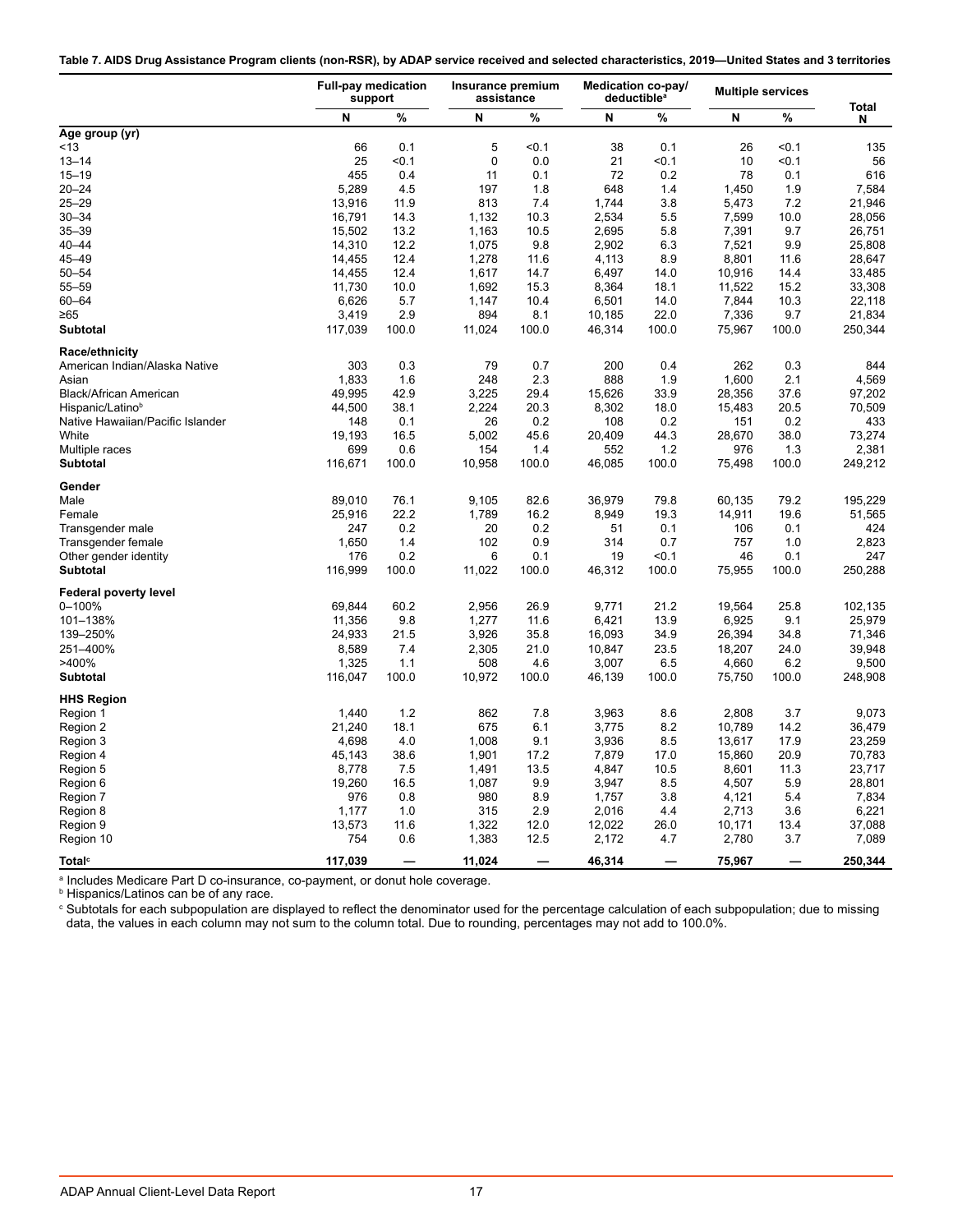**Table 7. AIDS Drug Assistance Program clients (non-RSR), by ADAP service received and selected characteristics, 2019—United States and 3 territories**

| | Full-pay medication support | | Insurance premium assistance | | Medication co-pay/ deductible[a] | | Multiple services | | Total |
|---|---|---|---|---|---|---|---|---|---|
| | N | % | N | % | N | % | N | % | N |
| **Age group (yr)** | | | | | | | | | |
| <13 | 66 | 0.1 | 5 | <0.1 | 38 | 0.1 | 26 | <0.1 | 135 |
| 13–14 | 25 | <0.1 | 0 | 0.0 | 21 | <0.1 | 10 | <0.1 | 56 |
| 15–19 | 455 | 0.4 | 11 | 0.1 | 72 | 0.2 | 78 | 0.1 | 616 |
| 20–24 | 5,289 | 4.5 | 197 | 1.8 | 648 | 1.4 | 1,450 | 1.9 | 7,584 |
| 25–29 | 13,916 | 11.9 | 813 | 7.4 | 1,744 | 3.8 | 5,473 | 7.2 | 21,946 |
| 30–34 | 16,791 | 14.3 | 1,132 | 10.3 | 2,534 | 5.5 | 7,599 | 10.0 | 28,056 |
| 35–39 | 15,502 | 13.2 | 1,163 | 10.5 | 2,695 | 5.8 | 7,391 | 9.7 | 26,751 |
| 40–44 | 14,310 | 12.2 | 1,075 | 9.8 | 2,902 | 6.3 | 7,521 | 9.9 | 25,808 |
| 45–49 | 14,455 | 12.4 | 1,278 | 11.6 | 4,113 | 8.9 | 8,801 | 11.6 | 28,647 |
| 50–54 | 14,455 | 12.4 | 1,617 | 14.7 | 6,497 | 14.0 | 10,916 | 14.4 | 33,485 |
| 55–59 | 11,730 | 10.0 | 1,692 | 15.3 | 8,364 | 18.1 | 11,522 | 15.2 | 33,308 |
| 60–64 | 6,626 | 5.7 | 1,147 | 10.4 | 6,501 | 14.0 | 7,844 | 10.3 | 22,118 |
| ≥65 | 3,419 | 2.9 | 894 | 8.1 | 10,185 | 22.0 | 7,336 | 9.7 | 21,834 |
| **Subtotal** | 117,039 | 100.0 | 11,024 | 100.0 | 46,314 | 100.0 | 75,967 | 100.0 | 250,344 |
| **Race/ethnicity** | | | | | | | | | |
| American Indian/Alaska Native | 303 | 0.3 | 79 | 0.7 | 200 | 0.4 | 262 | 0.3 | 844 |
| Asian | 1,833 | 1.6 | 248 | 2.3 | 888 | 1.9 | 1,600 | 2.1 | 4,569 |
| Black/African American | 49,995 | 42.9 | 3,225 | 29.4 | 15,626 | 33.9 | 28,356 | 37.6 | 97,202 |
| Hispanic/Latino[b] | 44,500 | 38.1 | 2,224 | 20.3 | 8,302 | 18.0 | 15,483 | 20.5 | 70,509 |
| Native Hawaiian/Pacific Islander | 148 | 0.1 | 26 | 0.2 | 108 | 0.2 | 151 | 0.2 | 433 |
| White | 19,193 | 16.5 | 5,002 | 45.6 | 20,409 | 44.3 | 28,670 | 38.0 | 73,274 |
| Multiple races | 699 | 0.6 | 154 | 1.4 | 552 | 1.2 | 976 | 1.3 | 2,381 |
| **Subtotal** | 116,671 | 100.0 | 10,958 | 100.0 | 46,085 | 100.0 | 75,498 | 100.0 | 249,212 |
| **Gender** | | | | | | | | | |
| Male | 89,010 | 76.1 | 9,105 | 82.6 | 36,979 | 79.8 | 60,135 | 79.2 | 195,229 |
| Female | 25,916 | 22.2 | 1,789 | 16.2 | 8,949 | 19.3 | 14,911 | 19.6 | 51,565 |
| Transgender male | 247 | 0.2 | 20 | 0.2 | 51 | 0.1 | 106 | 0.1 | 424 |
| Transgender female | 1,650 | 1.4 | 102 | 0.9 | 314 | 0.7 | 757 | 1.0 | 2,823 |
| Other gender identity | 176 | 0.2 | 6 | 0.1 | 19 | <0.1 | 46 | 0.1 | 247 |
| **Subtotal** | 116,999 | 100.0 | 11,022 | 100.0 | 46,312 | 100.0 | 75,955 | 100.0 | 250,288 |
| **Federal poverty level** | | | | | | | | | |
| 0–100% | 69,844 | 60.2 | 2,956 | 26.9 | 9,771 | 21.2 | 19,564 | 25.8 | 102,135 |
| 101–138% | 11,356 | 9.8 | 1,277 | 11.6 | 6,421 | 13.9 | 6,925 | 9.1 | 25,979 |
| 139–250% | 24,933 | 21.5 | 3,926 | 35.8 | 16,093 | 34.9 | 26,394 | 34.8 | 71,346 |
| 251–400% | 8,589 | 7.4 | 2,305 | 21.0 | 10,847 | 23.5 | 18,207 | 24.0 | 39,948 |
| >400% | 1,325 | 1.1 | 508 | 4.6 | 3,007 | 6.5 | 4,660 | 6.2 | 9,500 |
| **Subtotal** | 116,047 | 100.0 | 10,972 | 100.0 | 46,139 | 100.0 | 75,750 | 100.0 | 248,908 |
| **HHS Region** | | | | | | | | | |
| Region 1 | 1,440 | 1.2 | 862 | 7.8 | 3,963 | 8.6 | 2,808 | 3.7 | 9,073 |
| Region 2 | 21,240 | 18.1 | 675 | 6.1 | 3,775 | 8.2 | 10,789 | 14.2 | 36,479 |
| Region 3 | 4,698 | 4.0 | 1,008 | 9.1 | 3,936 | 8.5 | 13,617 | 17.9 | 23,259 |
| Region 4 | 45,143 | 38.6 | 1,901 | 17.2 | 7,879 | 17.0 | 15,860 | 20.9 | 70,783 |
| Region 5 | 8,778 | 7.5 | 1,491 | 13.5 | 4,847 | 10.5 | 8,601 | 11.3 | 23,717 |
| Region 6 | 19,260 | 16.5 | 1,087 | 9.9 | 3,947 | 8.5 | 4,507 | 5.9 | 28,801 |
| Region 7 | 976 | 0.8 | 980 | 8.9 | 1,757 | 3.8 | 4,121 | 5.4 | 7,834 |
| Region 8 | 1,177 | 1.0 | 315 | 2.9 | 2,016 | 4.4 | 2,713 | 3.6 | 6,221 |
| Region 9 | 13,573 | 11.6 | 1,322 | 12.0 | 12,022 | 26.0 | 10,171 | 13.4 | 37,088 |
| Region 10 | 754 | 0.6 | 1,383 | 12.5 | 2,172 | 4.7 | 2,780 | 3.7 | 7,089 |
| **Total[c]** | **117,039** | — | **11,024** | — | **46,314** | — | **75,967** | — | **250,344** |

[a] Includes Medicare Part D co-insurance, co-payment, or donut hole coverage.

[b] Hispanics/Latinos can be of any race.

[c] Subtotals for each subpopulation are displayed to reflect the denominator used for the percentage calculation of each subpopulation; due to missing data, the values in each column may not sum to the column total. Due to rounding, percentages may not add to 100.0%.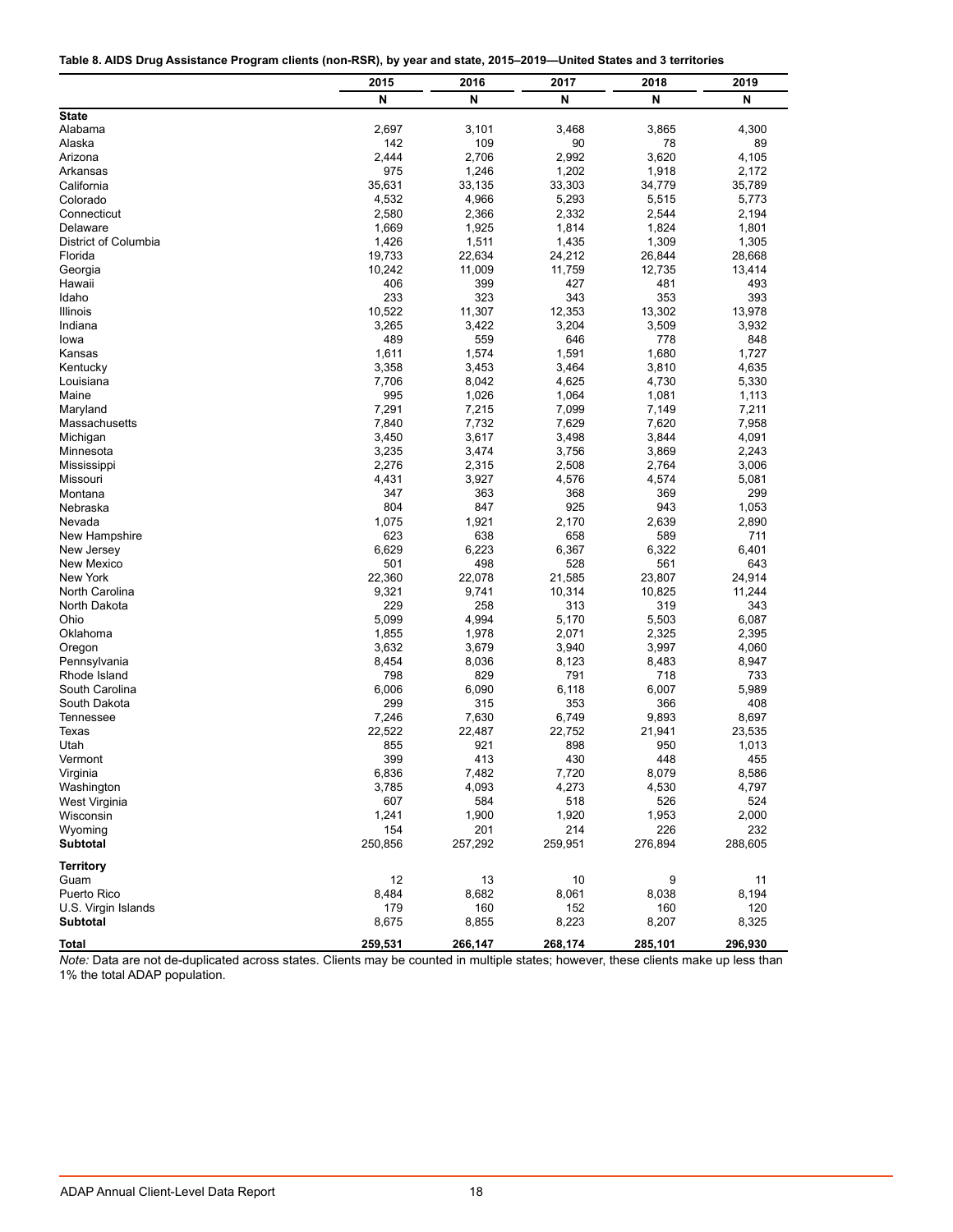**Table 8. AIDS Drug Assistance Program clients (non-RSR), by year and state, 2015–2019—United States and 3 territories**

| | 2015 | 2016 | 2017 | 2018 | 2019 |
|---|---|---|---|---|---|
| | N | N | N | N | N |
| **State** | | | | | |
| Alabama | 2,697 | 3,101 | 3,468 | 3,865 | 4,300 |
| Alaska | 142 | 109 | 90 | 78 | 89 |
| Arizona | 2,444 | 2,706 | 2,992 | 3,620 | 4,105 |
| Arkansas | 975 | 1,246 | 1,202 | 1,918 | 2,172 |
| California | 35,631 | 33,135 | 33,303 | 34,779 | 35,789 |
| Colorado | 4,532 | 4,966 | 5,293 | 5,515 | 5,773 |
| Connecticut | 2,580 | 2,366 | 2,332 | 2,544 | 2,194 |
| Delaware | 1,669 | 1,925 | 1,814 | 1,824 | 1,801 |
| District of Columbia | 1,426 | 1,511 | 1,435 | 1,309 | 1,305 |
| Florida | 19,733 | 22,634 | 24,212 | 26,844 | 28,668 |
| Georgia | 10,242 | 11,009 | 11,759 | 12,735 | 13,414 |
| Hawaii | 406 | 399 | 427 | 481 | 493 |
| Idaho | 233 | 323 | 343 | 353 | 393 |
| Illinois | 10,522 | 11,307 | 12,353 | 13,302 | 13,978 |
| Indiana | 3,265 | 3,422 | 3,204 | 3,509 | 3,932 |
| Iowa | 489 | 559 | 646 | 778 | 848 |
| Kansas | 1,611 | 1,574 | 1,591 | 1,680 | 1,727 |
| Kentucky | 3,358 | 3,453 | 3,464 | 3,810 | 4,635 |
| Louisiana | 7,706 | 8,042 | 4,625 | 4,730 | 5,330 |
| Maine | 995 | 1,026 | 1,064 | 1,081 | 1,113 |
| Maryland | 7,291 | 7,215 | 7,099 | 7,149 | 7,211 |
| Massachusetts | 7,840 | 7,732 | 7,629 | 7,620 | 7,958 |
| Michigan | 3,450 | 3,617 | 3,498 | 3,844 | 4,091 |
| Minnesota | 3,235 | 3,474 | 3,756 | 3,869 | 2,243 |
| Mississippi | 2,276 | 2,315 | 2,508 | 2,764 | 3,006 |
| Missouri | 4,431 | 3,927 | 4,576 | 4,574 | 5,081 |
| Montana | 347 | 363 | 368 | 369 | 299 |
| Nebraska | 804 | 847 | 925 | 943 | 1,053 |
| Nevada | 1,075 | 1,921 | 2,170 | 2,639 | 2,890 |
| New Hampshire | 623 | 638 | 658 | 589 | 711 |
| New Jersey | 6,629 | 6,223 | 6,367 | 6,322 | 6,401 |
| New Mexico | 501 | 498 | 528 | 561 | 643 |
| New York | 22,360 | 22,078 | 21,585 | 23,807 | 24,914 |
| North Carolina | 9,321 | 9,741 | 10,314 | 10,825 | 11,244 |
| North Dakota | 229 | 258 | 313 | 319 | 343 |
| Ohio | 5,099 | 4,994 | 5,170 | 5,503 | 6,087 |
| Oklahoma | 1,855 | 1,978 | 2,071 | 2,325 | 2,395 |
| Oregon | 3,632 | 3,679 | 3,940 | 3,997 | 4,060 |
| Pennsylvania | 8,454 | 8,036 | 8,123 | 8,483 | 8,947 |
| Rhode Island | 798 | 829 | 791 | 718 | 733 |
| South Carolina | 6,006 | 6,090 | 6,118 | 6,007 | 5,989 |
| South Dakota | 299 | 315 | 353 | 366 | 408 |
| Tennessee | 7,246 | 7,630 | 6,749 | 9,893 | 8,697 |
| Texas | 22,522 | 22,487 | 22,752 | 21,941 | 23,535 |
| Utah | 855 | 921 | 898 | 950 | 1,013 |
| Vermont | 399 | 413 | 430 | 448 | 455 |
| Virginia | 6,836 | 7,482 | 7,720 | 8,079 | 8,586 |
| Washington | 3,785 | 4,093 | 4,273 | 4,530 | 4,797 |
| West Virginia | 607 | 584 | 518 | 526 | 524 |
| Wisconsin | 1,241 | 1,900 | 1,920 | 1,953 | 2,000 |
| Wyoming | 154 | 201 | 214 | 226 | 232 |
| **Subtotal** | 250,856 | 257,292 | 259,951 | 276,894 | 288,605 |
| **Territory** | | | | | |
| Guam | 12 | 13 | 10 | 9 | 11 |
| Puerto Rico | 8,484 | 8,682 | 8,061 | 8,038 | 8,194 |
| U.S. Virgin Islands | 179 | 160 | 152 | 160 | 120 |
| **Subtotal** | 8,675 | 8,855 | 8,223 | 8,207 | 8,325 |
| **Total** | **259,531** | **266,147** | **268,174** | **285,101** | **296,930** |

*Note:* Data are not de-duplicated across states. Clients may be counted in multiple states; however, these clients make up less than 1% the total ADAP population.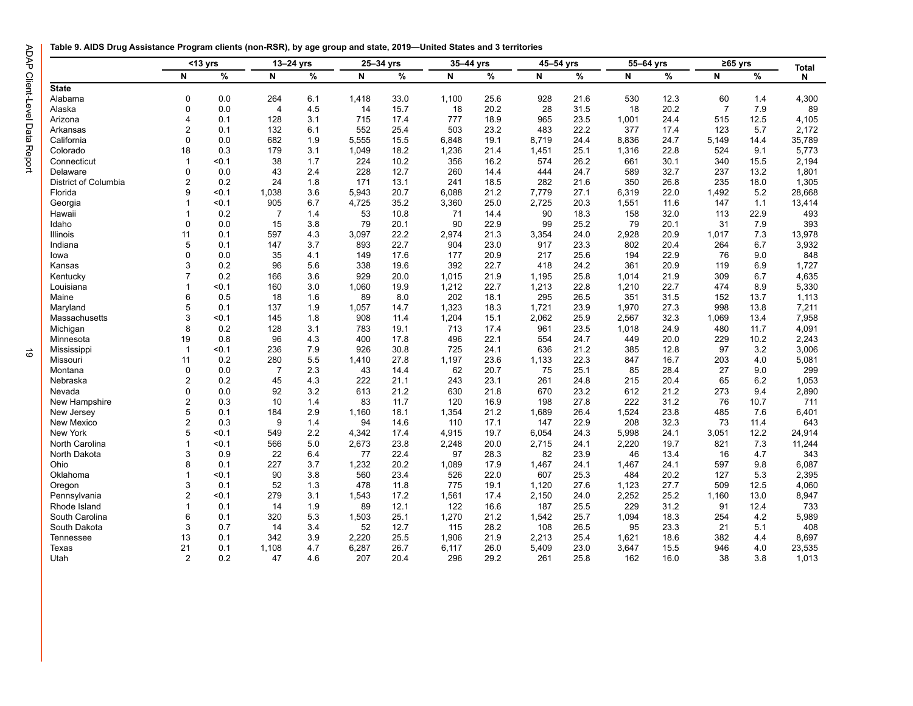**Table 9. AIDS Drug Assistance Program clients (non-RSR), by age group and state, 2019—United States and 3 territories**

| | <13 yrs | | 13–24 yrs | | 25–34 yrs | | 35–44 yrs | | 45–54 yrs | | 55–64 yrs | | ≥65 yrs | | Total |
|---|---|---|---|---|---|---|---|---|---|---|---|---|---|---|---|
| | N | % | N | % | N | % | N | % | N | % | N | % | N | % | N |
| **State** | | | | | | | | | | | | | | | |
| Alabama | 0 | 0.0 | 264 | 6.1 | 1,418 | 33.0 | 1,100 | 25.6 | 928 | 21.6 | 530 | 12.3 | 60 | 1.4 | 4,300 |
| Alaska | 0 | 0.0 | 4 | 4.5 | 14 | 15.7 | 18 | 20.2 | 28 | 31.5 | 18 | 20.2 | 7 | 7.9 | 89 |
| Arizona | 4 | 0.1 | 128 | 3.1 | 715 | 17.4 | 777 | 18.9 | 965 | 23.5 | 1,001 | 24.4 | 515 | 12.5 | 4,105 |
| Arkansas | 2 | 0.1 | 132 | 6.1 | 552 | 25.4 | 503 | 23.2 | 483 | 22.2 | 377 | 17.4 | 123 | 5.7 | 2,172 |
| California | 0 | 0.0 | 682 | 1.9 | 5,555 | 15.5 | 6,848 | 19.1 | 8,719 | 24.4 | 8,836 | 24.7 | 5,149 | 14.4 | 35,789 |
| Colorado | 18 | 0.3 | 179 | 3.1 | 1,049 | 18.2 | 1,236 | 21.4 | 1,451 | 25.1 | 1,316 | 22.8 | 524 | 9.1 | 5,773 |
| Connecticut | 1 | <0.1 | 38 | 1.7 | 224 | 10.2 | 356 | 16.2 | 574 | 26.2 | 661 | 30.1 | 340 | 15.5 | 2,194 |
| Delaware | 0 | 0.0 | 43 | 2.4 | 228 | 12.7 | 260 | 14.4 | 444 | 24.7 | 589 | 32.7 | 237 | 13.2 | 1,801 |
| District of Columbia | 2 | 0.2 | 24 | 1.8 | 171 | 13.1 | 241 | 18.5 | 282 | 21.6 | 350 | 26.8 | 235 | 18.0 | 1,305 |
| Florida | 9 | <0.1 | 1,038 | 3.6 | 5,943 | 20.7 | 6,088 | 21.2 | 7,779 | 27.1 | 6,319 | 22.0 | 1,492 | 5.2 | 28,668 |
| Georgia | 1 | <0.1 | 905 | 6.7 | 4,725 | 35.2 | 3,360 | 25.0 | 2,725 | 20.3 | 1,551 | 11.6 | 147 | 1.1 | 13,414 |
| Hawaii | 1 | 0.2 | 7 | 1.4 | 53 | 10.8 | 71 | 14.4 | 90 | 18.3 | 158 | 32.0 | 113 | 22.9 | 493 |
| Idaho | 0 | 0.0 | 15 | 3.8 | 79 | 20.1 | 90 | 22.9 | 99 | 25.2 | 79 | 20.1 | 31 | 7.9 | 393 |
| Illinois | 11 | 0.1 | 597 | 4.3 | 3,097 | 22.2 | 2,974 | 21.3 | 3,354 | 24.0 | 2,928 | 20.9 | 1,017 | 7.3 | 13,978 |
| Indiana | 5 | 0.1 | 147 | 3.7 | 893 | 22.7 | 904 | 23.0 | 917 | 23.3 | 802 | 20.4 | 264 | 6.7 | 3,932 |
| Iowa | 0 | 0.0 | 35 | 4.1 | 149 | 17.6 | 177 | 20.9 | 217 | 25.6 | 194 | 22.9 | 76 | 9.0 | 848 |
| Kansas | 3 | 0.2 | 96 | 5.6 | 338 | 19.6 | 392 | 22.7 | 418 | 24.2 | 361 | 20.9 | 119 | 6.9 | 1,727 |
| Kentucky | 7 | 0.2 | 166 | 3.6 | 929 | 20.0 | 1,015 | 21.9 | 1,195 | 25.8 | 1,014 | 21.9 | 309 | 6.7 | 4,635 |
| Louisiana | 1 | <0.1 | 160 | 3.0 | 1,060 | 19.9 | 1,212 | 22.7 | 1,213 | 22.8 | 1,210 | 22.7 | 474 | 8.9 | 5,330 |
| Maine | 6 | 0.5 | 18 | 1.6 | 89 | 8.0 | 202 | 18.1 | 295 | 26.5 | 351 | 31.5 | 152 | 13.7 | 1,113 |
| Maryland | 5 | 0.1 | 137 | 1.9 | 1,057 | 14.7 | 1,323 | 18.3 | 1,721 | 23.9 | 1,970 | 27.3 | 998 | 13.8 | 7,211 |
| Massachusetts | 3 | <0.1 | 145 | 1.8 | 908 | 11.4 | 1,204 | 15.1 | 2,062 | 25.9 | 2,567 | 32.3 | 1,069 | 13.4 | 7,958 |
| Michigan | 8 | 0.2 | 128 | 3.1 | 783 | 19.1 | 713 | 17.4 | 961 | 23.5 | 1,018 | 24.9 | 480 | 11.7 | 4,091 |
| Minnesota | 19 | 0.8 | 96 | 4.3 | 400 | 17.8 | 496 | 22.1 | 554 | 24.7 | 449 | 20.0 | 229 | 10.2 | 2,243 |
| Mississippi | 1 | <0.1 | 236 | 7.9 | 926 | 30.8 | 725 | 24.1 | 636 | 21.2 | 385 | 12.8 | 97 | 3.2 | 3,006 |
| Missouri | 11 | 0.2 | 280 | 5.5 | 1,410 | 27.8 | 1,197 | 23.6 | 1,133 | 22.3 | 847 | 16.7 | 203 | 4.0 | 5,081 |
| Montana | 0 | 0.0 | 7 | 2.3 | 43 | 14.4 | 62 | 20.7 | 75 | 25.1 | 85 | 28.4 | 27 | 9.0 | 299 |
| Nebraska | 2 | 0.2 | 45 | 4.3 | 222 | 21.1 | 243 | 23.1 | 261 | 24.8 | 215 | 20.4 | 65 | 6.2 | 1,053 |
| Nevada | 0 | 0.0 | 92 | 3.2 | 613 | 21.2 | 630 | 21.8 | 670 | 23.2 | 612 | 21.2 | 273 | 9.4 | 2,890 |
| New Hampshire | 2 | 0.3 | 10 | 1.4 | 83 | 11.7 | 120 | 16.9 | 198 | 27.8 | 222 | 31.2 | 76 | 10.7 | 711 |
| New Jersey | 5 | 0.1 | 184 | 2.9 | 1,160 | 18.1 | 1,354 | 21.2 | 1,689 | 26.4 | 1,524 | 23.8 | 485 | 7.6 | 6,401 |
| New Mexico | 2 | 0.3 | 9 | 1.4 | 94 | 14.6 | 110 | 17.1 | 147 | 22.9 | 208 | 32.3 | 73 | 11.4 | 643 |
| New York | 5 | <0.1 | 549 | 2.2 | 4,342 | 17.4 | 4,915 | 19.7 | 6,054 | 24.3 | 5,998 | 24.1 | 3,051 | 12.2 | 24,914 |
| North Carolina | 1 | <0.1 | 566 | 5.0 | 2,673 | 23.8 | 2,248 | 20.0 | 2,715 | 24.1 | 2,220 | 19.7 | 821 | 7.3 | 11,244 |
| North Dakota | 3 | 0.9 | 22 | 6.4 | 77 | 22.4 | 97 | 28.3 | 82 | 23.9 | 46 | 13.4 | 16 | 4.7 | 343 |
| Ohio | 8 | 0.1 | 227 | 3.7 | 1,232 | 20.2 | 1,089 | 17.9 | 1,467 | 24.1 | 1,467 | 24.1 | 597 | 9.8 | 6,087 |
| Oklahoma | 1 | <0.1 | 90 | 3.8 | 560 | 23.4 | 526 | 22.0 | 607 | 25.3 | 484 | 20.2 | 127 | 5.3 | 2,395 |
| Oregon | 3 | 0.1 | 52 | 1.3 | 478 | 11.8 | 775 | 19.1 | 1,120 | 27.6 | 1,123 | 27.7 | 509 | 12.5 | 4,060 |
| Pennsylvania | 2 | <0.1 | 279 | 3.1 | 1,543 | 17.2 | 1,561 | 17.4 | 2,150 | 24.0 | 2,252 | 25.2 | 1,160 | 13.0 | 8,947 |
| Rhode Island | 1 | 0.1 | 14 | 1.9 | 89 | 12.1 | 122 | 16.6 | 187 | 25.5 | 229 | 31.2 | 91 | 12.4 | 733 |
| South Carolina | 6 | 0.1 | 320 | 5.3 | 1,503 | 25.1 | 1,270 | 21.2 | 1,542 | 25.7 | 1,094 | 18.3 | 254 | 4.2 | 5,989 |
| South Dakota | 3 | 0.7 | 14 | 3.4 | 52 | 12.7 | 115 | 28.2 | 108 | 26.5 | 95 | 23.3 | 21 | 5.1 | 408 |
| Tennessee | 13 | 0.1 | 342 | 3.9 | 2,220 | 25.5 | 1,906 | 21.9 | 2,213 | 25.4 | 1,621 | 18.6 | 382 | 4.4 | 8,697 |
| Texas | 21 | 0.1 | 1,108 | 4.7 | 6,287 | 26.7 | 6,117 | 26.0 | 5,409 | 23.0 | 3,647 | 15.5 | 946 | 4.0 | 23,535 |
| Utah | 2 | 0.2 | 47 | 4.6 | 207 | 20.4 | 296 | 29.2 | 261 | 25.8 | 162 | 16.0 | 38 | 3.8 | 1,013 |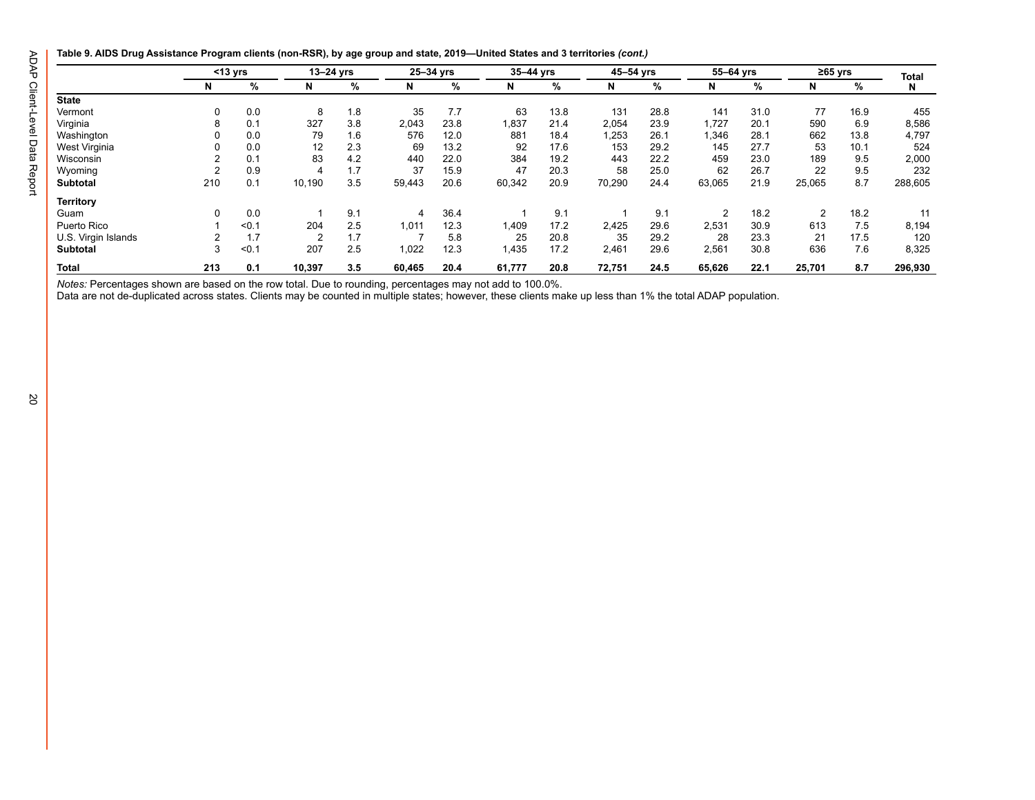**Table 9. AIDS Drug Assistance Program clients (non-RSR), by age group and state, 2019—United States and 3 territories *(cont.)***

| | <13 yrs | | 13–24 yrs | | 25–34 yrs | | 35–44 yrs | | 45–54 yrs | | 55–64 yrs | | ≥65 yrs | | Total |
|---|---|---|---|---|---|---|---|---|---|---|---|---|---|---|---|
| | N | % | N | % | N | % | N | % | N | % | N | % | N | % | N |
| **State** | | | | | | | | | | | | | | | |
| Vermont | 0 | 0.0 | 8 | 1.8 | 35 | 7.7 | 63 | 13.8 | 131 | 28.8 | 141 | 31.0 | 77 | 16.9 | 455 |
| Virginia | 8 | 0.1 | 327 | 3.8 | 2,043 | 23.8 | 1,837 | 21.4 | 2,054 | 23.9 | 1,727 | 20.1 | 590 | 6.9 | 8,586 |
| Washington | 0 | 0.0 | 79 | 1.6 | 576 | 12.0 | 881 | 18.4 | 1,253 | 26.1 | 1,346 | 28.1 | 662 | 13.8 | 4,797 |
| West Virginia | 0 | 0.0 | 12 | 2.3 | 69 | 13.2 | 92 | 17.6 | 153 | 29.2 | 145 | 27.7 | 53 | 10.1 | 524 |
| Wisconsin | 2 | 0.1 | 83 | 4.2 | 440 | 22.0 | 384 | 19.2 | 443 | 22.2 | 459 | 23.0 | 189 | 9.5 | 2,000 |
| Wyoming | 2 | 0.9 | 4 | 1.7 | 37 | 15.9 | 47 | 20.3 | 58 | 25.0 | 62 | 26.7 | 22 | 9.5 | 232 |
| **Subtotal** | 210 | 0.1 | 10,190 | 3.5 | 59,443 | 20.6 | 60,342 | 20.9 | 70,290 | 24.4 | 63,065 | 21.9 | 25,065 | 8.7 | 288,605 |
| **Territory** | | | | | | | | | | | | | | | |
| Guam | 0 | 0.0 | 1 | 9.1 | 4 | 36.4 | 1 | 9.1 | 1 | 9.1 | 2 | 18.2 | 2 | 18.2 | 11 |
| Puerto Rico | 1 | <0.1 | 204 | 2.5 | 1,011 | 12.3 | 1,409 | 17.2 | 2,425 | 29.6 | 2,531 | 30.9 | 613 | 7.5 | 8,194 |
| U.S. Virgin Islands | 2 | 1.7 | 2 | 1.7 | 7 | 5.8 | 25 | 20.8 | 35 | 29.2 | 28 | 23.3 | 21 | 17.5 | 120 |
| **Subtotal** | 3 | <0.1 | 207 | 2.5 | 1,022 | 12.3 | 1,435 | 17.2 | 2,461 | 29.6 | 2,561 | 30.8 | 636 | 7.6 | 8,325 |
| **Total** | **213** | **0.1** | **10,397** | **3.5** | **60,465** | **20.4** | **61,777** | **20.8** | **72,751** | **24.5** | **65,626** | **22.1** | **25,701** | **8.7** | **296,930** |

*Notes:* Percentages shown are based on the row total. Due to rounding, percentages may not add to 100.0%.
Data are not de-duplicated across states. Clients may be counted in multiple states; however, these clients make up less than 1% the total ADAP population.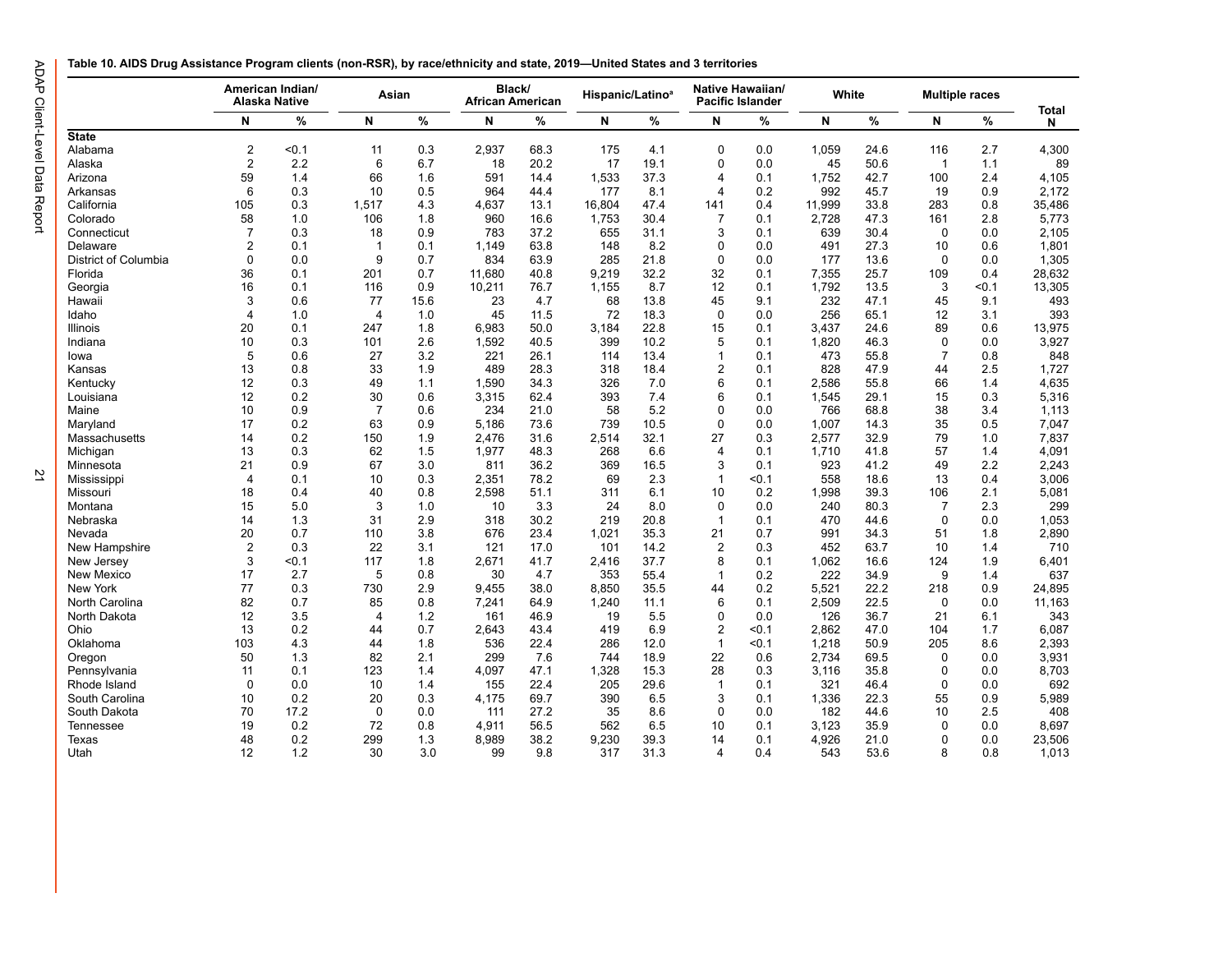**Table 10. AIDS Drug Assistance Program clients (non-RSR), by race/ethnicity and state, 2019—United States and 3 territories**

| | American Indian/ Alaska Native | | Asian | | Black/ African American | | Hispanic/Latino[a] | | Native Hawaiian/ Pacific Islander | | White | | Multiple races | | Total |
|---|---|---|---|---|---|---|---|---|---|---|---|---|---|---|---|
| | N | % | N | % | N | % | N | % | N | % | N | % | N | % | N |
| **State** | | | | | | | | | | | | | | | |
| Alabama | 2 | <0.1 | 11 | 0.3 | 2,937 | 68.3 | 175 | 4.1 | 0 | 0.0 | 1,059 | 24.6 | 116 | 2.7 | 4,300 |
| Alaska | 2 | 2.2 | 6 | 6.7 | 18 | 20.2 | 17 | 19.1 | 0 | 0.0 | 45 | 50.6 | 1 | 1.1 | 89 |
| Arizona | 59 | 1.4 | 66 | 1.6 | 591 | 14.4 | 1,533 | 37.3 | 4 | 0.1 | 1,752 | 42.7 | 100 | 2.4 | 4,105 |
| Arkansas | 6 | 0.3 | 10 | 0.5 | 964 | 44.4 | 177 | 8.1 | 4 | 0.2 | 992 | 45.7 | 19 | 0.9 | 2,172 |
| California | 105 | 0.3 | 1,517 | 4.3 | 4,637 | 13.1 | 16,804 | 47.4 | 141 | 0.4 | 11,999 | 33.8 | 283 | 0.8 | 35,486 |
| Colorado | 58 | 1.0 | 106 | 1.8 | 960 | 16.6 | 1,753 | 30.4 | 7 | 0.1 | 2,728 | 47.3 | 161 | 2.8 | 5,773 |
| Connecticut | 7 | 0.3 | 18 | 0.9 | 783 | 37.2 | 655 | 31.1 | 3 | 0.1 | 639 | 30.4 | 0 | 0.0 | 2,105 |
| Delaware | 2 | 0.1 | 1 | 0.1 | 1,149 | 63.8 | 148 | 8.2 | 0 | 0.0 | 491 | 27.3 | 10 | 0.6 | 1,801 |
| District of Columbia | 0 | 0.0 | 9 | 0.7 | 834 | 63.9 | 285 | 21.8 | 0 | 0.0 | 177 | 13.6 | 0 | 0.0 | 1,305 |
| Florida | 36 | 0.1 | 201 | 0.7 | 11,680 | 40.8 | 9,219 | 32.2 | 32 | 0.1 | 7,355 | 25.7 | 109 | 0.4 | 28,632 |
| Georgia | 16 | 0.1 | 116 | 0.9 | 10,211 | 76.7 | 1,155 | 8.7 | 12 | 0.1 | 1,792 | 13.5 | 3 | <0.1 | 13,305 |
| Hawaii | 3 | 0.6 | 77 | 15.6 | 23 | 4.7 | 68 | 13.8 | 45 | 9.1 | 232 | 47.1 | 45 | 9.1 | 493 |
| Idaho | 4 | 1.0 | 4 | 1.0 | 45 | 11.5 | 72 | 18.3 | 0 | 0.0 | 256 | 65.1 | 12 | 3.1 | 393 |
| Illinois | 20 | 0.1 | 247 | 1.8 | 6,983 | 50.0 | 3,184 | 22.8 | 15 | 0.1 | 3,437 | 24.6 | 89 | 0.6 | 13,975 |
| Indiana | 10 | 0.3 | 101 | 2.6 | 1,592 | 40.5 | 399 | 10.2 | 5 | 0.1 | 1,820 | 46.3 | 0 | 0.0 | 3,927 |
| Iowa | 5 | 0.6 | 27 | 3.2 | 221 | 26.1 | 114 | 13.4 | 1 | 0.1 | 473 | 55.8 | 7 | 0.8 | 848 |
| Kansas | 13 | 0.8 | 33 | 1.9 | 489 | 28.3 | 318 | 18.4 | 2 | 0.1 | 828 | 47.9 | 44 | 2.5 | 1,727 |
| Kentucky | 12 | 0.3 | 49 | 1.1 | 1,590 | 34.3 | 326 | 7.0 | 6 | 0.1 | 2,586 | 55.8 | 66 | 1.4 | 4,635 |
| Louisiana | 12 | 0.2 | 30 | 0.6 | 3,315 | 62.4 | 393 | 7.4 | 6 | 0.1 | 1,545 | 29.1 | 15 | 0.3 | 5,316 |
| Maine | 10 | 0.9 | 7 | 0.6 | 234 | 21.0 | 58 | 5.2 | 0 | 0.0 | 766 | 68.8 | 38 | 3.4 | 1,113 |
| Maryland | 17 | 0.2 | 63 | 0.9 | 5,186 | 73.6 | 739 | 10.5 | 0 | 0.0 | 1,007 | 14.3 | 35 | 0.5 | 7,047 |
| Massachusetts | 14 | 0.2 | 150 | 1.9 | 2,476 | 31.6 | 2,514 | 32.1 | 27 | 0.3 | 2,577 | 32.9 | 79 | 1.0 | 7,837 |
| Michigan | 13 | 0.3 | 62 | 1.5 | 1,977 | 48.3 | 268 | 6.6 | 4 | 0.1 | 1,710 | 41.8 | 57 | 1.4 | 4,091 |
| Minnesota | 21 | 0.9 | 67 | 3.0 | 811 | 36.2 | 369 | 16.5 | 3 | 0.1 | 923 | 41.2 | 49 | 2.2 | 2,243 |
| Mississippi | 4 | 0.1 | 10 | 0.3 | 2,351 | 78.2 | 69 | 2.3 | 1 | <0.1 | 558 | 18.6 | 13 | 0.4 | 3,006 |
| Missouri | 18 | 0.4 | 40 | 0.8 | 2,598 | 51.1 | 311 | 6.1 | 10 | 0.2 | 1,998 | 39.3 | 106 | 2.1 | 5,081 |
| Montana | 15 | 5.0 | 3 | 1.0 | 10 | 3.3 | 24 | 8.0 | 0 | 0.0 | 240 | 80.3 | 7 | 2.3 | 299 |
| Nebraska | 14 | 1.3 | 31 | 2.9 | 318 | 30.2 | 219 | 20.8 | 1 | 0.1 | 470 | 44.6 | 0 | 0.0 | 1,053 |
| Nevada | 20 | 0.7 | 110 | 3.8 | 676 | 23.4 | 1,021 | 35.3 | 21 | 0.7 | 991 | 34.3 | 51 | 1.8 | 2,890 |
| New Hampshire | 2 | 0.3 | 22 | 3.1 | 121 | 17.0 | 101 | 14.2 | 2 | 0.3 | 452 | 63.7 | 10 | 1.4 | 710 |
| New Jersey | 3 | <0.1 | 117 | 1.8 | 2,671 | 41.7 | 2,416 | 37.7 | 8 | 0.1 | 1,062 | 16.6 | 124 | 1.9 | 6,401 |
| New Mexico | 17 | 2.7 | 5 | 0.8 | 30 | 4.7 | 353 | 55.4 | 1 | 0.2 | 222 | 34.9 | 9 | 1.4 | 637 |
| New York | 77 | 0.3 | 730 | 2.9 | 9,455 | 38.0 | 8,850 | 35.5 | 44 | 0.2 | 5,521 | 22.2 | 218 | 0.9 | 24,895 |
| North Carolina | 82 | 0.7 | 85 | 0.8 | 7,241 | 64.9 | 1,240 | 11.1 | 6 | 0.1 | 2,509 | 22.5 | 0 | 0.0 | 11,163 |
| North Dakota | 12 | 3.5 | 4 | 1.2 | 161 | 46.9 | 19 | 5.5 | 0 | 0.0 | 126 | 36.7 | 21 | 6.1 | 343 |
| Ohio | 13 | 0.2 | 44 | 0.7 | 2,643 | 43.4 | 419 | 6.9 | 2 | <0.1 | 2,862 | 47.0 | 104 | 1.7 | 6,087 |
| Oklahoma | 103 | 4.3 | 44 | 1.8 | 536 | 22.4 | 286 | 12.0 | 1 | <0.1 | 1,218 | 50.9 | 205 | 8.6 | 2,393 |
| Oregon | 50 | 1.3 | 82 | 2.1 | 299 | 7.6 | 744 | 18.9 | 22 | 0.6 | 2,734 | 69.5 | 0 | 0.0 | 3,931 |
| Pennsylvania | 11 | 0.1 | 123 | 1.4 | 4,097 | 47.1 | 1,328 | 15.3 | 28 | 0.3 | 3,116 | 35.8 | 0 | 0.0 | 8,703 |
| Rhode Island | 0 | 0.0 | 10 | 1.4 | 155 | 22.4 | 205 | 29.6 | 1 | 0.1 | 321 | 46.4 | 0 | 0.0 | 692 |
| South Carolina | 10 | 0.2 | 20 | 0.3 | 4,175 | 69.7 | 390 | 6.5 | 3 | 0.1 | 1,336 | 22.3 | 55 | 0.9 | 5,989 |
| South Dakota | 70 | 17.2 | 0 | 0.0 | 111 | 27.2 | 35 | 8.6 | 0 | 0.0 | 182 | 44.6 | 10 | 2.5 | 408 |
| Tennessee | 19 | 0.2 | 72 | 0.8 | 4,911 | 56.5 | 562 | 6.5 | 10 | 0.1 | 3,123 | 35.9 | 0 | 0.0 | 8,697 |
| Texas | 48 | 0.2 | 299 | 1.3 | 8,989 | 38.2 | 9,230 | 39.3 | 14 | 0.1 | 4,926 | 21.0 | 0 | 0.0 | 23,506 |
| Utah | 12 | 1.2 | 30 | 3.0 | 99 | 9.8 | 317 | 31.3 | 4 | 0.4 | 543 | 53.6 | 8 | 0.8 | 1,013 |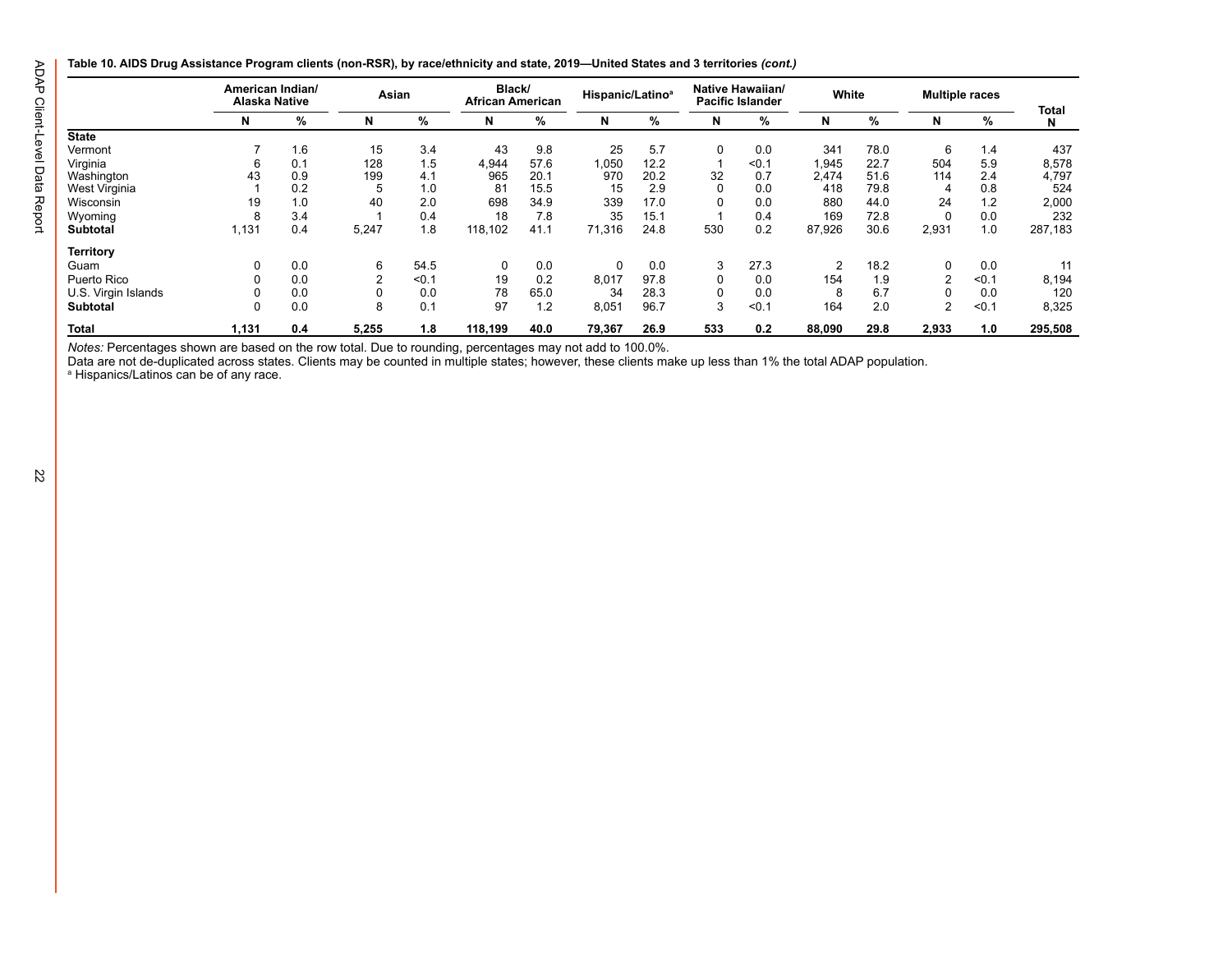**Table 10. AIDS Drug Assistance Program clients (non-RSR), by race/ethnicity and state, 2019—United States and 3 territories *(cont.)***

| | American Indian/ Alaska Native | | Asian | | Black/ African American | | Hispanic/Latino[a] | | Native Hawaiian/ Pacific Islander | | White | | Multiple races | | Total |
|---|---|---|---|---|---|---|---|---|---|---|---|---|---|---|---|
| | N | % | N | % | N | % | N | % | N | % | N | % | N | % | N |
| **State** | | | | | | | | | | | | | | | |
| Vermont | 7 | 1.6 | 15 | 3.4 | 43 | 9.8 | 25 | 5.7 | 0 | 0.0 | 341 | 78.0 | 6 | 1.4 | 437 |
| Virginia | 6 | 0.1 | 128 | 1.5 | 4,944 | 57.6 | 1,050 | 12.2 | 1 | <0.1 | 1,945 | 22.7 | 504 | 5.9 | 8,578 |
| Washington | 43 | 0.9 | 199 | 4.1 | 965 | 20.1 | 970 | 20.2 | 32 | 0.7 | 2,474 | 51.6 | 114 | 2.4 | 4,797 |
| West Virginia | 1 | 0.2 | 5 | 1.0 | 81 | 15.5 | 15 | 2.9 | 0 | 0.0 | 418 | 79.8 | 4 | 0.8 | 524 |
| Wisconsin | 19 | 1.0 | 40 | 2.0 | 698 | 34.9 | 339 | 17.0 | 0 | 0.0 | 880 | 44.0 | 24 | 1.2 | 2,000 |
| Wyoming | 8 | 3.4 | 1 | 0.4 | 18 | 7.8 | 35 | 15.1 | 1 | 0.4 | 169 | 72.8 | 0 | 0.0 | 232 |
| **Subtotal** | 1,131 | 0.4 | 5,247 | 1.8 | 118,102 | 41.1 | 71,316 | 24.8 | 530 | 0.2 | 87,926 | 30.6 | 2,931 | 1.0 | 287,183 |
| **Territory** | | | | | | | | | | | | | | | |
| Guam | 0 | 0.0 | 6 | 54.5 | 0 | 0.0 | 0 | 0.0 | 3 | 27.3 | 2 | 18.2 | 0 | 0.0 | 11 |
| Puerto Rico | 0 | 0.0 | 2 | <0.1 | 19 | 0.2 | 8,017 | 97.8 | 0 | 0.0 | 154 | 1.9 | 2 | <0.1 | 8,194 |
| U.S. Virgin Islands | 0 | 0.0 | 0 | 0.0 | 78 | 65.0 | 34 | 28.3 | 0 | 0.0 | 8 | 6.7 | 0 | 0.0 | 120 |
| **Subtotal** | 0 | 0.0 | 8 | 0.1 | 97 | 1.2 | 8,051 | 96.7 | 3 | <0.1 | 164 | 2.0 | 2 | <0.1 | 8,325 |
| **Total** | **1,131** | **0.4** | **5,255** | **1.8** | **118,199** | **40.0** | **79,367** | **26.9** | **533** | **0.2** | **88,090** | **29.8** | **2,933** | **1.0** | **295,508** |

*Notes:* Percentages shown are based on the row total. Due to rounding, percentages may not add to 100.0%.

Data are not de-duplicated across states. Clients may be counted in multiple states; however, these clients make up less than 1% the total ADAP population.

[a] Hispanics/Latinos can be of any race.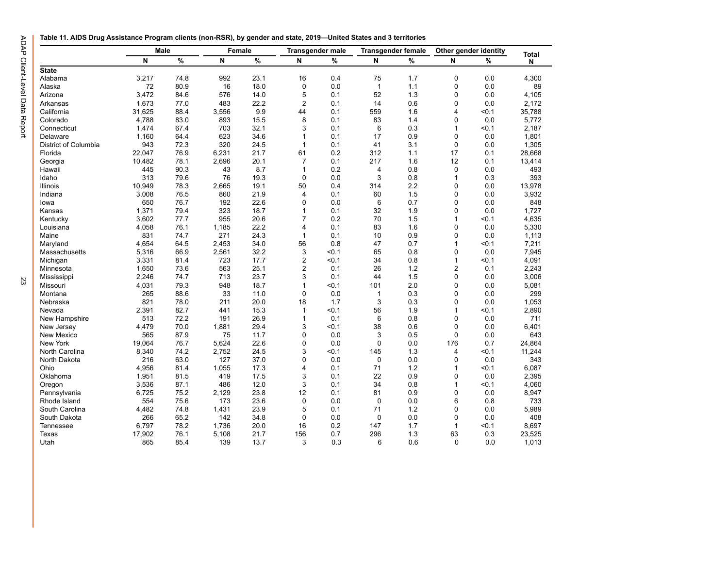**Table 11. AIDS Drug Assistance Program clients (non-RSR), by gender and state, 2019—United States and 3 territories**

| | Male | | Female | | Transgender male | | Transgender female | | Other gender identity | | Total |
|---|---|---|---|---|---|---|---|---|---|---|---|
| | N | % | N | % | N | % | N | % | N | % | N |
| **State** | | | | | | | | | | | |
| Alabama | 3,217 | 74.8 | 992 | 23.1 | 16 | 0.4 | 75 | 1.7 | 0 | 0.0 | 4,300 |
| Alaska | 72 | 80.9 | 16 | 18.0 | 0 | 0.0 | 1 | 1.1 | 0 | 0.0 | 89 |
| Arizona | 3,472 | 84.6 | 576 | 14.0 | 5 | 0.1 | 52 | 1.3 | 0 | 0.0 | 4,105 |
| Arkansas | 1,673 | 77.0 | 483 | 22.2 | 2 | 0.1 | 14 | 0.6 | 0 | 0.0 | 2,172 |
| California | 31,625 | 88.4 | 3,556 | 9.9 | 44 | 0.1 | 559 | 1.6 | 4 | <0.1 | 35,788 |
| Colorado | 4,788 | 83.0 | 893 | 15.5 | 8 | 0.1 | 83 | 1.4 | 0 | 0.0 | 5,772 |
| Connecticut | 1,474 | 67.4 | 703 | 32.1 | 3 | 0.1 | 6 | 0.3 | 1 | <0.1 | 2,187 |
| Delaware | 1,160 | 64.4 | 623 | 34.6 | 1 | 0.1 | 17 | 0.9 | 0 | 0.0 | 1,801 |
| District of Columbia | 943 | 72.3 | 320 | 24.5 | 1 | 0.1 | 41 | 3.1 | 0 | 0.0 | 1,305 |
| Florida | 22,047 | 76.9 | 6,231 | 21.7 | 61 | 0.2 | 312 | 1.1 | 17 | 0.1 | 28,668 |
| Georgia | 10,482 | 78.1 | 2,696 | 20.1 | 7 | 0.1 | 217 | 1.6 | 12 | 0.1 | 13,414 |
| Hawaii | 445 | 90.3 | 43 | 8.7 | 1 | 0.2 | 4 | 0.8 | 0 | 0.0 | 493 |
| Idaho | 313 | 79.6 | 76 | 19.3 | 0 | 0.0 | 3 | 0.8 | 1 | 0.3 | 393 |
| Illinois | 10,949 | 78.3 | 2,665 | 19.1 | 50 | 0.4 | 314 | 2.2 | 0 | 0.0 | 13,978 |
| Indiana | 3,008 | 76.5 | 860 | 21.9 | 4 | 0.1 | 60 | 1.5 | 0 | 0.0 | 3,932 |
| Iowa | 650 | 76.7 | 192 | 22.6 | 0 | 0.0 | 6 | 0.7 | 0 | 0.0 | 848 |
| Kansas | 1,371 | 79.4 | 323 | 18.7 | 1 | 0.1 | 32 | 1.9 | 0 | 0.0 | 1,727 |
| Kentucky | 3,602 | 77.7 | 955 | 20.6 | 7 | 0.2 | 70 | 1.5 | 1 | <0.1 | 4,635 |
| Louisiana | 4,058 | 76.1 | 1,185 | 22.2 | 4 | 0.1 | 83 | 1.6 | 0 | 0.0 | 5,330 |
| Maine | 831 | 74.7 | 271 | 24.3 | 1 | 0.1 | 10 | 0.9 | 0 | 0.0 | 1,113 |
| Maryland | 4,654 | 64.5 | 2,453 | 34.0 | 56 | 0.8 | 47 | 0.7 | 1 | <0.1 | 7,211 |
| Massachusetts | 5,316 | 66.9 | 2,561 | 32.2 | 3 | <0.1 | 65 | 0.8 | 0 | 0.0 | 7,945 |
| Michigan | 3,331 | 81.4 | 723 | 17.7 | 2 | <0.1 | 34 | 0.8 | 1 | <0.1 | 4,091 |
| Minnesota | 1,650 | 73.6 | 563 | 25.1 | 2 | 0.1 | 26 | 1.2 | 2 | 0.1 | 2,243 |
| Mississippi | 2,246 | 74.7 | 713 | 23.7 | 3 | 0.1 | 44 | 1.5 | 0 | 0.0 | 3,006 |
| Missouri | 4,031 | 79.3 | 948 | 18.7 | 1 | <0.1 | 101 | 2.0 | 0 | 0.0 | 5,081 |
| Montana | 265 | 88.6 | 33 | 11.0 | 0 | 0.0 | 1 | 0.3 | 0 | 0.0 | 299 |
| Nebraska | 821 | 78.0 | 211 | 20.0 | 18 | 1.7 | 3 | 0.3 | 0 | 0.0 | 1,053 |
| Nevada | 2,391 | 82.7 | 441 | 15.3 | 1 | <0.1 | 56 | 1.9 | 1 | <0.1 | 2,890 |
| New Hampshire | 513 | 72.2 | 191 | 26.9 | 1 | 0.1 | 6 | 0.8 | 0 | 0.0 | 711 |
| New Jersey | 4,479 | 70.0 | 1,881 | 29.4 | 3 | <0.1 | 38 | 0.6 | 0 | 0.0 | 6,401 |
| New Mexico | 565 | 87.9 | 75 | 11.7 | 0 | 0.0 | 3 | 0.5 | 0 | 0.0 | 643 |
| New York | 19,064 | 76.7 | 5,624 | 22.6 | 0 | 0.0 | 0 | 0.0 | 176 | 0.7 | 24,864 |
| North Carolina | 8,340 | 74.2 | 2,752 | 24.5 | 3 | <0.1 | 145 | 1.3 | 4 | <0.1 | 11,244 |
| North Dakota | 216 | 63.0 | 127 | 37.0 | 0 | 0.0 | 0 | 0.0 | 0 | 0.0 | 343 |
| Ohio | 4,956 | 81.4 | 1,055 | 17.3 | 4 | 0.1 | 71 | 1.2 | 1 | <0.1 | 6,087 |
| Oklahoma | 1,951 | 81.5 | 419 | 17.5 | 3 | 0.1 | 22 | 0.9 | 0 | 0.0 | 2,395 |
| Oregon | 3,536 | 87.1 | 486 | 12.0 | 3 | 0.1 | 34 | 0.8 | 1 | <0.1 | 4,060 |
| Pennsylvania | 6,725 | 75.2 | 2,129 | 23.8 | 12 | 0.1 | 81 | 0.9 | 0 | 0.0 | 8,947 |
| Rhode Island | 554 | 75.6 | 173 | 23.6 | 0 | 0.0 | 0 | 0.0 | 6 | 0.8 | 733 |
| South Carolina | 4,482 | 74.8 | 1,431 | 23.9 | 5 | 0.1 | 71 | 1.2 | 0 | 0.0 | 5,989 |
| South Dakota | 266 | 65.2 | 142 | 34.8 | 0 | 0.0 | 0 | 0.0 | 0 | 0.0 | 408 |
| Tennessee | 6,797 | 78.2 | 1,736 | 20.0 | 16 | 0.2 | 147 | 1.7 | 1 | <0.1 | 8,697 |
| Texas | 17,902 | 76.1 | 5,108 | 21.7 | 156 | 0.7 | 296 | 1.3 | 63 | 0.3 | 23,525 |
| Utah | 865 | 85.4 | 139 | 13.7 | 3 | 0.3 | 6 | 0.6 | 0 | 0.0 | 1,013 |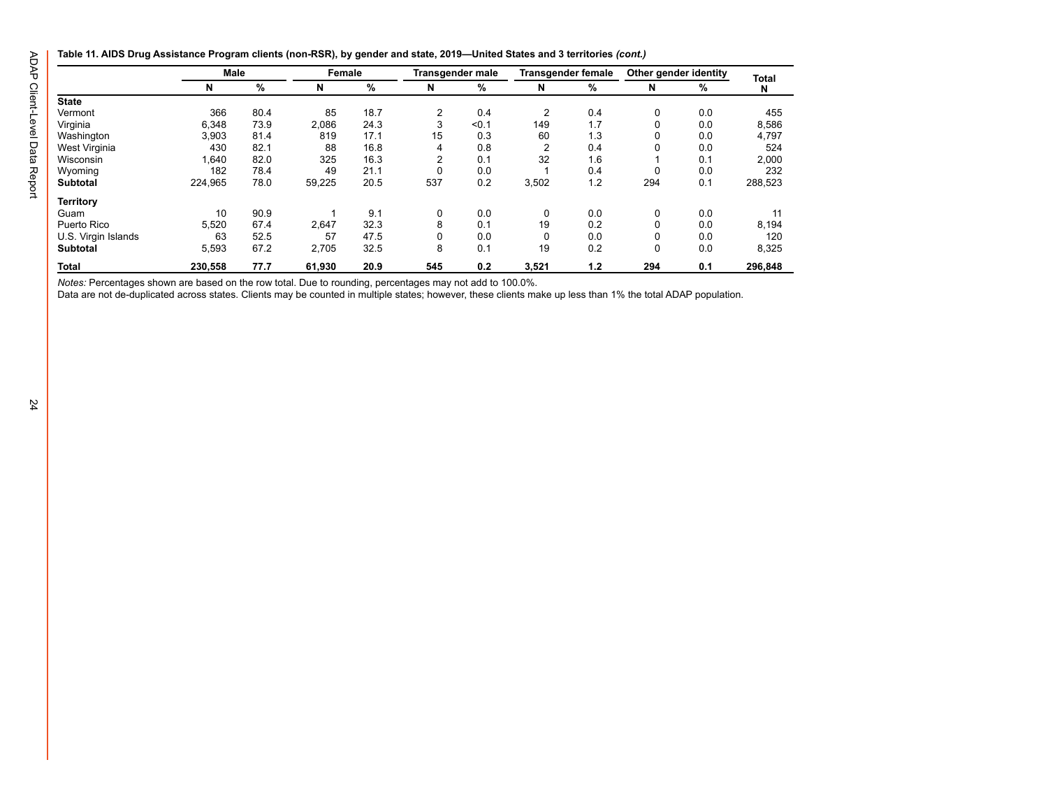**Table 11. AIDS Drug Assistance Program clients (non-RSR), by gender and state, 2019—United States and 3 territories *(cont.)***

| | Male | | Female | | Transgender male | | Transgender female | | Other gender identity | | Total |
|---|---|---|---|---|---|---|---|---|---|---|---|
| | N | % | N | % | N | % | N | % | N | % | N |
| **State** | | | | | | | | | | | |
| Vermont | 366 | 80.4 | 85 | 18.7 | 2 | 0.4 | 2 | 0.4 | 0 | 0.0 | 455 |
| Virginia | 6,348 | 73.9 | 2,086 | 24.3 | 3 | <0.1 | 149 | 1.7 | 0 | 0.0 | 8,586 |
| Washington | 3,903 | 81.4 | 819 | 17.1 | 15 | 0.3 | 60 | 1.3 | 0 | 0.0 | 4,797 |
| West Virginia | 430 | 82.1 | 88 | 16.8 | 4 | 0.8 | 2 | 0.4 | 0 | 0.0 | 524 |
| Wisconsin | 1,640 | 82.0 | 325 | 16.3 | 2 | 0.1 | 32 | 1.6 | 1 | 0.1 | 2,000 |
| Wyoming | 182 | 78.4 | 49 | 21.1 | 0 | 0.0 | 1 | 0.4 | 0 | 0.0 | 232 |
| **Subtotal** | 224,965 | 78.0 | 59,225 | 20.5 | 537 | 0.2 | 3,502 | 1.2 | 294 | 0.1 | 288,523 |
| **Territory** | | | | | | | | | | | |
| Guam | 10 | 90.9 | 1 | 9.1 | 0 | 0.0 | 0 | 0.0 | 0 | 0.0 | 11 |
| Puerto Rico | 5,520 | 67.4 | 2,647 | 32.3 | 8 | 0.1 | 19 | 0.2 | 0 | 0.0 | 8,194 |
| U.S. Virgin Islands | 63 | 52.5 | 57 | 47.5 | 0 | 0.0 | 0 | 0.0 | 0 | 0.0 | 120 |
| **Subtotal** | 5,593 | 67.2 | 2,705 | 32.5 | 8 | 0.1 | 19 | 0.2 | 0 | 0.0 | 8,325 |
| **Total** | **230,558** | **77.7** | **61,930** | **20.9** | **545** | **0.2** | **3,521** | **1.2** | **294** | **0.1** | **296,848** |

*Notes:* Percentages shown are based on the row total. Due to rounding, percentages may not add to 100.0%.

Data are not de-duplicated across states. Clients may be counted in multiple states; however, these clients make up less than 1% the total ADAP population.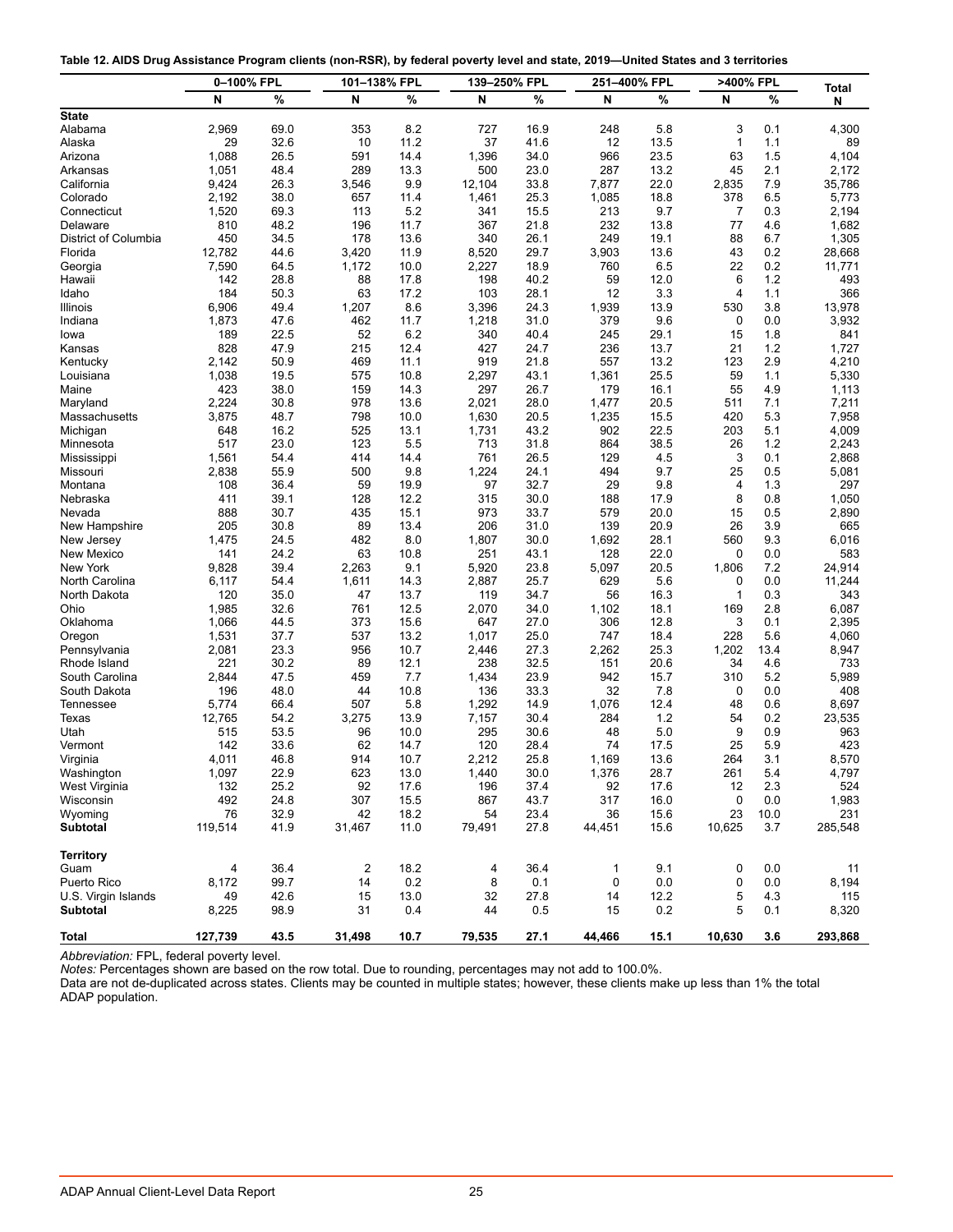**Table 12. AIDS Drug Assistance Program clients (non-RSR), by federal poverty level and state, 2019—United States and 3 territories**

| | 0–100% FPL | | 101–138% FPL | | 139–250% FPL | | 251–400% FPL | | >400% FPL | | Total |
|---|---|---|---|---|---|---|---|---|---|---|---|
| | N | % | N | % | N | % | N | % | N | % | N |
| **State** | | | | | | | | | | | |
| Alabama | 2,969 | 69.0 | 353 | 8.2 | 727 | 16.9 | 248 | 5.8 | 3 | 0.1 | 4,300 |
| Alaska | 29 | 32.6 | 10 | 11.2 | 37 | 41.6 | 12 | 13.5 | 1 | 1.1 | 89 |
| Arizona | 1,088 | 26.5 | 591 | 14.4 | 1,396 | 34.0 | 966 | 23.5 | 63 | 1.5 | 4,104 |
| Arkansas | 1,051 | 48.4 | 289 | 13.3 | 500 | 23.0 | 287 | 13.2 | 45 | 2.1 | 2,172 |
| California | 9,424 | 26.3 | 3,546 | 9.9 | 12,104 | 33.8 | 7,877 | 22.0 | 2,835 | 7.9 | 35,786 |
| Colorado | 2,192 | 38.0 | 657 | 11.4 | 1,461 | 25.3 | 1,085 | 18.8 | 378 | 6.5 | 5,773 |
| Connecticut | 1,520 | 69.3 | 113 | 5.2 | 341 | 15.5 | 213 | 9.7 | 7 | 0.3 | 2,194 |
| Delaware | 810 | 48.2 | 196 | 11.7 | 367 | 21.8 | 232 | 13.8 | 77 | 4.6 | 1,682 |
| District of Columbia | 450 | 34.5 | 178 | 13.6 | 340 | 26.1 | 249 | 19.1 | 88 | 6.7 | 1,305 |
| Florida | 12,782 | 44.6 | 3,420 | 11.9 | 8,520 | 29.7 | 3,903 | 13.6 | 43 | 0.2 | 28,668 |
| Georgia | 7,590 | 64.5 | 1,172 | 10.0 | 2,227 | 18.9 | 760 | 6.5 | 22 | 0.2 | 11,771 |
| Hawaii | 142 | 28.8 | 88 | 17.8 | 198 | 40.2 | 59 | 12.0 | 6 | 1.2 | 493 |
| Idaho | 184 | 50.3 | 63 | 17.2 | 103 | 28.1 | 12 | 3.3 | 4 | 1.1 | 366 |
| Illinois | 6,906 | 49.4 | 1,207 | 8.6 | 3,396 | 24.3 | 1,939 | 13.9 | 530 | 3.8 | 13,978 |
| Indiana | 1,873 | 47.6 | 462 | 11.7 | 1,218 | 31.0 | 379 | 9.6 | 0 | 0.0 | 3,932 |
| Iowa | 189 | 22.5 | 52 | 6.2 | 340 | 40.4 | 245 | 29.1 | 15 | 1.8 | 841 |
| Kansas | 828 | 47.9 | 215 | 12.4 | 427 | 24.7 | 236 | 13.7 | 21 | 1.2 | 1,727 |
| Kentucky | 2,142 | 50.9 | 469 | 11.1 | 919 | 21.8 | 557 | 13.2 | 123 | 2.9 | 4,210 |
| Louisiana | 1,038 | 19.5 | 575 | 10.8 | 2,297 | 43.1 | 1,361 | 25.5 | 59 | 1.1 | 5,330 |
| Maine | 423 | 38.0 | 159 | 14.3 | 297 | 26.7 | 179 | 16.1 | 55 | 4.9 | 1,113 |
| Maryland | 2,224 | 30.8 | 978 | 13.6 | 2,021 | 28.0 | 1,477 | 20.5 | 511 | 7.1 | 7,211 |
| Massachusetts | 3,875 | 48.7 | 798 | 10.0 | 1,630 | 20.5 | 1,235 | 15.5 | 420 | 5.3 | 7,958 |
| Michigan | 648 | 16.2 | 525 | 13.1 | 1,731 | 43.2 | 902 | 22.5 | 203 | 5.1 | 4,009 |
| Minnesota | 517 | 23.0 | 123 | 5.5 | 713 | 31.8 | 864 | 38.5 | 26 | 1.2 | 2,243 |
| Mississippi | 1,561 | 54.4 | 414 | 14.4 | 761 | 26.5 | 129 | 4.5 | 3 | 0.1 | 2,868 |
| Missouri | 2,838 | 55.9 | 500 | 9.8 | 1,224 | 24.1 | 494 | 9.7 | 25 | 0.5 | 5,081 |
| Montana | 108 | 36.4 | 59 | 19.9 | 97 | 32.7 | 29 | 9.8 | 4 | 1.3 | 297 |
| Nebraska | 411 | 39.1 | 128 | 12.2 | 315 | 30.0 | 188 | 17.9 | 8 | 0.8 | 1,050 |
| Nevada | 888 | 30.7 | 435 | 15.1 | 973 | 33.7 | 579 | 20.0 | 15 | 0.5 | 2,890 |
| New Hampshire | 205 | 30.8 | 89 | 13.4 | 206 | 31.0 | 139 | 20.9 | 26 | 3.9 | 665 |
| New Jersey | 1,475 | 24.5 | 482 | 8.0 | 1,807 | 30.0 | 1,692 | 28.1 | 560 | 9.3 | 6,016 |
| New Mexico | 141 | 24.2 | 63 | 10.8 | 251 | 43.1 | 128 | 22.0 | 0 | 0.0 | 583 |
| New York | 9,828 | 39.4 | 2,263 | 9.1 | 5,920 | 23.8 | 5,097 | 20.5 | 1,806 | 7.2 | 24,914 |
| North Carolina | 6,117 | 54.4 | 1,611 | 14.3 | 2,887 | 25.7 | 629 | 5.6 | 0 | 0.0 | 11,244 |
| North Dakota | 120 | 35.0 | 47 | 13.7 | 119 | 34.7 | 56 | 16.3 | 1 | 0.3 | 343 |
| Ohio | 1,985 | 32.6 | 761 | 12.5 | 2,070 | 34.0 | 1,102 | 18.1 | 169 | 2.8 | 6,087 |
| Oklahoma | 1,066 | 44.5 | 373 | 15.6 | 647 | 27.0 | 306 | 12.8 | 3 | 0.1 | 2,395 |
| Oregon | 1,531 | 37.7 | 537 | 13.2 | 1,017 | 25.0 | 747 | 18.4 | 228 | 5.6 | 4,060 |
| Pennsylvania | 2,081 | 23.3 | 956 | 10.7 | 2,446 | 27.3 | 2,262 | 25.3 | 1,202 | 13.4 | 8,947 |
| Rhode Island | 221 | 30.2 | 89 | 12.1 | 238 | 32.5 | 151 | 20.6 | 34 | 4.6 | 733 |
| South Carolina | 2,844 | 47.5 | 459 | 7.7 | 1,434 | 23.9 | 942 | 15.7 | 310 | 5.2 | 5,989 |
| South Dakota | 196 | 48.0 | 44 | 10.8 | 136 | 33.3 | 32 | 7.8 | 0 | 0.0 | 408 |
| Tennessee | 5,774 | 66.4 | 507 | 5.8 | 1,292 | 14.9 | 1,076 | 12.4 | 48 | 0.6 | 8,697 |
| Texas | 12,765 | 54.2 | 3,275 | 13.9 | 7,157 | 30.4 | 284 | 1.2 | 54 | 0.2 | 23,535 |
| Utah | 515 | 53.5 | 96 | 10.0 | 295 | 30.6 | 48 | 5.0 | 9 | 0.9 | 963 |
| Vermont | 142 | 33.6 | 62 | 14.7 | 120 | 28.4 | 74 | 17.5 | 25 | 5.9 | 423 |
| Virginia | 4,011 | 46.8 | 914 | 10.7 | 2,212 | 25.8 | 1,169 | 13.6 | 264 | 3.1 | 8,570 |
| Washington | 1,097 | 22.9 | 623 | 13.0 | 1,440 | 30.0 | 1,376 | 28.7 | 261 | 5.4 | 4,797 |
| West Virginia | 132 | 25.2 | 92 | 17.6 | 196 | 37.4 | 92 | 17.6 | 12 | 2.3 | 524 |
| Wisconsin | 492 | 24.8 | 307 | 15.5 | 867 | 43.7 | 317 | 16.0 | 0 | 0.0 | 1,983 |
| Wyoming | 76 | 32.9 | 42 | 18.2 | 54 | 23.4 | 36 | 15.6 | 23 | 10.0 | 231 |
| **Subtotal** | 119,514 | 41.9 | 31,467 | 11.0 | 79,491 | 27.8 | 44,451 | 15.6 | 10,625 | 3.7 | 285,548 |
| **Territory** | | | | | | | | | | | |
| Guam | 4 | 36.4 | 2 | 18.2 | 4 | 36.4 | 1 | 9.1 | 0 | 0.0 | 11 |
| Puerto Rico | 8,172 | 99.7 | 14 | 0.2 | 8 | 0.1 | 0 | 0.0 | 0 | 0.0 | 8,194 |
| U.S. Virgin Islands | 49 | 42.6 | 15 | 13.0 | 32 | 27.8 | 14 | 12.2 | 5 | 4.3 | 115 |
| **Subtotal** | 8,225 | 98.9 | 31 | 0.4 | 44 | 0.5 | 15 | 0.2 | 5 | 0.1 | 8,320 |
| **Total** | **127,739** | **43.5** | **31,498** | **10.7** | **79,535** | **27.1** | **44,466** | **15.1** | **10,630** | **3.6** | **293,868** |

*Abbreviation:* FPL, federal poverty level.

*Notes:* Percentages shown are based on the row total. Due to rounding, percentages may not add to 100.0%.

Data are not de-duplicated across states. Clients may be counted in multiple states; however, these clients make up less than 1% the total ADAP population.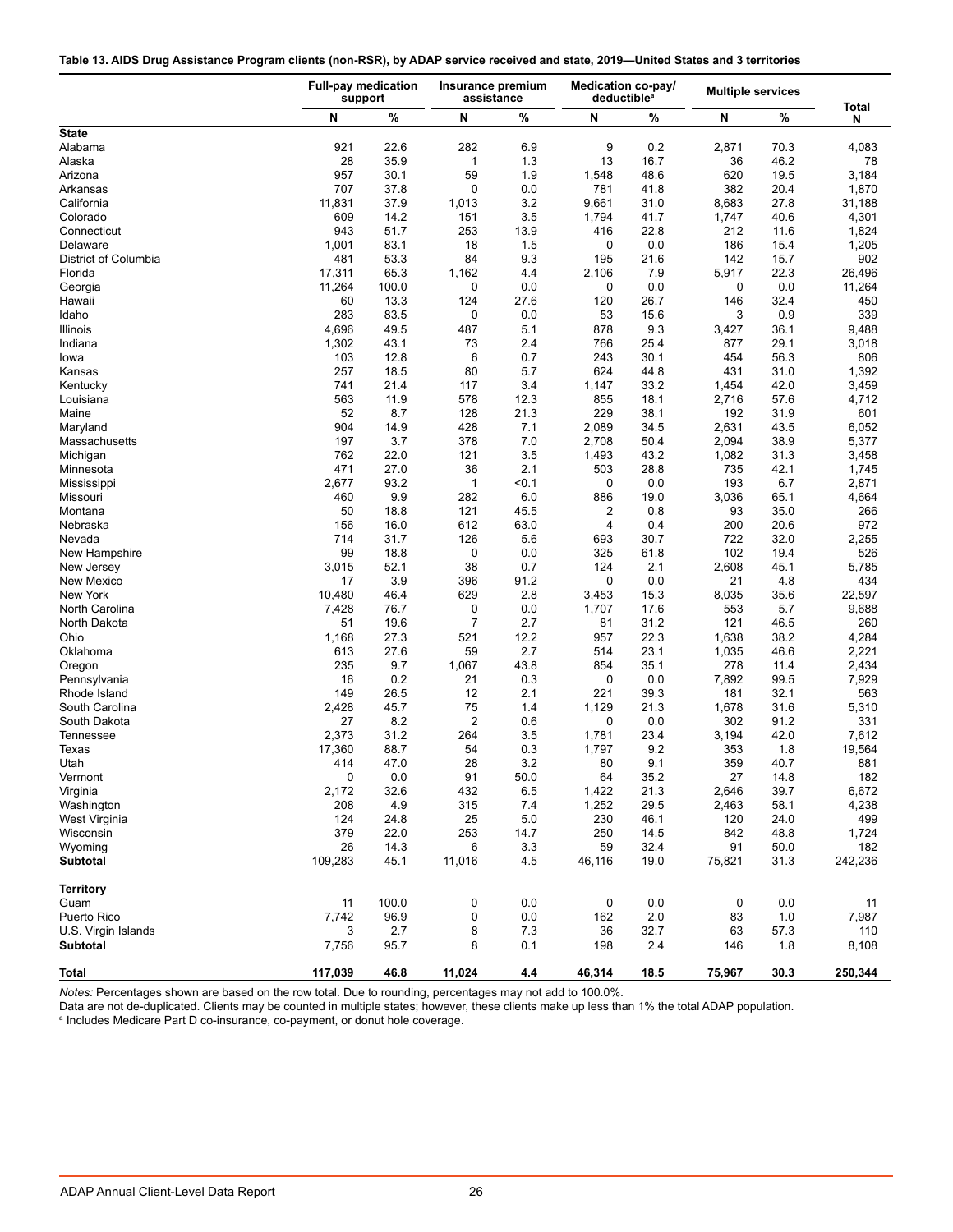**Table 13. AIDS Drug Assistance Program clients (non-RSR), by ADAP service received and state, 2019—United States and 3 territories**

| | Full-pay medication support | | Insurance premium assistance | | Medication co-pay/ deductible[a] | | Multiple services | | Total |
|---|---|---|---|---|---|---|---|---|---|
| | N | % | N | % | N | % | N | % | N |
| **State** | | | | | | | | | |
| Alabama | 921 | 22.6 | 282 | 6.9 | 9 | 0.2 | 2,871 | 70.3 | 4,083 |
| Alaska | 28 | 35.9 | 1 | 1.3 | 13 | 16.7 | 36 | 46.2 | 78 |
| Arizona | 957 | 30.1 | 59 | 1.9 | 1,548 | 48.6 | 620 | 19.5 | 3,184 |
| Arkansas | 707 | 37.8 | 0 | 0.0 | 781 | 41.8 | 382 | 20.4 | 1,870 |
| California | 11,831 | 37.9 | 1,013 | 3.2 | 9,661 | 31.0 | 8,683 | 27.8 | 31,188 |
| Colorado | 609 | 14.2 | 151 | 3.5 | 1,794 | 41.7 | 1,747 | 40.6 | 4,301 |
| Connecticut | 943 | 51.7 | 253 | 13.9 | 416 | 22.8 | 212 | 11.6 | 1,824 |
| Delaware | 1,001 | 83.1 | 18 | 1.5 | 0 | 0.0 | 186 | 15.4 | 1,205 |
| District of Columbia | 481 | 53.3 | 84 | 9.3 | 195 | 21.6 | 142 | 15.7 | 902 |
| Florida | 17,311 | 65.3 | 1,162 | 4.4 | 2,106 | 7.9 | 5,917 | 22.3 | 26,496 |
| Georgia | 11,264 | 100.0 | 0 | 0.0 | 0 | 0.0 | 0 | 0.0 | 11,264 |
| Hawaii | 60 | 13.3 | 124 | 27.6 | 120 | 26.7 | 146 | 32.4 | 450 |
| Idaho | 283 | 83.5 | 0 | 0.0 | 53 | 15.6 | 3 | 0.9 | 339 |
| Illinois | 4,696 | 49.5 | 487 | 5.1 | 878 | 9.3 | 3,427 | 36.1 | 9,488 |
| Indiana | 1,302 | 43.1 | 73 | 2.4 | 766 | 25.4 | 877 | 29.1 | 3,018 |
| Iowa | 103 | 12.8 | 6 | 0.7 | 243 | 30.1 | 454 | 56.3 | 806 |
| Kansas | 257 | 18.5 | 80 | 5.7 | 624 | 44.8 | 431 | 31.0 | 1,392 |
| Kentucky | 741 | 21.4 | 117 | 3.4 | 1,147 | 33.2 | 1,454 | 42.0 | 3,459 |
| Louisiana | 563 | 11.9 | 578 | 12.3 | 855 | 18.1 | 2,716 | 57.6 | 4,712 |
| Maine | 52 | 8.7 | 128 | 21.3 | 229 | 38.1 | 192 | 31.9 | 601 |
| Maryland | 904 | 14.9 | 428 | 7.1 | 2,089 | 34.5 | 2,631 | 43.5 | 6,052 |
| Massachusetts | 197 | 3.7 | 378 | 7.0 | 2,708 | 50.4 | 2,094 | 38.9 | 5,377 |
| Michigan | 762 | 22.0 | 121 | 3.5 | 1,493 | 43.2 | 1,082 | 31.3 | 3,458 |
| Minnesota | 471 | 27.0 | 36 | 2.1 | 503 | 28.8 | 735 | 42.1 | 1,745 |
| Mississippi | 2,677 | 93.2 | 1 | <0.1 | 0 | 0.0 | 193 | 6.7 | 2,871 |
| Missouri | 460 | 9.9 | 282 | 6.0 | 886 | 19.0 | 3,036 | 65.1 | 4,664 |
| Montana | 50 | 18.8 | 121 | 45.5 | 2 | 0.8 | 93 | 35.0 | 266 |
| Nebraska | 156 | 16.0 | 612 | 63.0 | 4 | 0.4 | 200 | 20.6 | 972 |
| Nevada | 714 | 31.7 | 126 | 5.6 | 693 | 30.7 | 722 | 32.0 | 2,255 |
| New Hampshire | 99 | 18.8 | 0 | 0.0 | 325 | 61.8 | 102 | 19.4 | 526 |
| New Jersey | 3,015 | 52.1 | 38 | 0.7 | 124 | 2.1 | 2,608 | 45.1 | 5,785 |
| New Mexico | 17 | 3.9 | 396 | 91.2 | 0 | 0.0 | 21 | 4.8 | 434 |
| New York | 10,480 | 46.4 | 629 | 2.8 | 3,453 | 15.3 | 8,035 | 35.6 | 22,597 |
| North Carolina | 7,428 | 76.7 | 0 | 0.0 | 1,707 | 17.6 | 553 | 5.7 | 9,688 |
| North Dakota | 51 | 19.6 | 7 | 2.7 | 81 | 31.2 | 121 | 46.5 | 260 |
| Ohio | 1,168 | 27.3 | 521 | 12.2 | 957 | 22.3 | 1,638 | 38.2 | 4,284 |
| Oklahoma | 613 | 27.6 | 59 | 2.7 | 514 | 23.1 | 1,035 | 46.6 | 2,221 |
| Oregon | 235 | 9.7 | 1,067 | 43.8 | 854 | 35.1 | 278 | 11.4 | 2,434 |
| Pennsylvania | 16 | 0.2 | 21 | 0.3 | 0 | 0.0 | 7,892 | 99.5 | 7,929 |
| Rhode Island | 149 | 26.5 | 12 | 2.1 | 221 | 39.3 | 181 | 32.1 | 563 |
| South Carolina | 2,428 | 45.7 | 75 | 1.4 | 1,129 | 21.3 | 1,678 | 31.6 | 5,310 |
| South Dakota | 27 | 8.2 | 2 | 0.6 | 0 | 0.0 | 302 | 91.2 | 331 |
| Tennessee | 2,373 | 31.2 | 264 | 3.5 | 1,781 | 23.4 | 3,194 | 42.0 | 7,612 |
| Texas | 17,360 | 88.7 | 54 | 0.3 | 1,797 | 9.2 | 353 | 1.8 | 19,564 |
| Utah | 414 | 47.0 | 28 | 3.2 | 80 | 9.1 | 359 | 40.7 | 881 |
| Vermont | 0 | 0.0 | 91 | 50.0 | 64 | 35.2 | 27 | 14.8 | 182 |
| Virginia | 2,172 | 32.6 | 432 | 6.5 | 1,422 | 21.3 | 2,646 | 39.7 | 6,672 |
| Washington | 208 | 4.9 | 315 | 7.4 | 1,252 | 29.5 | 2,463 | 58.1 | 4,238 |
| West Virginia | 124 | 24.8 | 25 | 5.0 | 230 | 46.1 | 120 | 24.0 | 499 |
| Wisconsin | 379 | 22.0 | 253 | 14.7 | 250 | 14.5 | 842 | 48.8 | 1,724 |
| Wyoming | 26 | 14.3 | 6 | 3.3 | 59 | 32.4 | 91 | 50.0 | 182 |
| **Subtotal** | 109,283 | 45.1 | 11,016 | 4.5 | 46,116 | 19.0 | 75,821 | 31.3 | 242,236 |
| **Territory** | | | | | | | | | |
| Guam | 11 | 100.0 | 0 | 0.0 | 0 | 0.0 | 0 | 0.0 | 11 |
| Puerto Rico | 7,742 | 96.9 | 0 | 0.0 | 162 | 2.0 | 83 | 1.0 | 7,987 |
| U.S. Virgin Islands | 3 | 2.7 | 8 | 7.3 | 36 | 32.7 | 63 | 57.3 | 110 |
| **Subtotal** | 7,756 | 95.7 | 8 | 0.1 | 198 | 2.4 | 146 | 1.8 | 8,108 |
| **Total** | **117,039** | **46.8** | **11,024** | **4.4** | **46,314** | **18.5** | **75,967** | **30.3** | **250,344** |

*Notes:* Percentages shown are based on the row total. Due to rounding, percentages may not add to 100.0%.

Data are not de-duplicated. Clients may be counted in multiple states; however, these clients make up less than 1% the total ADAP population.

[a] Includes Medicare Part D co-insurance, co-payment, or donut hole coverage.